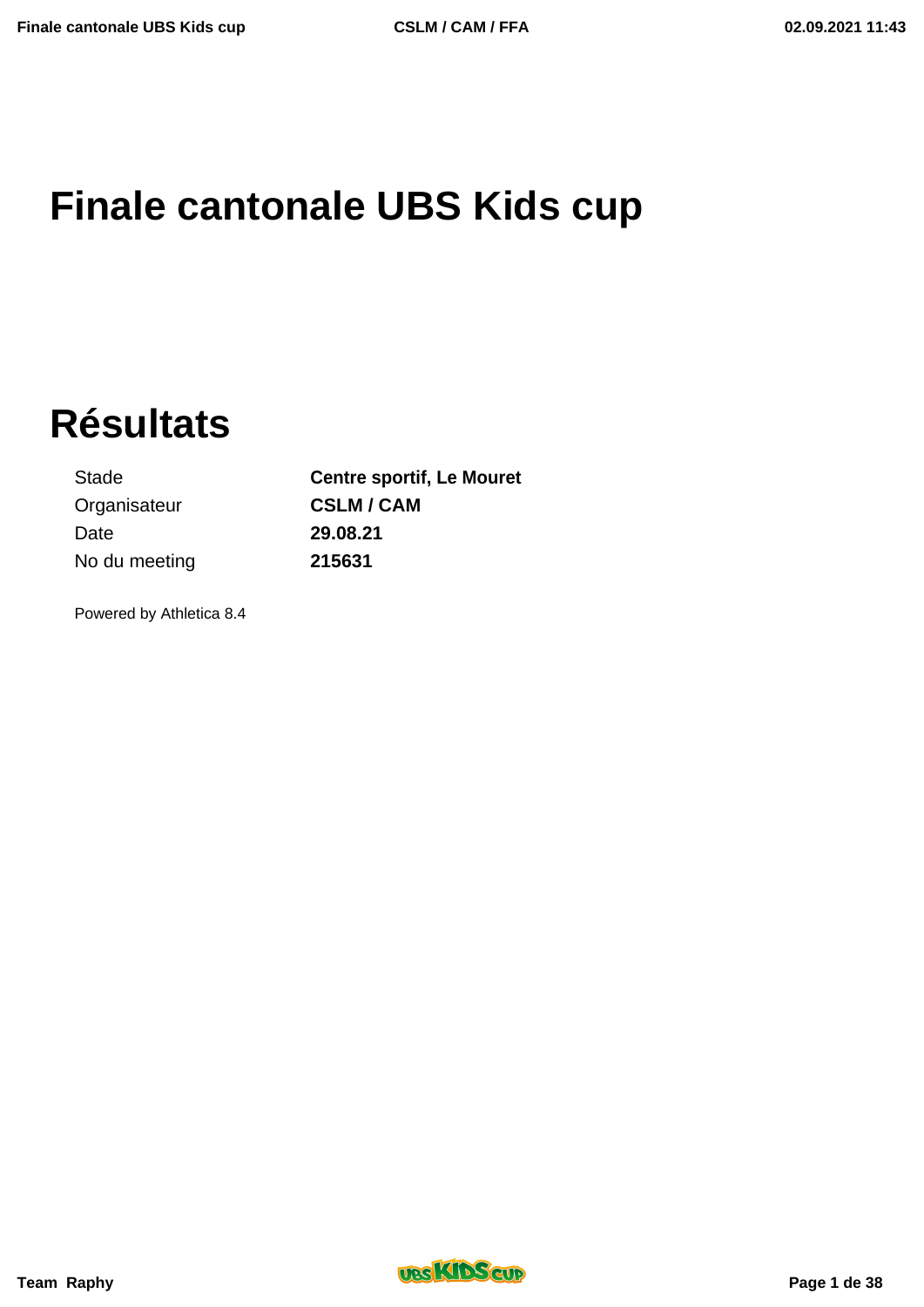# Finale cantonale UBS Kids cup

# Résultats

| | |
|---|---|
| Stade | **Centre sportif, Le Mouret** |
| Organisateur | **CSLM / CAM** |
| Date | **29.08.21** |
| No du meeting | **215631** |

Powered by Athletica 8.4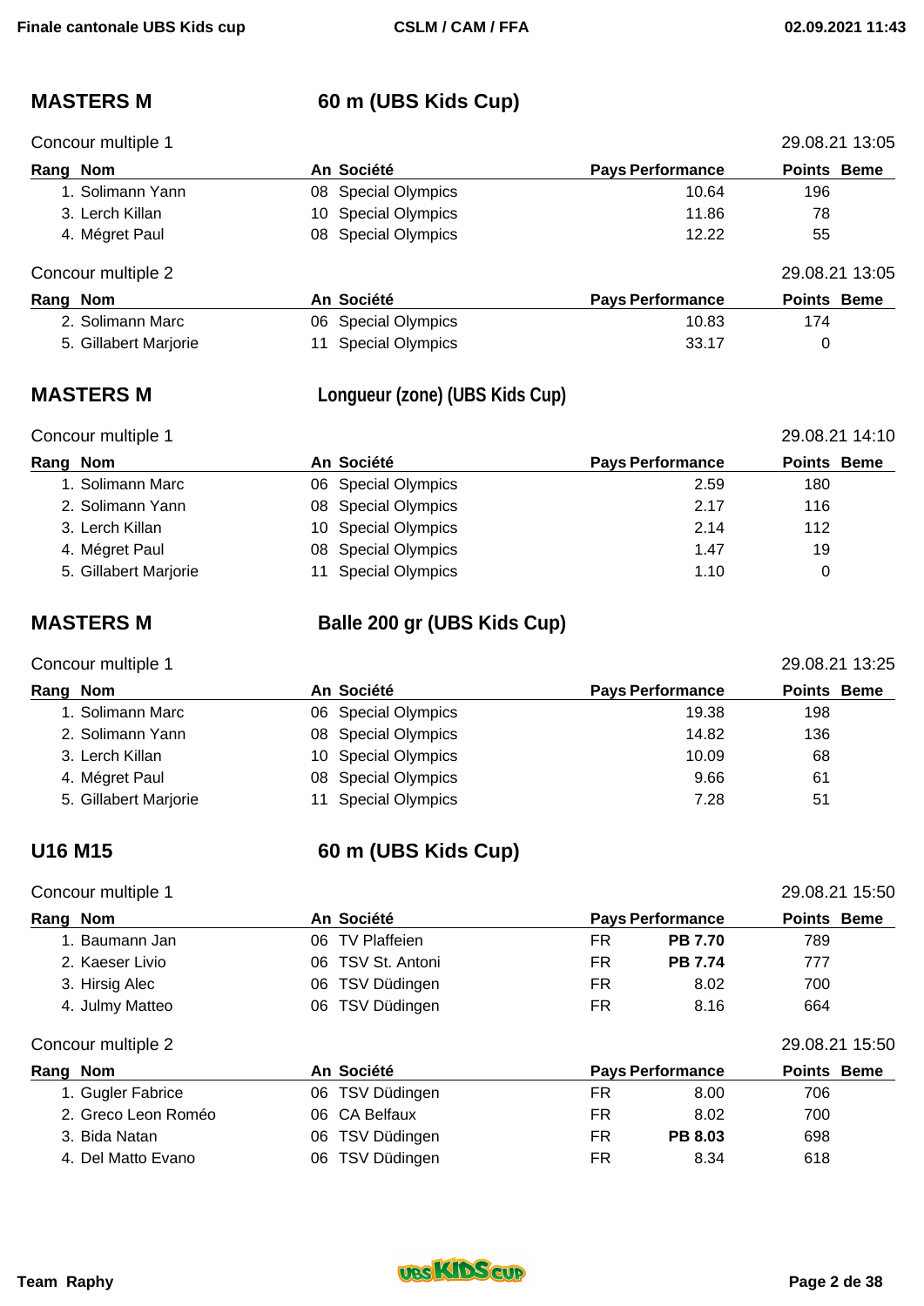## MASTERS M — 60 m (UBS Kids Cup)

Concour multiple 1 — 29.08.21 13:05

| Rang | Nom | An | Société | Pays | Performance | Points | Beme |
|---|---|---|---|---|---|---|---|
| 1. | Solimann Yann | 08 | Special Olympics | | 10.64 | 196 | |
| 3. | Lerch Killan | 10 | Special Olympics | | 11.86 | 78 | |
| 4. | Mégret Paul | 08 | Special Olympics | | 12.22 | 55 | |

Concour multiple 2 — 29.08.21 13:05

| Rang | Nom | An | Société | Pays | Performance | Points | Beme |
|---|---|---|---|---|---|---|---|
| 2. | Solimann Marc | 06 | Special Olympics | | 10.83 | 174 | |
| 5. | Gillabert Marjorie | 11 | Special Olympics | | 33.17 | 0 | |

## MASTERS M — Longueur (zone) (UBS Kids Cup)

Concour multiple 1 — 29.08.21 14:10

| Rang | Nom | An | Société | Pays | Performance | Points | Beme |
|---|---|---|---|---|---|---|---|
| 1. | Solimann Marc | 06 | Special Olympics | | 2.59 | 180 | |
| 2. | Solimann Yann | 08 | Special Olympics | | 2.17 | 116 | |
| 3. | Lerch Killan | 10 | Special Olympics | | 2.14 | 112 | |
| 4. | Mégret Paul | 08 | Special Olympics | | 1.47 | 19 | |
| 5. | Gillabert Marjorie | 11 | Special Olympics | | 1.10 | 0 | |

## MASTERS M — Balle 200 gr (UBS Kids Cup)

Concour multiple 1 — 29.08.21 13:25

| Rang | Nom | An | Société | Pays | Performance | Points | Beme |
|---|---|---|---|---|---|---|---|
| 1. | Solimann Marc | 06 | Special Olympics | | 19.38 | 198 | |
| 2. | Solimann Yann | 08 | Special Olympics | | 14.82 | 136 | |
| 3. | Lerch Killan | 10 | Special Olympics | | 10.09 | 68 | |
| 4. | Mégret Paul | 08 | Special Olympics | | 9.66 | 61 | |
| 5. | Gillabert Marjorie | 11 | Special Olympics | | 7.28 | 51 | |

## U16 M15 — 60 m (UBS Kids Cup)

Concour multiple 1 — 29.08.21 15:50

| Rang | Nom | An | Société | Pays | Performance | Points | Beme |
|---|---|---|---|---|---|---|---|
| 1. | Baumann Jan | 06 | TV Plaffeien | FR | **PB 7.70** | 789 | |
| 2. | Kaeser Livio | 06 | TSV St. Antoni | FR | **PB 7.74** | 777 | |
| 3. | Hirsig Alec | 06 | TSV Düdingen | FR | 8.02 | 700 | |
| 4. | Julmy Matteo | 06 | TSV Düdingen | FR | 8.16 | 664 | |

Concour multiple 2 — 29.08.21 15:50

| Rang | Nom | An | Société | Pays | Performance | Points | Beme |
|---|---|---|---|---|---|---|---|
| 1. | Gugler Fabrice | 06 | TSV Düdingen | FR | 8.00 | 706 | |
| 2. | Greco Leon Roméo | 06 | CA Belfaux | FR | 8.02 | 700 | |
| 3. | Bida Natan | 06 | TSV Düdingen | FR | **PB 8.03** | 698 | |
| 4. | Del Matto Evano | 06 | TSV Düdingen | FR | 8.34 | 618 | |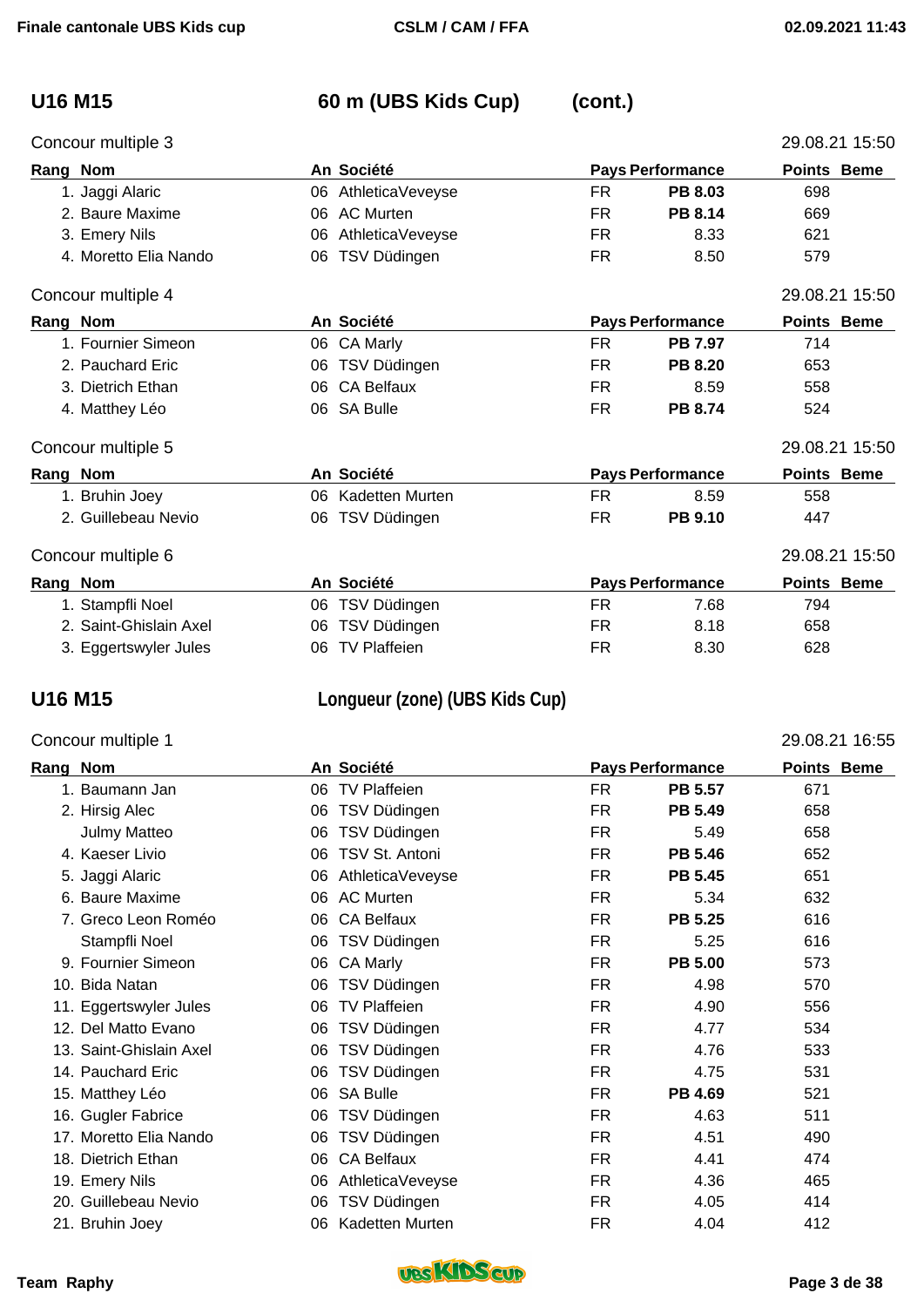## U16 M15 — 60 m (UBS Kids Cup) (cont.)

### Concour multiple 3 — 29.08.21 15:50

| Rang | Nom | An | Société | Pays | Performance | Points | Beme |
|---|---|---|---|---|---|---|---|
| 1. | Jaggi Alaric | 06 | AthleticaVeveyse | FR | **PB 8.03** | 698 | |
| 2. | Baure Maxime | 06 | AC Murten | FR | **PB 8.14** | 669 | |
| 3. | Emery Nils | 06 | AthleticaVeveyse | FR | 8.33 | 621 | |
| 4. | Moretto Elia Nando | 06 | TSV Düdingen | FR | 8.50 | 579 | |

### Concour multiple 4 — 29.08.21 15:50

| Rang | Nom | An | Société | Pays | Performance | Points | Beme |
|---|---|---|---|---|---|---|---|
| 1. | Fournier Simeon | 06 | CA Marly | FR | **PB 7.97** | 714 | |
| 2. | Pauchard Eric | 06 | TSV Düdingen | FR | **PB 8.20** | 653 | |
| 3. | Dietrich Ethan | 06 | CA Belfaux | FR | 8.59 | 558 | |
| 4. | Matthey Léo | 06 | SA Bulle | FR | **PB 8.74** | 524 | |

### Concour multiple 5 — 29.08.21 15:50

| Rang | Nom | An | Société | Pays | Performance | Points | Beme |
|---|---|---|---|---|---|---|---|
| 1. | Bruhin Joey | 06 | Kadetten Murten | FR | 8.59 | 558 | |
| 2. | Guillebeau Nevio | 06 | TSV Düdingen | FR | **PB 9.10** | 447 | |

### Concour multiple 6 — 29.08.21 15:50

| Rang | Nom | An | Société | Pays | Performance | Points | Beme |
|---|---|---|---|---|---|---|---|
| 1. | Stampfli Noel | 06 | TSV Düdingen | FR | 7.68 | 794 | |
| 2. | Saint-Ghislain Axel | 06 | TSV Düdingen | FR | 8.18 | 658 | |
| 3. | Eggertswyler Jules | 06 | TV Plaffeien | FR | 8.30 | 628 | |

## U16 M15 — Longueur (zone) (UBS Kids Cup)

### Concour multiple 1 — 29.08.21 16:55

| Rang | Nom | An | Société | Pays | Performance | Points | Beme |
|---|---|---|---|---|---|---|---|
| 1. | Baumann Jan | 06 | TV Plaffeien | FR | **PB 5.57** | 671 | |
| 2. | Hirsig Alec | 06 | TSV Düdingen | FR | **PB 5.49** | 658 | |
| | Julmy Matteo | 06 | TSV Düdingen | FR | 5.49 | 658 | |
| 4. | Kaeser Livio | 06 | TSV St. Antoni | FR | **PB 5.46** | 652 | |
| 5. | Jaggi Alaric | 06 | AthleticaVeveyse | FR | **PB 5.45** | 651 | |
| 6. | Baure Maxime | 06 | AC Murten | FR | 5.34 | 632 | |
| 7. | Greco Leon Roméo | 06 | CA Belfaux | FR | **PB 5.25** | 616 | |
| | Stampfli Noel | 06 | TSV Düdingen | FR | 5.25 | 616 | |
| 9. | Fournier Simeon | 06 | CA Marly | FR | **PB 5.00** | 573 | |
| 10. | Bida Natan | 06 | TSV Düdingen | FR | 4.98 | 570 | |
| 11. | Eggertswyler Jules | 06 | TV Plaffeien | FR | 4.90 | 556 | |
| 12. | Del Matto Evano | 06 | TSV Düdingen | FR | 4.77 | 534 | |
| 13. | Saint-Ghislain Axel | 06 | TSV Düdingen | FR | 4.76 | 533 | |
| 14. | Pauchard Eric | 06 | TSV Düdingen | FR | 4.75 | 531 | |
| 15. | Matthey Léo | 06 | SA Bulle | FR | **PB 4.69** | 521 | |
| 16. | Gugler Fabrice | 06 | TSV Düdingen | FR | 4.63 | 511 | |
| 17. | Moretto Elia Nando | 06 | TSV Düdingen | FR | 4.51 | 490 | |
| 18. | Dietrich Ethan | 06 | CA Belfaux | FR | 4.41 | 474 | |
| 19. | Emery Nils | 06 | AthleticaVeveyse | FR | 4.36 | 465 | |
| 20. | Guillebeau Nevio | 06 | TSV Düdingen | FR | 4.05 | 414 | |
| 21. | Bruhin Joey | 06 | Kadetten Murten | FR | 4.04 | 412 | |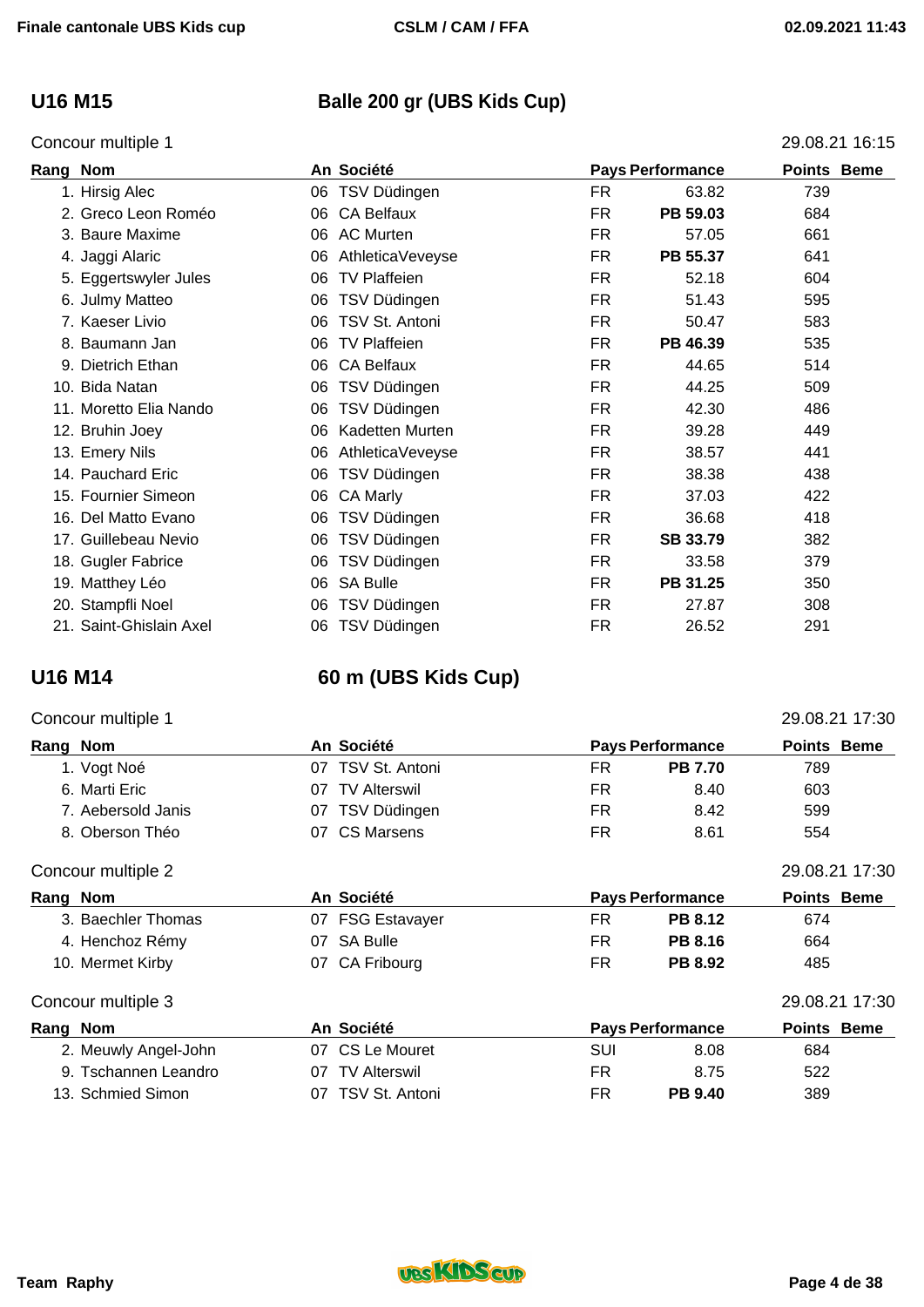## U16 M15 — Balle 200 gr (UBS Kids Cup)

Concour multiple 1 — 29.08.21 16:15

| Rang | Nom | An | Société | Pays | Performance | Points | Beme |
|---|---|---|---|---|---|---|---|
| 1. | Hirsig Alec | 06 | TSV Düdingen | FR | 63.82 | 739 | |
| 2. | Greco Leon Roméo | 06 | CA Belfaux | FR | **PB 59.03** | 684 | |
| 3. | Baure Maxime | 06 | AC Murten | FR | 57.05 | 661 | |
| 4. | Jaggi Alaric | 06 | AthleticaVeveyse | FR | **PB 55.37** | 641 | |
| 5. | Eggertswyler Jules | 06 | TV Plaffeien | FR | 52.18 | 604 | |
| 6. | Julmy Matteo | 06 | TSV Düdingen | FR | 51.43 | 595 | |
| 7. | Kaeser Livio | 06 | TSV St. Antoni | FR | 50.47 | 583 | |
| 8. | Baumann Jan | 06 | TV Plaffeien | FR | **PB 46.39** | 535 | |
| 9. | Dietrich Ethan | 06 | CA Belfaux | FR | 44.65 | 514 | |
| 10. | Bida Natan | 06 | TSV Düdingen | FR | 44.25 | 509 | |
| 11. | Moretto Elia Nando | 06 | TSV Düdingen | FR | 42.30 | 486 | |
| 12. | Bruhin Joey | 06 | Kadetten Murten | FR | 39.28 | 449 | |
| 13. | Emery Nils | 06 | AthleticaVeveyse | FR | 38.57 | 441 | |
| 14. | Pauchard Eric | 06 | TSV Düdingen | FR | 38.38 | 438 | |
| 15. | Fournier Simeon | 06 | CA Marly | FR | 37.03 | 422 | |
| 16. | Del Matto Evano | 06 | TSV Düdingen | FR | 36.68 | 418 | |
| 17. | Guillebeau Nevio | 06 | TSV Düdingen | FR | **SB 33.79** | 382 | |
| 18. | Gugler Fabrice | 06 | TSV Düdingen | FR | 33.58 | 379 | |
| 19. | Matthey Léo | 06 | SA Bulle | FR | **PB 31.25** | 350 | |
| 20. | Stampfli Noel | 06 | TSV Düdingen | FR | 27.87 | 308 | |
| 21. | Saint-Ghislain Axel | 06 | TSV Düdingen | FR | 26.52 | 291 | |

## U16 M14 — 60 m (UBS Kids Cup)

Concour multiple 1 — 29.08.21 17:30

| Rang | Nom | An | Société | Pays | Performance | Points | Beme |
|---|---|---|---|---|---|---|---|
| 1. | Vogt Noé | 07 | TSV St. Antoni | FR | **PB 7.70** | 789 | |
| 6. | Marti Eric | 07 | TV Alterswil | FR | 8.40 | 603 | |
| 7. | Aebersold Janis | 07 | TSV Düdingen | FR | 8.42 | 599 | |
| 8. | Oberson Théo | 07 | CS Marsens | FR | 8.61 | 554 | |

Concour multiple 2 — 29.08.21 17:30

| Rang | Nom | An | Société | Pays | Performance | Points | Beme |
|---|---|---|---|---|---|---|---|
| 3. | Baechler Thomas | 07 | FSG Estavayer | FR | **PB 8.12** | 674 | |
| 4. | Henchoz Rémy | 07 | SA Bulle | FR | **PB 8.16** | 664 | |
| 10. | Mermet Kirby | 07 | CA Fribourg | FR | **PB 8.92** | 485 | |

Concour multiple 3 — 29.08.21 17:30

| Rang | Nom | An | Société | Pays | Performance | Points | Beme |
|---|---|---|---|---|---|---|---|
| 2. | Meuwly Angel-John | 07 | CS Le Mouret | SUI | 8.08 | 684 | |
| 9. | Tschannen Leandro | 07 | TV Alterswil | FR | 8.75 | 522 | |
| 13. | Schmied Simon | 07 | TSV St. Antoni | FR | **PB 9.40** | 389 | |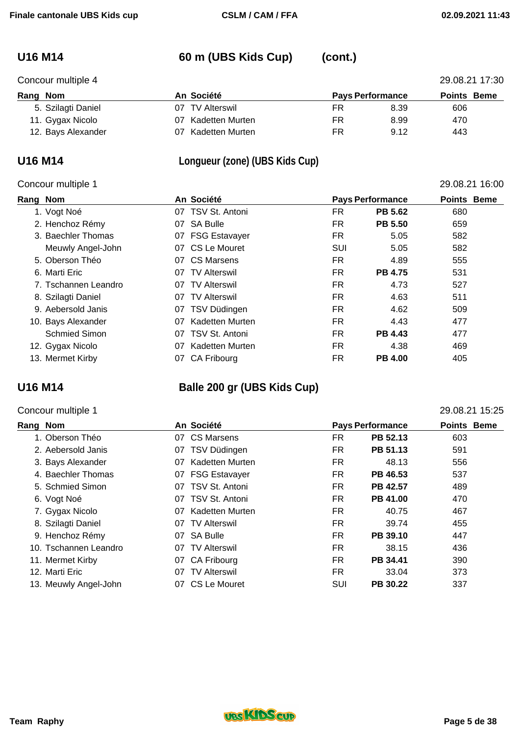## U16 M14 — 60 m (UBS Kids Cup) (cont.)

Concour multiple 4 — 29.08.21 17:30

| Rang | Nom | An | Société | Pays | Performance | Points | Beme |
|---|---|---|---|---|---|---|---|
| 5. | Szilagti Daniel | 07 | TV Alterswil | FR | 8.39 | 606 | |
| 11. | Gygax Nicolo | 07 | Kadetten Murten | FR | 8.99 | 470 | |
| 12. | Bays Alexander | 07 | Kadetten Murten | FR | 9.12 | 443 | |

## U16 M14 — Longueur (zone) (UBS Kids Cup)

Concour multiple 1 — 29.08.21 16:00

| Rang | Nom | An | Société | Pays | Performance | Points | Beme |
|---|---|---|---|---|---|---|---|
| 1. | Vogt Noé | 07 | TSV St. Antoni | FR | **PB 5.62** | 680 | |
| 2. | Henchoz Rémy | 07 | SA Bulle | FR | **PB 5.50** | 659 | |
| 3. | Baechler Thomas | 07 | FSG Estavayer | FR | 5.05 | 582 | |
| | Meuwly Angel-John | 07 | CS Le Mouret | SUI | 5.05 | 582 | |
| 5. | Oberson Théo | 07 | CS Marsens | FR | 4.89 | 555 | |
| 6. | Marti Eric | 07 | TV Alterswil | FR | **PB 4.75** | 531 | |
| 7. | Tschannen Leandro | 07 | TV Alterswil | FR | 4.73 | 527 | |
| 8. | Szilagti Daniel | 07 | TV Alterswil | FR | 4.63 | 511 | |
| 9. | Aebersold Janis | 07 | TSV Düdingen | FR | 4.62 | 509 | |
| 10. | Bays Alexander | 07 | Kadetten Murten | FR | 4.43 | 477 | |
| | Schmied Simon | 07 | TSV St. Antoni | FR | **PB 4.43** | 477 | |
| 12. | Gygax Nicolo | 07 | Kadetten Murten | FR | 4.38 | 469 | |
| 13. | Mermet Kirby | 07 | CA Fribourg | FR | **PB 4.00** | 405 | |

## U16 M14 — Balle 200 gr (UBS Kids Cup)

Concour multiple 1 — 29.08.21 15:25

| Rang | Nom | An | Société | Pays | Performance | Points | Beme |
|---|---|---|---|---|---|---|---|
| 1. | Oberson Théo | 07 | CS Marsens | FR | **PB 52.13** | 603 | |
| 2. | Aebersold Janis | 07 | TSV Düdingen | FR | **PB 51.13** | 591 | |
| 3. | Bays Alexander | 07 | Kadetten Murten | FR | 48.13 | 556 | |
| 4. | Baechler Thomas | 07 | FSG Estavayer | FR | **PB 46.53** | 537 | |
| 5. | Schmied Simon | 07 | TSV St. Antoni | FR | **PB 42.57** | 489 | |
| 6. | Vogt Noé | 07 | TSV St. Antoni | FR | **PB 41.00** | 470 | |
| 7. | Gygax Nicolo | 07 | Kadetten Murten | FR | 40.75 | 467 | |
| 8. | Szilagti Daniel | 07 | TV Alterswil | FR | 39.74 | 455 | |
| 9. | Henchoz Rémy | 07 | SA Bulle | FR | **PB 39.10** | 447 | |
| 10. | Tschannen Leandro | 07 | TV Alterswil | FR | 38.15 | 436 | |
| 11. | Mermet Kirby | 07 | CA Fribourg | FR | **PB 34.41** | 390 | |
| 12. | Marti Eric | 07 | TV Alterswil | FR | 33.04 | 373 | |
| 13. | Meuwly Angel-John | 07 | CS Le Mouret | SUI | **PB 30.22** | 337 | |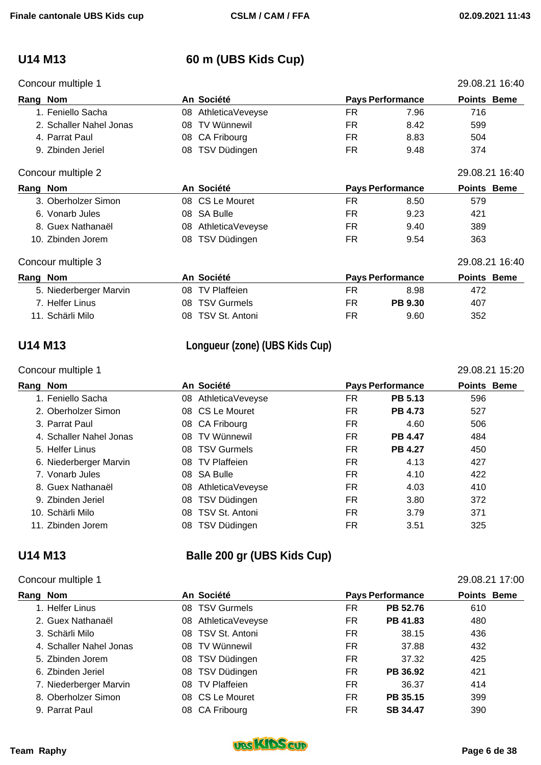## U14 M13 — 60 m (UBS Kids Cup)

### Concour multiple 1 — 29.08.21 16:40

| Rang | Nom | An | Société | Pays | Performance | Points | Beme |
|---|---|---|---|---|---|---|---|
| 1. | Feniello Sacha | 08 | AthleticaVeveyse | FR | 7.96 | 716 | |
| 2. | Schaller Nahel Jonas | 08 | TV Wünnewil | FR | 8.42 | 599 | |
| 4. | Parrat Paul | 08 | CA Fribourg | FR | 8.83 | 504 | |
| 9. | Zbinden Jeriel | 08 | TSV Düdingen | FR | 9.48 | 374 | |

### Concour multiple 2 — 29.08.21 16:40

| Rang | Nom | An | Société | Pays | Performance | Points | Beme |
|---|---|---|---|---|---|---|---|
| 3. | Oberholzer Simon | 08 | CS Le Mouret | FR | 8.50 | 579 | |
| 6. | Vonarb Jules | 08 | SA Bulle | FR | 9.23 | 421 | |
| 8. | Guex Nathanaël | 08 | AthleticaVeveyse | FR | 9.40 | 389 | |
| 10. | Zbinden Jorem | 08 | TSV Düdingen | FR | 9.54 | 363 | |

### Concour multiple 3 — 29.08.21 16:40

| Rang | Nom | An | Société | Pays | Performance | Points | Beme |
|---|---|---|---|---|---|---|---|
| 5. | Niederberger Marvin | 08 | TV Plaffeien | FR | 8.98 | 472 | |
| 7. | Helfer Linus | 08 | TSV Gurmels | FR | **PB 9.30** | 407 | |
| 11. | Schärli Milo | 08 | TSV St. Antoni | FR | 9.60 | 352 | |

## U14 M13 — Longueur (zone) (UBS Kids Cup)

### Concour multiple 1 — 29.08.21 15:20

| Rang | Nom | An | Société | Pays | Performance | Points | Beme |
|---|---|---|---|---|---|---|---|
| 1. | Feniello Sacha | 08 | AthleticaVeveyse | FR | **PB 5.13** | 596 | |
| 2. | Oberholzer Simon | 08 | CS Le Mouret | FR | **PB 4.73** | 527 | |
| 3. | Parrat Paul | 08 | CA Fribourg | FR | 4.60 | 506 | |
| 4. | Schaller Nahel Jonas | 08 | TV Wünnewil | FR | **PB 4.47** | 484 | |
| 5. | Helfer Linus | 08 | TSV Gurmels | FR | **PB 4.27** | 450 | |
| 6. | Niederberger Marvin | 08 | TV Plaffeien | FR | 4.13 | 427 | |
| 7. | Vonarb Jules | 08 | SA Bulle | FR | 4.10 | 422 | |
| 8. | Guex Nathanaël | 08 | AthleticaVeveyse | FR | 4.03 | 410 | |
| 9. | Zbinden Jeriel | 08 | TSV Düdingen | FR | 3.80 | 372 | |
| 10. | Schärli Milo | 08 | TSV St. Antoni | FR | 3.79 | 371 | |
| 11. | Zbinden Jorem | 08 | TSV Düdingen | FR | 3.51 | 325 | |

## U14 M13 — Balle 200 gr (UBS Kids Cup)

### Concour multiple 1 — 29.08.21 17:00

| Rang | Nom | An | Société | Pays | Performance | Points | Beme |
|---|---|---|---|---|---|---|---|
| 1. | Helfer Linus | 08 | TSV Gurmels | FR | **PB 52.76** | 610 | |
| 2. | Guex Nathanaël | 08 | AthleticaVeveyse | FR | **PB 41.83** | 480 | |
| 3. | Schärli Milo | 08 | TSV St. Antoni | FR | 38.15 | 436 | |
| 4. | Schaller Nahel Jonas | 08 | TV Wünnewil | FR | 37.88 | 432 | |
| 5. | Zbinden Jorem | 08 | TSV Düdingen | FR | 37.32 | 425 | |
| 6. | Zbinden Jeriel | 08 | TSV Düdingen | FR | **PB 36.92** | 421 | |
| 7. | Niederberger Marvin | 08 | TV Plaffeien | FR | 36.37 | 414 | |
| 8. | Oberholzer Simon | 08 | CS Le Mouret | FR | **PB 35.15** | 399 | |
| 9. | Parrat Paul | 08 | CA Fribourg | FR | **SB 34.47** | 390 | |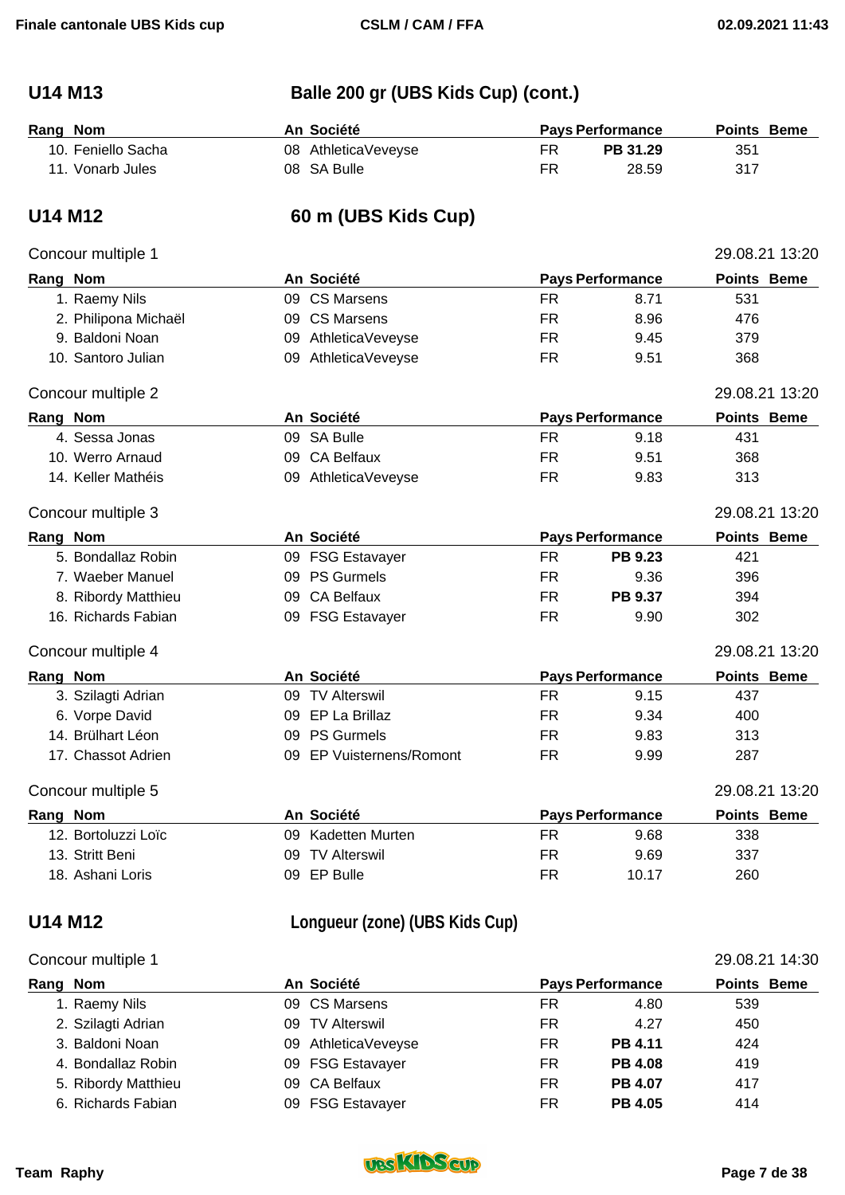## U14 M13 — Balle 200 gr (UBS Kids Cup) (cont.)

| Rang | Nom | An | Société | Pays | Performance | Points | Beme |
|---|---|---|---|---|---|---|---|
| 10. | Feniello Sacha | 08 | AthleticaVeveyse | FR | **PB 31.29** | 351 | |
| 11. | Vonarb Jules | 08 | SA Bulle | FR | 28.59 | 317 | |

## U14 M12 — 60 m (UBS Kids Cup)

### Concour multiple 1 — 29.08.21 13:20

| Rang | Nom | An | Société | Pays | Performance | Points | Beme |
|---|---|---|---|---|---|---|---|
| 1. | Raemy Nils | 09 | CS Marsens | FR | 8.71 | 531 | |
| 2. | Philipona Michaël | 09 | CS Marsens | FR | 8.96 | 476 | |
| 9. | Baldoni Noan | 09 | AthleticaVeveyse | FR | 9.45 | 379 | |
| 10. | Santoro Julian | 09 | AthleticaVeveyse | FR | 9.51 | 368 | |

### Concour multiple 2 — 29.08.21 13:20

| Rang | Nom | An | Société | Pays | Performance | Points | Beme |
|---|---|---|---|---|---|---|---|
| 4. | Sessa Jonas | 09 | SA Bulle | FR | 9.18 | 431 | |
| 10. | Werro Arnaud | 09 | CA Belfaux | FR | 9.51 | 368 | |
| 14. | Keller Mathéis | 09 | AthleticaVeveyse | FR | 9.83 | 313 | |

### Concour multiple 3 — 29.08.21 13:20

| Rang | Nom | An | Société | Pays | Performance | Points | Beme |
|---|---|---|---|---|---|---|---|
| 5. | Bondallaz Robin | 09 | FSG Estavayer | FR | **PB 9.23** | 421 | |
| 7. | Waeber Manuel | 09 | PS Gurmels | FR | 9.36 | 396 | |
| 8. | Ribordy Matthieu | 09 | CA Belfaux | FR | **PB 9.37** | 394 | |
| 16. | Richards Fabian | 09 | FSG Estavayer | FR | 9.90 | 302 | |

### Concour multiple 4 — 29.08.21 13:20

| Rang | Nom | An | Société | Pays | Performance | Points | Beme |
|---|---|---|---|---|---|---|---|
| 3. | Szilagti Adrian | 09 | TV Alterswil | FR | 9.15 | 437 | |
| 6. | Vorpe David | 09 | EP La Brillaz | FR | 9.34 | 400 | |
| 14. | Brülhart Léon | 09 | PS Gurmels | FR | 9.83 | 313 | |
| 17. | Chassot Adrien | 09 | EP Vuisternens/Romont | FR | 9.99 | 287 | |

### Concour multiple 5 — 29.08.21 13:20

| Rang | Nom | An | Société | Pays | Performance | Points | Beme |
|---|---|---|---|---|---|---|---|
| 12. | Bortoluzzi Loïc | 09 | Kadetten Murten | FR | 9.68 | 338 | |
| 13. | Stritt Beni | 09 | TV Alterswil | FR | 9.69 | 337 | |
| 18. | Ashani Loris | 09 | EP Bulle | FR | 10.17 | 260 | |

## U14 M12 — Longueur (zone) (UBS Kids Cup)

### Concour multiple 1 — 29.08.21 14:30

| Rang | Nom | An | Société | Pays | Performance | Points | Beme |
|---|---|---|---|---|---|---|---|
| 1. | Raemy Nils | 09 | CS Marsens | FR | 4.80 | 539 | |
| 2. | Szilagti Adrian | 09 | TV Alterswil | FR | 4.27 | 450 | |
| 3. | Baldoni Noan | 09 | AthleticaVeveyse | FR | **PB 4.11** | 424 | |
| 4. | Bondallaz Robin | 09 | FSG Estavayer | FR | **PB 4.08** | 419 | |
| 5. | Ribordy Matthieu | 09 | CA Belfaux | FR | **PB 4.07** | 417 | |
| 6. | Richards Fabian | 09 | FSG Estavayer | FR | **PB 4.05** | 414 | |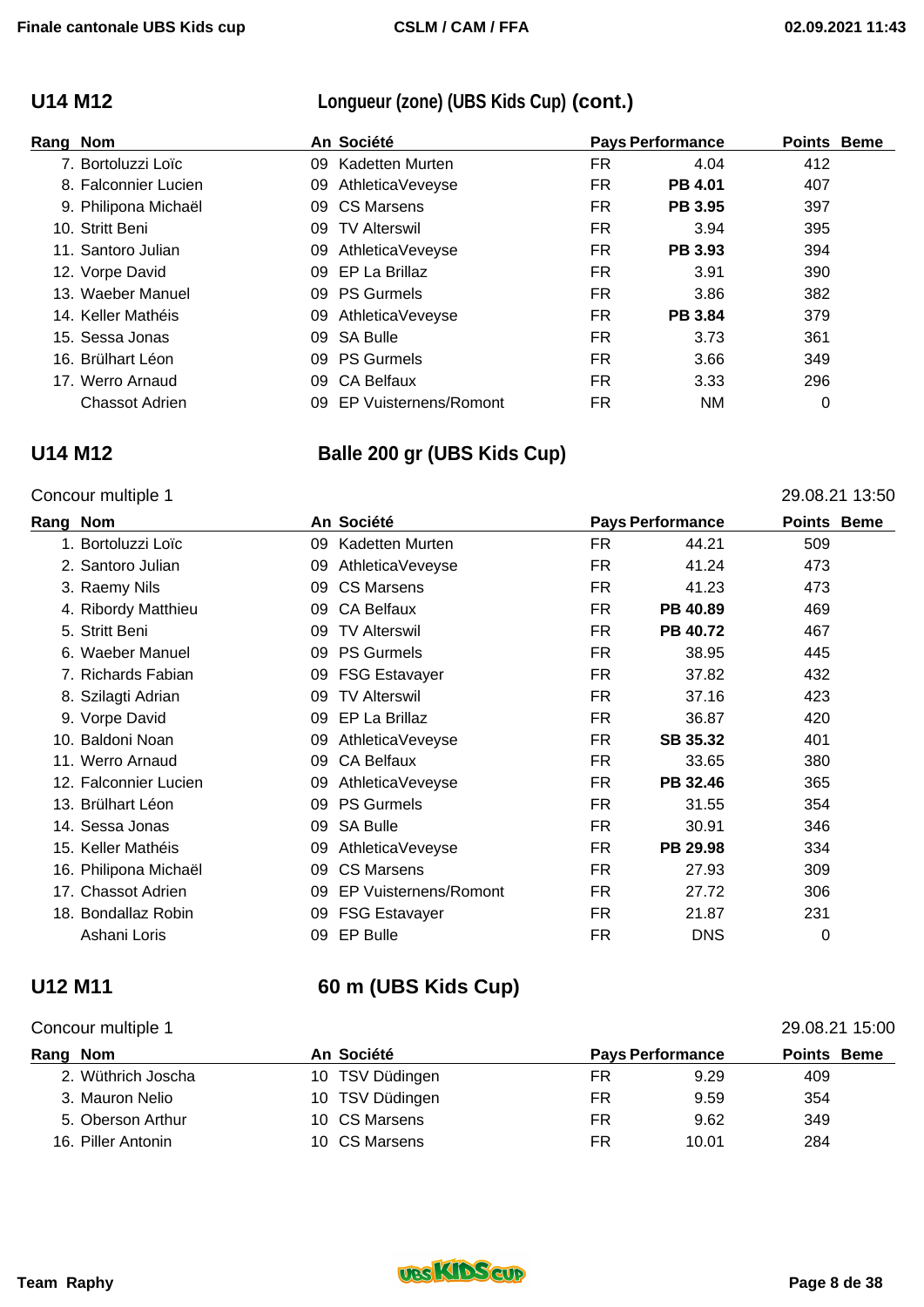## U14 M12 — Longueur (zone) (UBS Kids Cup) (cont.)

| Rang | Nom | An | Société | Pays | Performance | Points | Beme |
|---|---|---|---|---|---|---|---|
| 7. | Bortoluzzi Loïc | 09 | Kadetten Murten | FR | 4.04 | 412 | |
| 8. | Falconnier Lucien | 09 | AthleticaVeveyse | FR | **PB 4.01** | 407 | |
| 9. | Philipona Michaël | 09 | CS Marsens | FR | **PB 3.95** | 397 | |
| 10. | Stritt Beni | 09 | TV Alterswil | FR | 3.94 | 395 | |
| 11. | Santoro Julian | 09 | AthleticaVeveyse | FR | **PB 3.93** | 394 | |
| 12. | Vorpe David | 09 | EP La Brillaz | FR | 3.91 | 390 | |
| 13. | Waeber Manuel | 09 | PS Gurmels | FR | 3.86 | 382 | |
| 14. | Keller Mathéis | 09 | AthleticaVeveyse | FR | **PB 3.84** | 379 | |
| 15. | Sessa Jonas | 09 | SA Bulle | FR | 3.73 | 361 | |
| 16. | Brülhart Léon | 09 | PS Gurmels | FR | 3.66 | 349 | |
| 17. | Werro Arnaud | 09 | CA Belfaux | FR | 3.33 | 296 | |
| | Chassot Adrien | 09 | EP Vuisternens/Romont | FR | NM | 0 | |

## U14 M12 — Balle 200 gr (UBS Kids Cup)

Concour multiple 1 — 29.08.21 13:50

| Rang | Nom | An | Société | Pays | Performance | Points | Beme |
|---|---|---|---|---|---|---|---|
| 1. | Bortoluzzi Loïc | 09 | Kadetten Murten | FR | 44.21 | 509 | |
| 2. | Santoro Julian | 09 | AthleticaVeveyse | FR | 41.24 | 473 | |
| 3. | Raemy Nils | 09 | CS Marsens | FR | 41.23 | 473 | |
| 4. | Ribordy Matthieu | 09 | CA Belfaux | FR | **PB 40.89** | 469 | |
| 5. | Stritt Beni | 09 | TV Alterswil | FR | **PB 40.72** | 467 | |
| 6. | Waeber Manuel | 09 | PS Gurmels | FR | 38.95 | 445 | |
| 7. | Richards Fabian | 09 | FSG Estavayer | FR | 37.82 | 432 | |
| 8. | Szilagti Adrian | 09 | TV Alterswil | FR | 37.16 | 423 | |
| 9. | Vorpe David | 09 | EP La Brillaz | FR | 36.87 | 420 | |
| 10. | Baldoni Noan | 09 | AthleticaVeveyse | FR | **SB 35.32** | 401 | |
| 11. | Werro Arnaud | 09 | CA Belfaux | FR | 33.65 | 380 | |
| 12. | Falconnier Lucien | 09 | AthleticaVeveyse | FR | **PB 32.46** | 365 | |
| 13. | Brülhart Léon | 09 | PS Gurmels | FR | 31.55 | 354 | |
| 14. | Sessa Jonas | 09 | SA Bulle | FR | 30.91 | 346 | |
| 15. | Keller Mathéis | 09 | AthleticaVeveyse | FR | **PB 29.98** | 334 | |
| 16. | Philipona Michaël | 09 | CS Marsens | FR | 27.93 | 309 | |
| 17. | Chassot Adrien | 09 | EP Vuisternens/Romont | FR | 27.72 | 306 | |
| 18. | Bondallaz Robin | 09 | FSG Estavayer | FR | 21.87 | 231 | |
| | Ashani Loris | 09 | EP Bulle | FR | DNS | 0 | |

## U12 M11 — 60 m (UBS Kids Cup)

Concour multiple 1 — 29.08.21 15:00

| Rang | Nom | An | Société | Pays | Performance | Points | Beme |
|---|---|---|---|---|---|---|---|
| 2. | Wüthrich Joscha | 10 | TSV Düdingen | FR | 9.29 | 409 | |
| 3. | Mauron Nelio | 10 | TSV Düdingen | FR | 9.59 | 354 | |
| 5. | Oberson Arthur | 10 | CS Marsens | FR | 9.62 | 349 | |
| 16. | Piller Antonin | 10 | CS Marsens | FR | 10.01 | 284 | |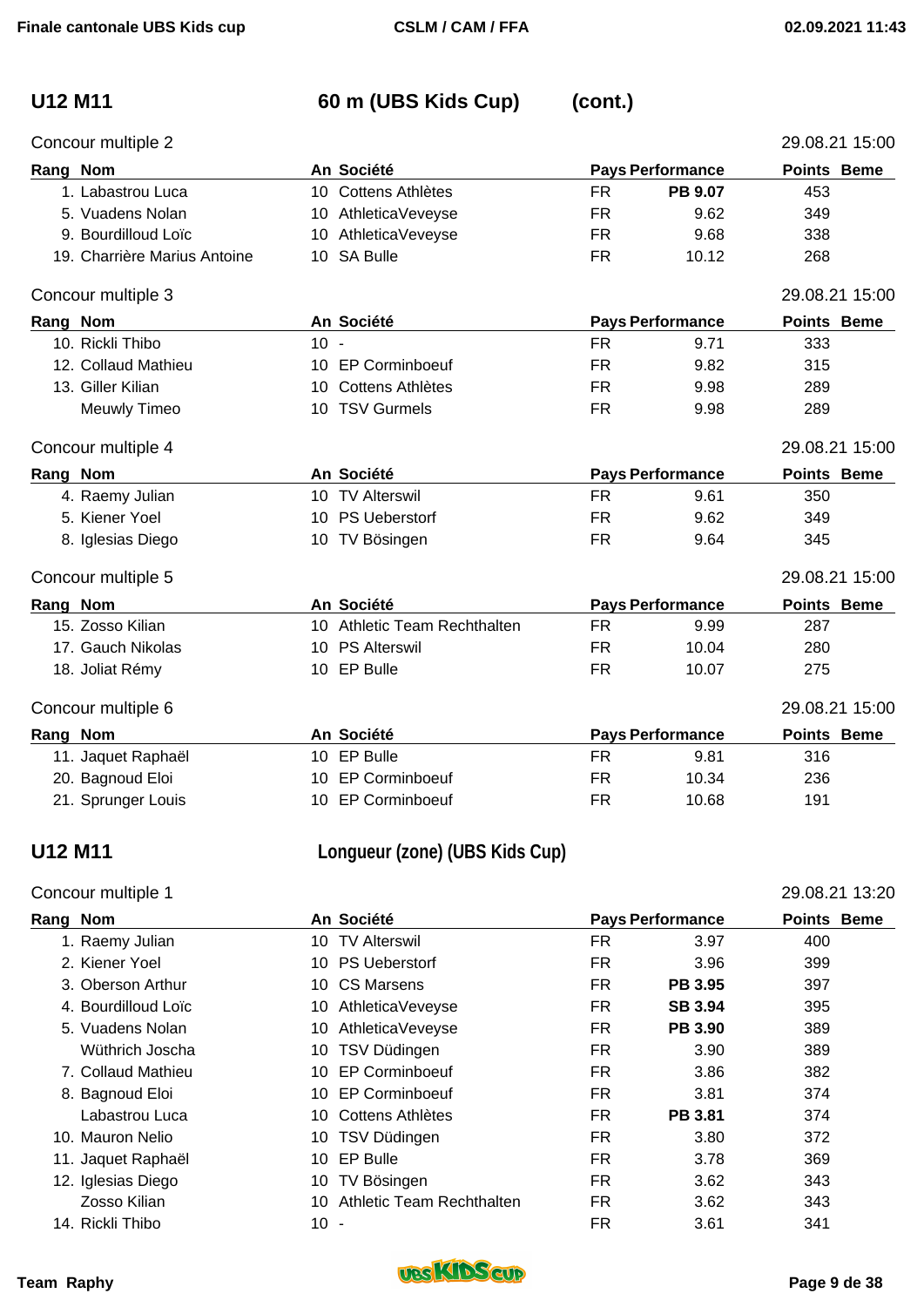## U12 M11 — 60 m (UBS Kids Cup) (cont.)

### Concour multiple 2 — 29.08.21 15:00

| Rang | Nom | An | Société | Pays | Performance | Points | Beme |
|---|---|---|---|---|---|---|---|
| 1. | Labastrou Luca | 10 | Cottens Athlètes | FR | **PB 9.07** | 453 | |
| 5. | Vuadens Nolan | 10 | AthleticaVeveyse | FR | 9.62 | 349 | |
| 9. | Bourdilloud Loïc | 10 | AthleticaVeveyse | FR | 9.68 | 338 | |
| 19. | Charrière Marius Antoine | 10 | SA Bulle | FR | 10.12 | 268 | |

### Concour multiple 3 — 29.08.21 15:00

| Rang | Nom | An | Société | Pays | Performance | Points | Beme |
|---|---|---|---|---|---|---|---|
| 10. | Rickli Thibo | 10 | - | FR | 9.71 | 333 | |
| 12. | Collaud Mathieu | 10 | EP Corminboeuf | FR | 9.82 | 315 | |
| 13. | Giller Kilian | 10 | Cottens Athlètes | FR | 9.98 | 289 | |
| | Meuwly Timeo | 10 | TSV Gurmels | FR | 9.98 | 289 | |

### Concour multiple 4 — 29.08.21 15:00

| Rang | Nom | An | Société | Pays | Performance | Points | Beme |
|---|---|---|---|---|---|---|---|
| 4. | Raemy Julian | 10 | TV Alterswil | FR | 9.61 | 350 | |
| 5. | Kiener Yoel | 10 | PS Ueberstorf | FR | 9.62 | 349 | |
| 8. | Iglesias Diego | 10 | TV Bösingen | FR | 9.64 | 345 | |

### Concour multiple 5 — 29.08.21 15:00

| Rang | Nom | An | Société | Pays | Performance | Points | Beme |
|---|---|---|---|---|---|---|---|
| 15. | Zosso Kilian | 10 | Athletic Team Rechthalten | FR | 9.99 | 287 | |
| 17. | Gauch Nikolas | 10 | PS Alterswil | FR | 10.04 | 280 | |
| 18. | Joliat Rémy | 10 | EP Bulle | FR | 10.07 | 275 | |

### Concour multiple 6 — 29.08.21 15:00

| Rang | Nom | An | Société | Pays | Performance | Points | Beme |
|---|---|---|---|---|---|---|---|
| 11. | Jaquet Raphaël | 10 | EP Bulle | FR | 9.81 | 316 | |
| 20. | Bagnoud Eloi | 10 | EP Corminboeuf | FR | 10.34 | 236 | |
| 21. | Sprunger Louis | 10 | EP Corminboeuf | FR | 10.68 | 191 | |

## U12 M11 — Longueur (zone) (UBS Kids Cup)

### Concour multiple 1 — 29.08.21 13:20

| Rang | Nom | An | Société | Pays | Performance | Points | Beme |
|---|---|---|---|---|---|---|---|
| 1. | Raemy Julian | 10 | TV Alterswil | FR | 3.97 | 400 | |
| 2. | Kiener Yoel | 10 | PS Ueberstorf | FR | 3.96 | 399 | |
| 3. | Oberson Arthur | 10 | CS Marsens | FR | **PB 3.95** | 397 | |
| 4. | Bourdilloud Loïc | 10 | AthleticaVeveyse | FR | **SB 3.94** | 395 | |
| 5. | Vuadens Nolan | 10 | AthleticaVeveyse | FR | **PB 3.90** | 389 | |
| | Wüthrich Joscha | 10 | TSV Düdingen | FR | 3.90 | 389 | |
| 7. | Collaud Mathieu | 10 | EP Corminboeuf | FR | 3.86 | 382 | |
| 8. | Bagnoud Eloi | 10 | EP Corminboeuf | FR | 3.81 | 374 | |
| | Labastrou Luca | 10 | Cottens Athlètes | FR | **PB 3.81** | 374 | |
| 10. | Mauron Nelio | 10 | TSV Düdingen | FR | 3.80 | 372 | |
| 11. | Jaquet Raphaël | 10 | EP Bulle | FR | 3.78 | 369 | |
| 12. | Iglesias Diego | 10 | TV Bösingen | FR | 3.62 | 343 | |
| | Zosso Kilian | 10 | Athletic Team Rechthalten | FR | 3.62 | 343 | |
| 14. | Rickli Thibo | 10 | - | FR | 3.61 | 341 | |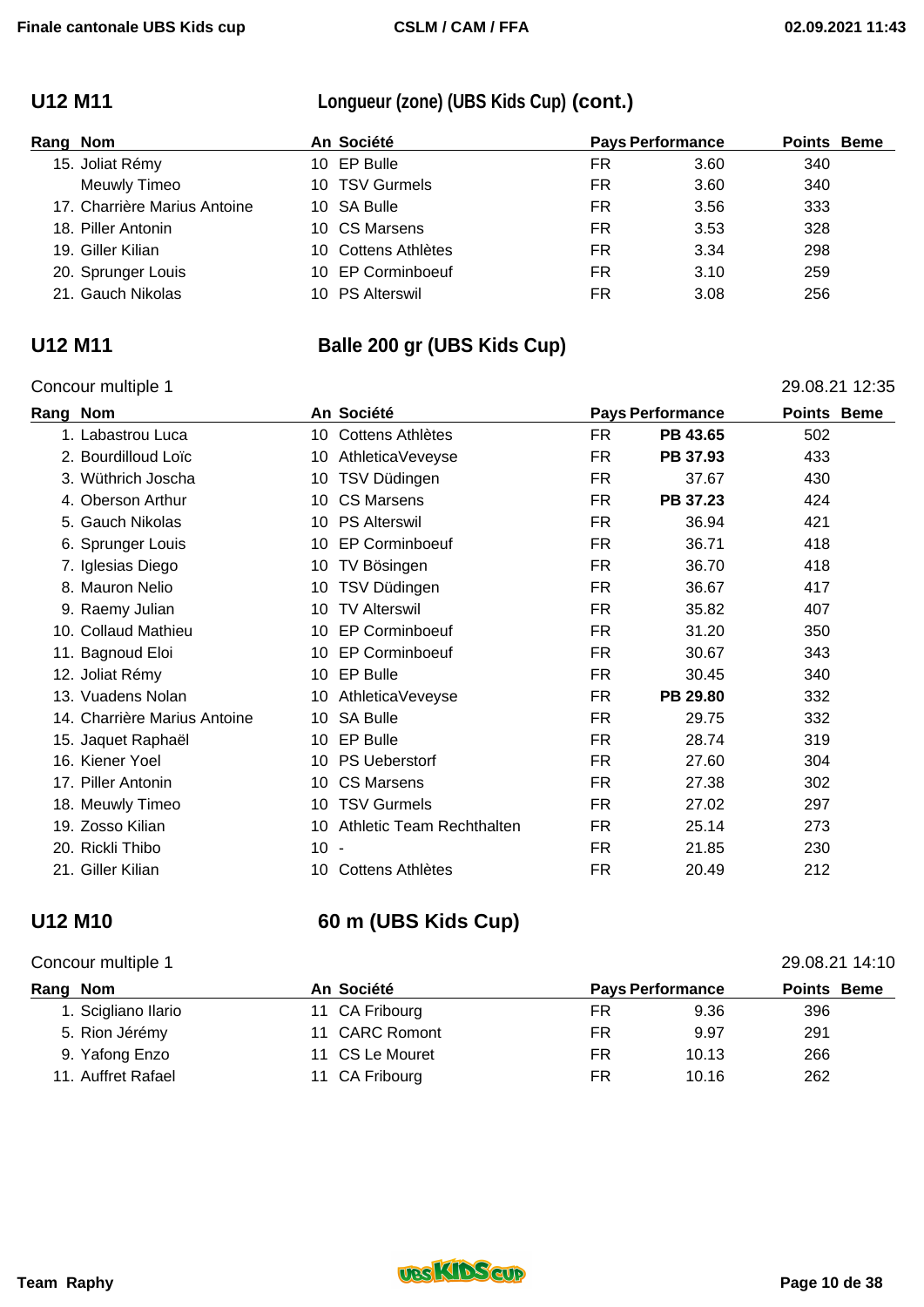## U12 M11 — Longueur (zone) (UBS Kids Cup) (cont.)

| Rang | Nom | An | Société | Pays | Performance | Points | Beme |
|---|---|---|---|---|---|---|---|
| 15. | Joliat Rémy | 10 | EP Bulle | FR | 3.60 | 340 | |
| | Meuwly Timeo | 10 | TSV Gurmels | FR | 3.60 | 340 | |
| 17. | Charrière Marius Antoine | 10 | SA Bulle | FR | 3.56 | 333 | |
| 18. | Piller Antonin | 10 | CS Marsens | FR | 3.53 | 328 | |
| 19. | Giller Kilian | 10 | Cottens Athlètes | FR | 3.34 | 298 | |
| 20. | Sprunger Louis | 10 | EP Corminboeuf | FR | 3.10 | 259 | |
| 21. | Gauch Nikolas | 10 | PS Alterswil | FR | 3.08 | 256 | |

## U12 M11 — Balle 200 gr (UBS Kids Cup)

Concour multiple 1 — 29.08.21 12:35

| Rang | Nom | An | Société | Pays | Performance | Points | Beme |
|---|---|---|---|---|---|---|---|
| 1. | Labastrou Luca | 10 | Cottens Athlètes | FR | **PB 43.65** | 502 | |
| 2. | Bourdilloud Loïc | 10 | AthleticaVeveyse | FR | **PB 37.93** | 433 | |
| 3. | Wüthrich Joscha | 10 | TSV Düdingen | FR | 37.67 | 430 | |
| 4. | Oberson Arthur | 10 | CS Marsens | FR | **PB 37.23** | 424 | |
| 5. | Gauch Nikolas | 10 | PS Alterswil | FR | 36.94 | 421 | |
| 6. | Sprunger Louis | 10 | EP Corminboeuf | FR | 36.71 | 418 | |
| 7. | Iglesias Diego | 10 | TV Bösingen | FR | 36.70 | 418 | |
| 8. | Mauron Nelio | 10 | TSV Düdingen | FR | 36.67 | 417 | |
| 9. | Raemy Julian | 10 | TV Alterswil | FR | 35.82 | 407 | |
| 10. | Collaud Mathieu | 10 | EP Corminboeuf | FR | 31.20 | 350 | |
| 11. | Bagnoud Eloi | 10 | EP Corminboeuf | FR | 30.67 | 343 | |
| 12. | Joliat Rémy | 10 | EP Bulle | FR | 30.45 | 340 | |
| 13. | Vuadens Nolan | 10 | AthleticaVeveyse | FR | **PB 29.80** | 332 | |
| 14. | Charrière Marius Antoine | 10 | SA Bulle | FR | 29.75 | 332 | |
| 15. | Jaquet Raphaël | 10 | EP Bulle | FR | 28.74 | 319 | |
| 16. | Kiener Yoel | 10 | PS Ueberstorf | FR | 27.60 | 304 | |
| 17. | Piller Antonin | 10 | CS Marsens | FR | 27.38 | 302 | |
| 18. | Meuwly Timeo | 10 | TSV Gurmels | FR | 27.02 | 297 | |
| 19. | Zosso Kilian | 10 | Athletic Team Rechthalten | FR | 25.14 | 273 | |
| 20. | Rickli Thibo | 10 | - | FR | 21.85 | 230 | |
| 21. | Giller Kilian | 10 | Cottens Athlètes | FR | 20.49 | 212 | |

## U12 M10 — 60 m (UBS Kids Cup)

Concour multiple 1 — 29.08.21 14:10

| Rang | Nom | An | Société | Pays | Performance | Points | Beme |
|---|---|---|---|---|---|---|---|
| 1. | Scigliano Ilario | 11 | CA Fribourg | FR | 9.36 | 396 | |
| 5. | Rion Jérémy | 11 | CARC Romont | FR | 9.97 | 291 | |
| 9. | Yafong Enzo | 11 | CS Le Mouret | FR | 10.13 | 266 | |
| 11. | Auffret Rafael | 11 | CA Fribourg | FR | 10.16 | 262 | |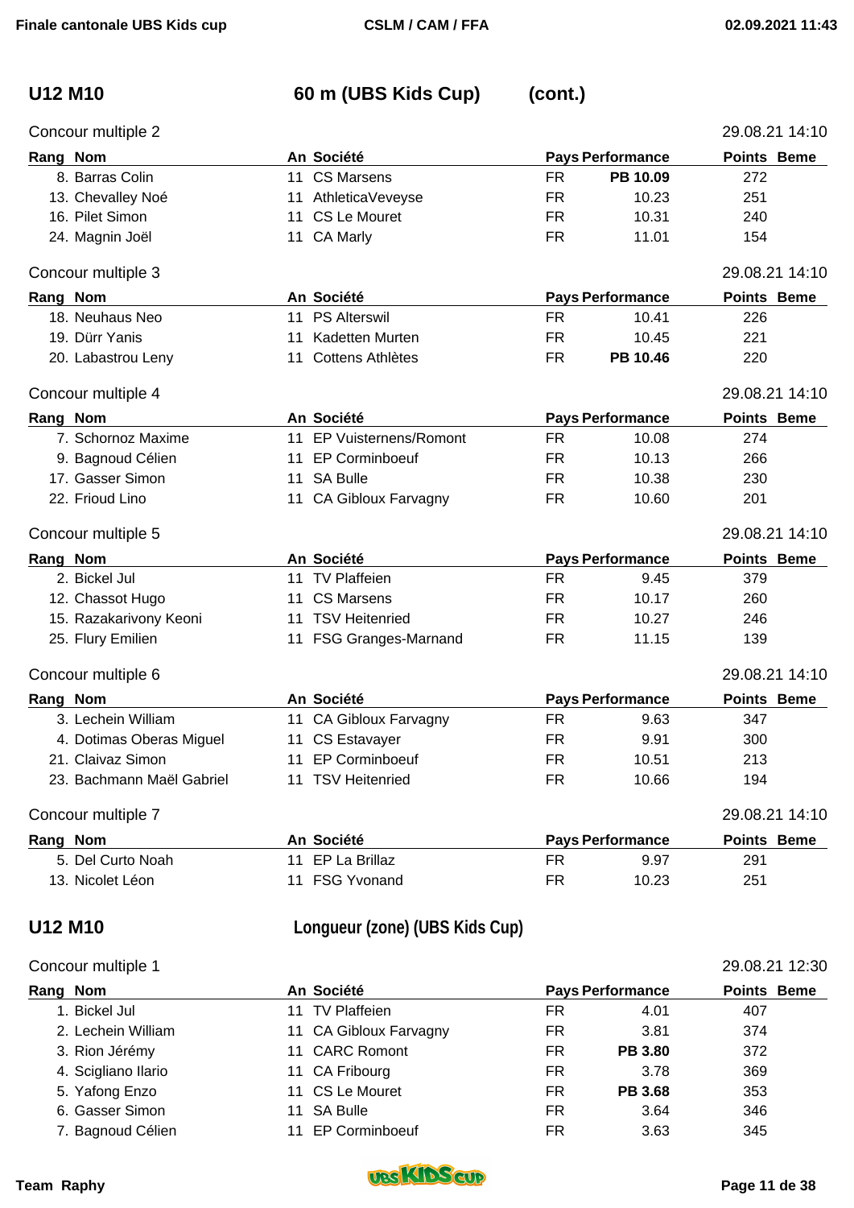## U12 M10 — 60 m (UBS Kids Cup) (cont.)

### Concour multiple 2 — 29.08.21 14:10

| Rang | Nom | An | Société | Pays | Performance | Points | Beme |
|---|---|---|---|---|---|---|---|
| 8. | Barras Colin | 11 | CS Marsens | FR | **PB 10.09** | 272 | |
| 13. | Chevalley Noé | 11 | AthleticaVeveyse | FR | 10.23 | 251 | |
| 16. | Pilet Simon | 11 | CS Le Mouret | FR | 10.31 | 240 | |
| 24. | Magnin Joël | 11 | CA Marly | FR | 11.01 | 154 | |

### Concour multiple 3 — 29.08.21 14:10

| Rang | Nom | An | Société | Pays | Performance | Points | Beme |
|---|---|---|---|---|---|---|---|
| 18. | Neuhaus Neo | 11 | PS Alterswil | FR | 10.41 | 226 | |
| 19. | Dürr Yanis | 11 | Kadetten Murten | FR | 10.45 | 221 | |
| 20. | Labastrou Leny | 11 | Cottens Athlètes | FR | **PB 10.46** | 220 | |

### Concour multiple 4 — 29.08.21 14:10

| Rang | Nom | An | Société | Pays | Performance | Points | Beme |
|---|---|---|---|---|---|---|---|
| 7. | Schornoz Maxime | 11 | EP Vuisternens/Romont | FR | 10.08 | 274 | |
| 9. | Bagnoud Célien | 11 | EP Corminboeuf | FR | 10.13 | 266 | |
| 17. | Gasser Simon | 11 | SA Bulle | FR | 10.38 | 230 | |
| 22. | Frioud Lino | 11 | CA Gibloux Farvagny | FR | 10.60 | 201 | |

### Concour multiple 5 — 29.08.21 14:10

| Rang | Nom | An | Société | Pays | Performance | Points | Beme |
|---|---|---|---|---|---|---|---|
| 2. | Bickel Jul | 11 | TV Plaffeien | FR | 9.45 | 379 | |
| 12. | Chassot Hugo | 11 | CS Marsens | FR | 10.17 | 260 | |
| 15. | Razakarivony Keoni | 11 | TSV Heitenried | FR | 10.27 | 246 | |
| 25. | Flury Emilien | 11 | FSG Granges-Marnand | FR | 11.15 | 139 | |

### Concour multiple 6 — 29.08.21 14:10

| Rang | Nom | An | Société | Pays | Performance | Points | Beme |
|---|---|---|---|---|---|---|---|
| 3. | Lechein William | 11 | CA Gibloux Farvagny | FR | 9.63 | 347 | |
| 4. | Dotimas Oberas Miguel | 11 | CS Estavayer | FR | 9.91 | 300 | |
| 21. | Claivaz Simon | 11 | EP Corminboeuf | FR | 10.51 | 213 | |
| 23. | Bachmann Maël Gabriel | 11 | TSV Heitenried | FR | 10.66 | 194 | |

### Concour multiple 7 — 29.08.21 14:10

| Rang | Nom | An | Société | Pays | Performance | Points | Beme |
|---|---|---|---|---|---|---|---|
| 5. | Del Curto Noah | 11 | EP La Brillaz | FR | 9.97 | 291 | |
| 13. | Nicolet Léon | 11 | FSG Yvonand | FR | 10.23 | 251 | |

## U12 M10 — Longueur (zone) (UBS Kids Cup)

### Concour multiple 1 — 29.08.21 12:30

| Rang | Nom | An | Société | Pays | Performance | Points | Beme |
|---|---|---|---|---|---|---|---|
| 1. | Bickel Jul | 11 | TV Plaffeien | FR | 4.01 | 407 | |
| 2. | Lechein William | 11 | CA Gibloux Farvagny | FR | 3.81 | 374 | |
| 3. | Rion Jérémy | 11 | CARC Romont | FR | **PB 3.80** | 372 | |
| 4. | Scigliano Ilario | 11 | CA Fribourg | FR | 3.78 | 369 | |
| 5. | Yafong Enzo | 11 | CS Le Mouret | FR | **PB 3.68** | 353 | |
| 6. | Gasser Simon | 11 | SA Bulle | FR | 3.64 | 346 | |
| 7. | Bagnoud Célien | 11 | EP Corminboeuf | FR | 3.63 | 345 | |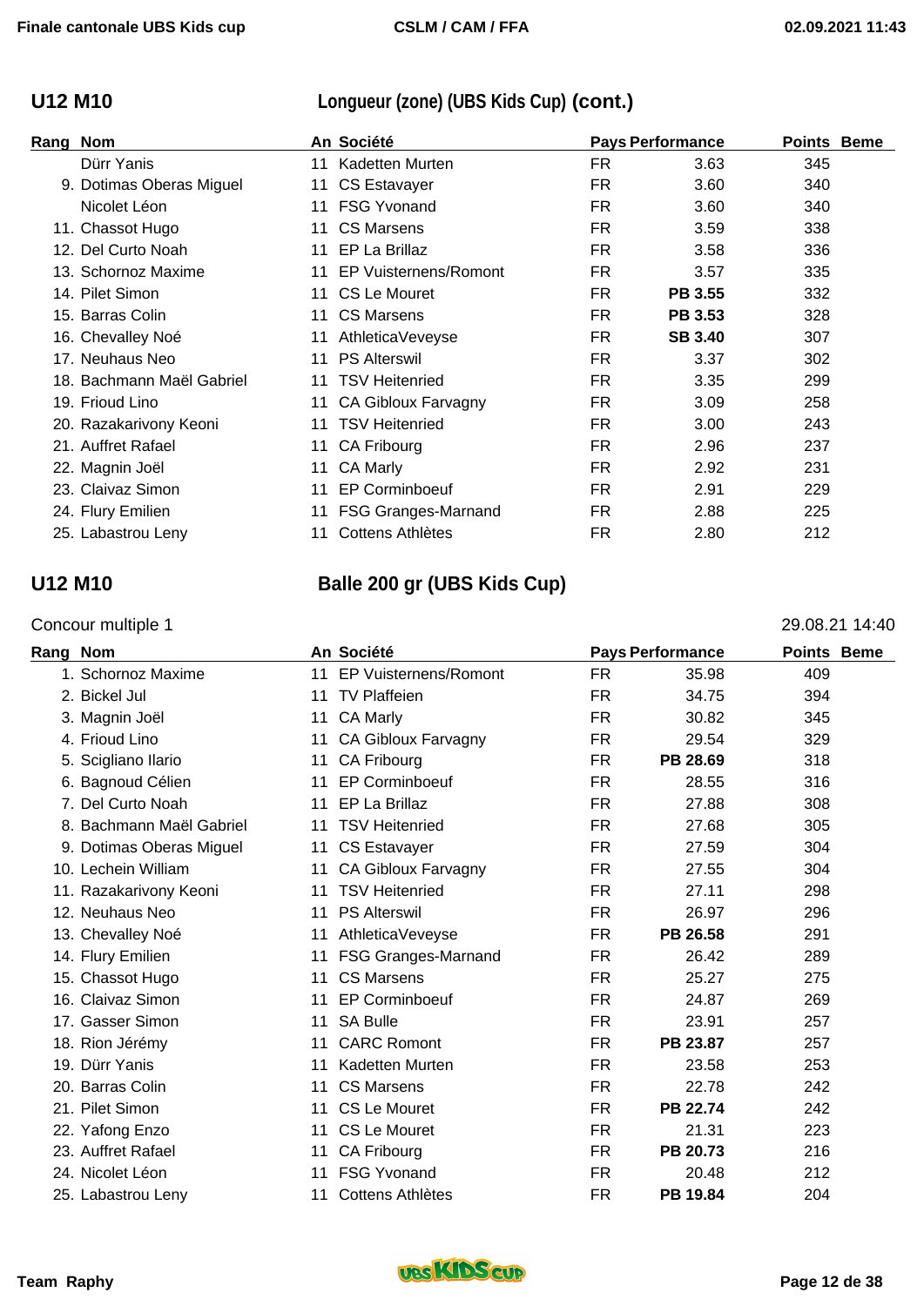## U12 M10 — Longueur (zone) (UBS Kids Cup) (cont.)

| Rang | Nom | An | Société | Pays | Performance | Points | Beme |
|---|---|---|---|---|---|---|---|
| | Dürr Yanis | 11 | Kadetten Murten | FR | 3.63 | 345 | |
| 9. | Dotimas Oberas Miguel | 11 | CS Estavayer | FR | 3.60 | 340 | |
| | Nicolet Léon | 11 | FSG Yvonand | FR | 3.60 | 340 | |
| 11. | Chassot Hugo | 11 | CS Marsens | FR | 3.59 | 338 | |
| 12. | Del Curto Noah | 11 | EP La Brillaz | FR | 3.58 | 336 | |
| 13. | Schornoz Maxime | 11 | EP Vuisternens/Romont | FR | 3.57 | 335 | |
| 14. | Pilet Simon | 11 | CS Le Mouret | FR | **PB 3.55** | 332 | |
| 15. | Barras Colin | 11 | CS Marsens | FR | **PB 3.53** | 328 | |
| 16. | Chevalley Noé | 11 | AthleticaVeveyse | FR | **SB 3.40** | 307 | |
| 17. | Neuhaus Neo | 11 | PS Alterswil | FR | 3.37 | 302 | |
| 18. | Bachmann Maël Gabriel | 11 | TSV Heitenried | FR | 3.35 | 299 | |
| 19. | Frioud Lino | 11 | CA Gibloux Farvagny | FR | 3.09 | 258 | |
| 20. | Razakarivony Keoni | 11 | TSV Heitenried | FR | 3.00 | 243 | |
| 21. | Auffret Rafael | 11 | CA Fribourg | FR | 2.96 | 237 | |
| 22. | Magnin Joël | 11 | CA Marly | FR | 2.92 | 231 | |
| 23. | Claivaz Simon | 11 | EP Corminboeuf | FR | 2.91 | 229 | |
| 24. | Flury Emilien | 11 | FSG Granges-Marnand | FR | 2.88 | 225 | |
| 25. | Labastrou Leny | 11 | Cottens Athlètes | FR | 2.80 | 212 | |

## U12 M10 — Balle 200 gr (UBS Kids Cup)

Concour multiple 1 — 29.08.21 14:40

| Rang | Nom | An | Société | Pays | Performance | Points | Beme |
|---|---|---|---|---|---|---|---|
| 1. | Schornoz Maxime | 11 | EP Vuisternens/Romont | FR | 35.98 | 409 | |
| 2. | Bickel Jul | 11 | TV Plaffeien | FR | 34.75 | 394 | |
| 3. | Magnin Joël | 11 | CA Marly | FR | 30.82 | 345 | |
| 4. | Frioud Lino | 11 | CA Gibloux Farvagny | FR | 29.54 | 329 | |
| 5. | Scigliano Ilario | 11 | CA Fribourg | FR | **PB 28.69** | 318 | |
| 6. | Bagnoud Célien | 11 | EP Corminboeuf | FR | 28.55 | 316 | |
| 7. | Del Curto Noah | 11 | EP La Brillaz | FR | 27.88 | 308 | |
| 8. | Bachmann Maël Gabriel | 11 | TSV Heitenried | FR | 27.68 | 305 | |
| 9. | Dotimas Oberas Miguel | 11 | CS Estavayer | FR | 27.59 | 304 | |
| 10. | Lechein William | 11 | CA Gibloux Farvagny | FR | 27.55 | 304 | |
| 11. | Razakarivony Keoni | 11 | TSV Heitenried | FR | 27.11 | 298 | |
| 12. | Neuhaus Neo | 11 | PS Alterswil | FR | 26.97 | 296 | |
| 13. | Chevalley Noé | 11 | AthleticaVeveyse | FR | **PB 26.58** | 291 | |
| 14. | Flury Emilien | 11 | FSG Granges-Marnand | FR | 26.42 | 289 | |
| 15. | Chassot Hugo | 11 | CS Marsens | FR | 25.27 | 275 | |
| 16. | Claivaz Simon | 11 | EP Corminboeuf | FR | 24.87 | 269 | |
| 17. | Gasser Simon | 11 | SA Bulle | FR | 23.91 | 257 | |
| 18. | Rion Jérémy | 11 | CARC Romont | FR | **PB 23.87** | 257 | |
| 19. | Dürr Yanis | 11 | Kadetten Murten | FR | 23.58 | 253 | |
| 20. | Barras Colin | 11 | CS Marsens | FR | 22.78 | 242 | |
| 21. | Pilet Simon | 11 | CS Le Mouret | FR | **PB 22.74** | 242 | |
| 22. | Yafong Enzo | 11 | CS Le Mouret | FR | 21.31 | 223 | |
| 23. | Auffret Rafael | 11 | CA Fribourg | FR | **PB 20.73** | 216 | |
| 24. | Nicolet Léon | 11 | FSG Yvonand | FR | 20.48 | 212 | |
| 25. | Labastrou Leny | 11 | Cottens Athlètes | FR | **PB 19.84** | 204 | |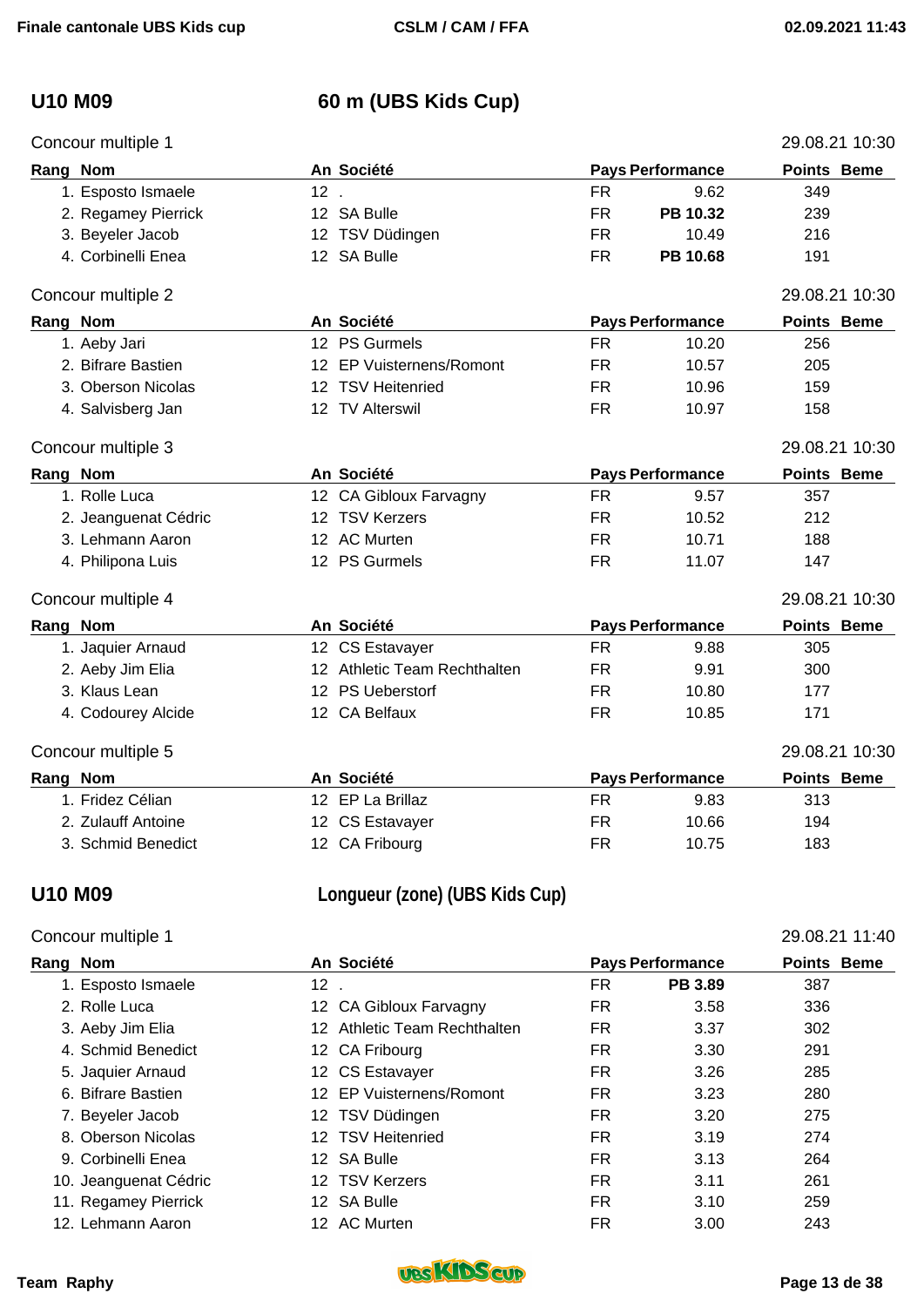## U10 M09 — 60 m (UBS Kids Cup)

Concour multiple 1 — 29.08.21 10:30

| Rang | Nom | An | Société | Pays | Performance | Points | Beme |
|---|---|---|---|---|---|---|---|
| 1. | Esposto Ismaele | 12 | . | FR | 9.62 | 349 | |
| 2. | Regamey Pierrick | 12 | SA Bulle | FR | **PB 10.32** | 239 | |
| 3. | Beyeler Jacob | 12 | TSV Düdingen | FR | 10.49 | 216 | |
| 4. | Corbinelli Enea | 12 | SA Bulle | FR | **PB 10.68** | 191 | |

Concour multiple 2 — 29.08.21 10:30

| Rang | Nom | An | Société | Pays | Performance | Points | Beme |
|---|---|---|---|---|---|---|---|
| 1. | Aeby Jari | 12 | PS Gurmels | FR | 10.20 | 256 | |
| 2. | Bifrare Bastien | 12 | EP Vuisternens/Romont | FR | 10.57 | 205 | |
| 3. | Oberson Nicolas | 12 | TSV Heitenried | FR | 10.96 | 159 | |
| 4. | Salvisberg Jan | 12 | TV Alterswil | FR | 10.97 | 158 | |

Concour multiple 3 — 29.08.21 10:30

| Rang | Nom | An | Société | Pays | Performance | Points | Beme |
|---|---|---|---|---|---|---|---|
| 1. | Rolle Luca | 12 | CA Gibloux Farvagny | FR | 9.57 | 357 | |
| 2. | Jeanguenat Cédric | 12 | TSV Kerzers | FR | 10.52 | 212 | |
| 3. | Lehmann Aaron | 12 | AC Murten | FR | 10.71 | 188 | |
| 4. | Philipona Luis | 12 | PS Gurmels | FR | 11.07 | 147 | |

Concour multiple 4 — 29.08.21 10:30

| Rang | Nom | An | Société | Pays | Performance | Points | Beme |
|---|---|---|---|---|---|---|---|
| 1. | Jaquier Arnaud | 12 | CS Estavayer | FR | 9.88 | 305 | |
| 2. | Aeby Jim Elia | 12 | Athletic Team Rechthalten | FR | 9.91 | 300 | |
| 3. | Klaus Lean | 12 | PS Ueberstorf | FR | 10.80 | 177 | |
| 4. | Codourey Alcide | 12 | CA Belfaux | FR | 10.85 | 171 | |

Concour multiple 5 — 29.08.21 10:30

| Rang | Nom | An | Société | Pays | Performance | Points | Beme |
|---|---|---|---|---|---|---|---|
| 1. | Fridez Célian | 12 | EP La Brillaz | FR | 9.83 | 313 | |
| 2. | Zulauff Antoine | 12 | CS Estavayer | FR | 10.66 | 194 | |
| 3. | Schmid Benedict | 12 | CA Fribourg | FR | 10.75 | 183 | |

## U10 M09 — Longueur (zone) (UBS Kids Cup)

Concour multiple 1 — 29.08.21 11:40

| Rang | Nom | An | Société | Pays | Performance | Points | Beme |
|---|---|---|---|---|---|---|---|
| 1. | Esposto Ismaele | 12 | . | FR | **PB 3.89** | 387 | |
| 2. | Rolle Luca | 12 | CA Gibloux Farvagny | FR | 3.58 | 336 | |
| 3. | Aeby Jim Elia | 12 | Athletic Team Rechthalten | FR | 3.37 | 302 | |
| 4. | Schmid Benedict | 12 | CA Fribourg | FR | 3.30 | 291 | |
| 5. | Jaquier Arnaud | 12 | CS Estavayer | FR | 3.26 | 285 | |
| 6. | Bifrare Bastien | 12 | EP Vuisternens/Romont | FR | 3.23 | 280 | |
| 7. | Beyeler Jacob | 12 | TSV Düdingen | FR | 3.20 | 275 | |
| 8. | Oberson Nicolas | 12 | TSV Heitenried | FR | 3.19 | 274 | |
| 9. | Corbinelli Enea | 12 | SA Bulle | FR | 3.13 | 264 | |
| 10. | Jeanguenat Cédric | 12 | TSV Kerzers | FR | 3.11 | 261 | |
| 11. | Regamey Pierrick | 12 | SA Bulle | FR | 3.10 | 259 | |
| 12. | Lehmann Aaron | 12 | AC Murten | FR | 3.00 | 243 | |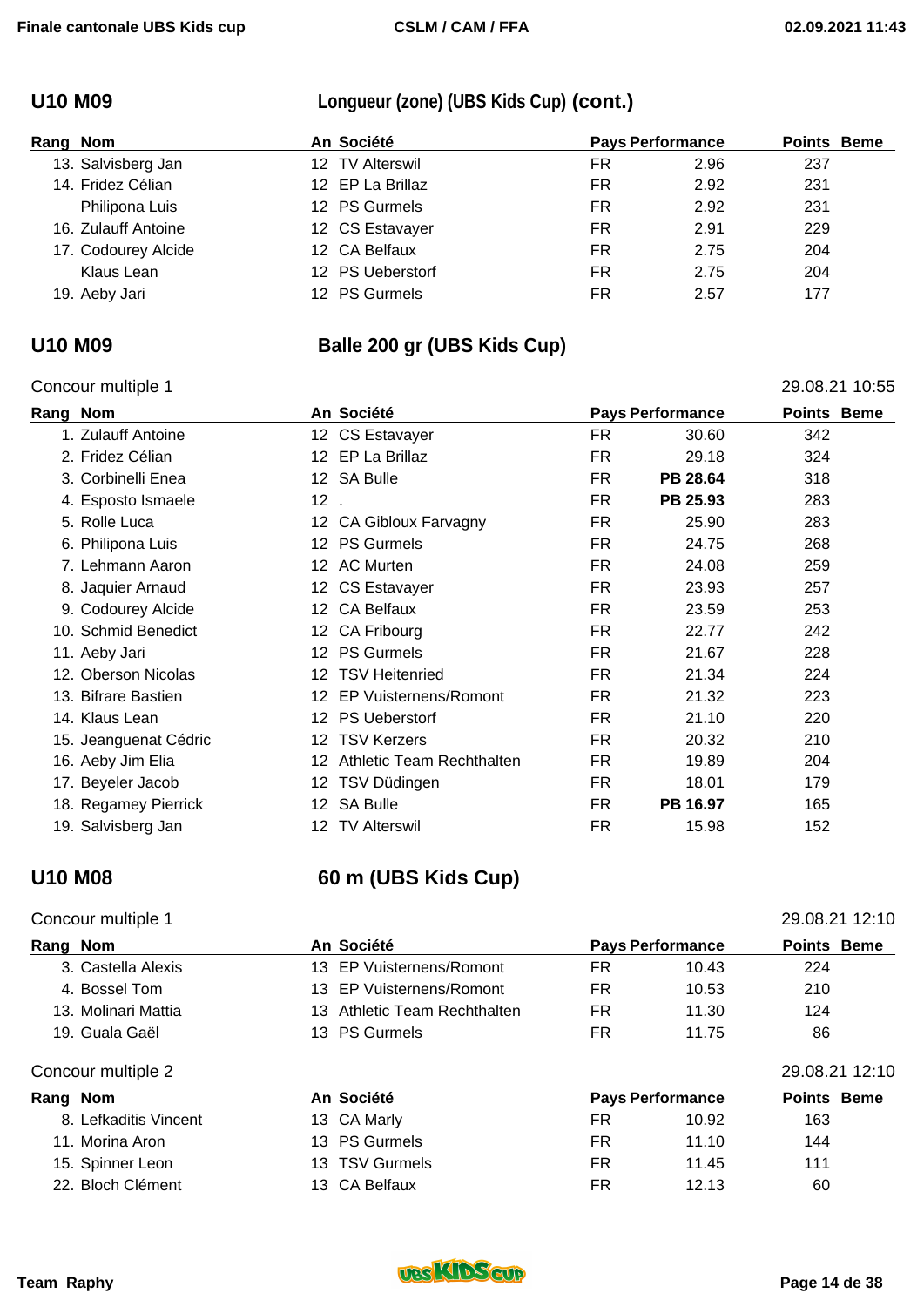## U10 M09 — Longueur (zone) (UBS Kids Cup) (cont.)

| Rang | Nom | An | Société | Pays | Performance | Points | Beme |
|---|---|---|---|---|---|---|---|
| 13. | Salvisberg Jan | 12 | TV Alterswil | FR | 2.96 | 237 | |
| 14. | Fridez Célian | 12 | EP La Brillaz | FR | 2.92 | 231 | |
| | Philipona Luis | 12 | PS Gurmels | FR | 2.92 | 231 | |
| 16. | Zulauff Antoine | 12 | CS Estavayer | FR | 2.91 | 229 | |
| 17. | Codourey Alcide | 12 | CA Belfaux | FR | 2.75 | 204 | |
| | Klaus Lean | 12 | PS Ueberstorf | FR | 2.75 | 204 | |
| 19. | Aeby Jari | 12 | PS Gurmels | FR | 2.57 | 177 | |

## U10 M09 — Balle 200 gr (UBS Kids Cup)

Concour multiple 1 — 29.08.21 10:55

| Rang | Nom | An | Société | Pays | Performance | Points | Beme |
|---|---|---|---|---|---|---|---|
| 1. | Zulauff Antoine | 12 | CS Estavayer | FR | 30.60 | 342 | |
| 2. | Fridez Célian | 12 | EP La Brillaz | FR | 29.18 | 324 | |
| 3. | Corbinelli Enea | 12 | SA Bulle | FR | **PB 28.64** | 318 | |
| 4. | Esposto Ismaele | 12 | . | FR | **PB 25.93** | 283 | |
| 5. | Rolle Luca | 12 | CA Gibloux Farvagny | FR | 25.90 | 283 | |
| 6. | Philipona Luis | 12 | PS Gurmels | FR | 24.75 | 268 | |
| 7. | Lehmann Aaron | 12 | AC Murten | FR | 24.08 | 259 | |
| 8. | Jaquier Arnaud | 12 | CS Estavayer | FR | 23.93 | 257 | |
| 9. | Codourey Alcide | 12 | CA Belfaux | FR | 23.59 | 253 | |
| 10. | Schmid Benedict | 12 | CA Fribourg | FR | 22.77 | 242 | |
| 11. | Aeby Jari | 12 | PS Gurmels | FR | 21.67 | 228 | |
| 12. | Oberson Nicolas | 12 | TSV Heitenried | FR | 21.34 | 224 | |
| 13. | Bifrare Bastien | 12 | EP Vuisternens/Romont | FR | 21.32 | 223 | |
| 14. | Klaus Lean | 12 | PS Ueberstorf | FR | 21.10 | 220 | |
| 15. | Jeanguenat Cédric | 12 | TSV Kerzers | FR | 20.32 | 210 | |
| 16. | Aeby Jim Elia | 12 | Athletic Team Rechthalten | FR | 19.89 | 204 | |
| 17. | Beyeler Jacob | 12 | TSV Düdingen | FR | 18.01 | 179 | |
| 18. | Regamey Pierrick | 12 | SA Bulle | FR | **PB 16.97** | 165 | |
| 19. | Salvisberg Jan | 12 | TV Alterswil | FR | 15.98 | 152 | |

## U10 M08 — 60 m (UBS Kids Cup)

Concour multiple 1 — 29.08.21 12:10

| Rang | Nom | An | Société | Pays | Performance | Points | Beme |
|---|---|---|---|---|---|---|---|
| 3. | Castella Alexis | 13 | EP Vuisternens/Romont | FR | 10.43 | 224 | |
| 4. | Bossel Tom | 13 | EP Vuisternens/Romont | FR | 10.53 | 210 | |
| 13. | Molinari Mattia | 13 | Athletic Team Rechthalten | FR | 11.30 | 124 | |
| 19. | Guala Gaël | 13 | PS Gurmels | FR | 11.75 | 86 | |

Concour multiple 2 — 29.08.21 12:10

| Rang | Nom | An | Société | Pays | Performance | Points | Beme |
|---|---|---|---|---|---|---|---|
| 8. | Lefkaditis Vincent | 13 | CA Marly | FR | 10.92 | 163 | |
| 11. | Morina Aron | 13 | PS Gurmels | FR | 11.10 | 144 | |
| 15. | Spinner Leon | 13 | TSV Gurmels | FR | 11.45 | 111 | |
| 22. | Bloch Clément | 13 | CA Belfaux | FR | 12.13 | 60 | |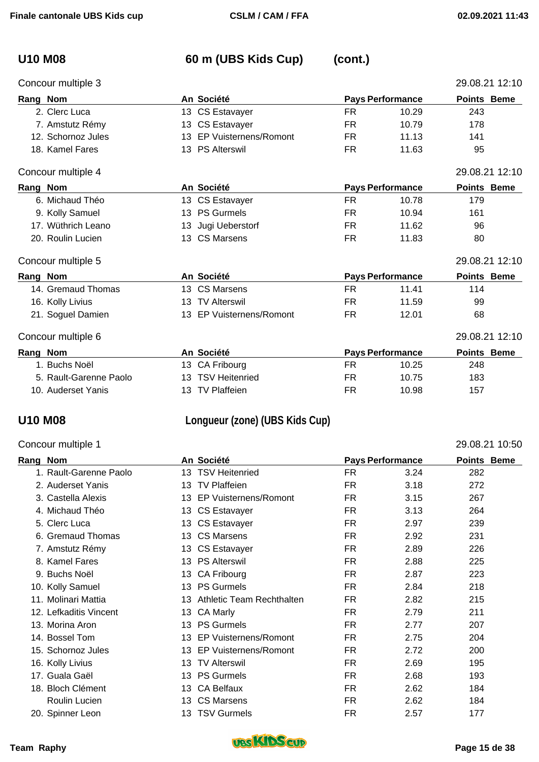## U10 M08 60 m (UBS Kids Cup) (cont.)

Concour multiple 3 — 29.08.21 12:10

| Rang | Nom | An | Société | Pays | Performance | Points | Beme |
|---|---|---|---|---|---|---|---|
| 2. | Clerc Luca | 13 | CS Estavayer | FR | 10.29 | 243 | |
| 7. | Amstutz Rémy | 13 | CS Estavayer | FR | 10.79 | 178 | |
| 12. | Schornoz Jules | 13 | EP Vuisternens/Romont | FR | 11.13 | 141 | |
| 18. | Kamel Fares | 13 | PS Alterswil | FR | 11.63 | 95 | |

Concour multiple 4 — 29.08.21 12:10

| Rang | Nom | An | Société | Pays | Performance | Points | Beme |
|---|---|---|---|---|---|---|---|
| 6. | Michaud Théo | 13 | CS Estavayer | FR | 10.78 | 179 | |
| 9. | Kolly Samuel | 13 | PS Gurmels | FR | 10.94 | 161 | |
| 17. | Wüthrich Leano | 13 | Jugi Ueberstorf | FR | 11.62 | 96 | |
| 20. | Roulin Lucien | 13 | CS Marsens | FR | 11.83 | 80 | |

Concour multiple 5 — 29.08.21 12:10

| Rang | Nom | An | Société | Pays | Performance | Points | Beme |
|---|---|---|---|---|---|---|---|
| 14. | Gremaud Thomas | 13 | CS Marsens | FR | 11.41 | 114 | |
| 16. | Kolly Livius | 13 | TV Alterswil | FR | 11.59 | 99 | |
| 21. | Soguel Damien | 13 | EP Vuisternens/Romont | FR | 12.01 | 68 | |

Concour multiple 6 — 29.08.21 12:10

| Rang | Nom | An | Société | Pays | Performance | Points | Beme |
|---|---|---|---|---|---|---|---|
| 1. | Buchs Noël | 13 | CA Fribourg | FR | 10.25 | 248 | |
| 5. | Rault-Garenne Paolo | 13 | TSV Heitenried | FR | 10.75 | 183 | |
| 10. | Auderset Yanis | 13 | TV Plaffeien | FR | 10.98 | 157 | |

## U10 M08 Longueur (zone) (UBS Kids Cup)

Concour multiple 1 — 29.08.21 10:50

| Rang | Nom | An | Société | Pays | Performance | Points | Beme |
|---|---|---|---|---|---|---|---|
| 1. | Rault-Garenne Paolo | 13 | TSV Heitenried | FR | 3.24 | 282 | |
| 2. | Auderset Yanis | 13 | TV Plaffeien | FR | 3.18 | 272 | |
| 3. | Castella Alexis | 13 | EP Vuisternens/Romont | FR | 3.15 | 267 | |
| 4. | Michaud Théo | 13 | CS Estavayer | FR | 3.13 | 264 | |
| 5. | Clerc Luca | 13 | CS Estavayer | FR | 2.97 | 239 | |
| 6. | Gremaud Thomas | 13 | CS Marsens | FR | 2.92 | 231 | |
| 7. | Amstutz Rémy | 13 | CS Estavayer | FR | 2.89 | 226 | |
| 8. | Kamel Fares | 13 | PS Alterswil | FR | 2.88 | 225 | |
| 9. | Buchs Noël | 13 | CA Fribourg | FR | 2.87 | 223 | |
| 10. | Kolly Samuel | 13 | PS Gurmels | FR | 2.84 | 218 | |
| 11. | Molinari Mattia | 13 | Athletic Team Rechthalten | FR | 2.82 | 215 | |
| 12. | Lefkaditis Vincent | 13 | CA Marly | FR | 2.79 | 211 | |
| 13. | Morina Aron | 13 | PS Gurmels | FR | 2.77 | 207 | |
| 14. | Bossel Tom | 13 | EP Vuisternens/Romont | FR | 2.75 | 204 | |
| 15. | Schornoz Jules | 13 | EP Vuisternens/Romont | FR | 2.72 | 200 | |
| 16. | Kolly Livius | 13 | TV Alterswil | FR | 2.69 | 195 | |
| 17. | Guala Gaël | 13 | PS Gurmels | FR | 2.68 | 193 | |
| 18. | Bloch Clément | 13 | CA Belfaux | FR | 2.62 | 184 | |
| | Roulin Lucien | 13 | CS Marsens | FR | 2.62 | 184 | |
| 20. | Spinner Leon | 13 | TSV Gurmels | FR | 2.57 | 177 | |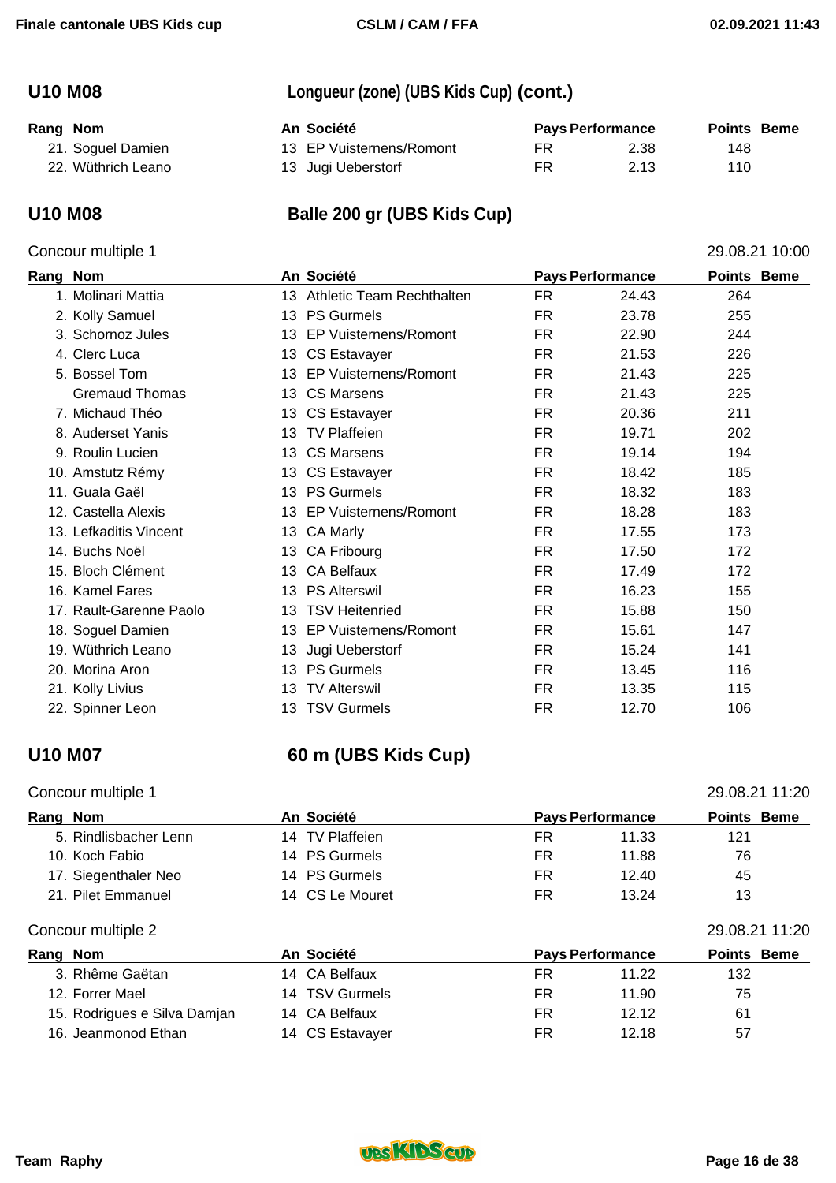## U10 M08 — Longueur (zone) (UBS Kids Cup) (cont.)

| Rang | Nom | An | Société | Pays | Performance | Points | Beme |
|---|---|---|---|---|---|---|---|
| 21. | Soguel Damien | 13 | EP Vuisternens/Romont | FR | 2.38 | 148 | |
| 22. | Wüthrich Leano | 13 | Jugi Ueberstorf | FR | 2.13 | 110 | |

## U10 M08 — Balle 200 gr (UBS Kids Cup)

Concour multiple 1 — 29.08.21 10:00

| Rang | Nom | An | Société | Pays | Performance | Points | Beme |
|---|---|---|---|---|---|---|---|
| 1. | Molinari Mattia | 13 | Athletic Team Rechthalten | FR | 24.43 | 264 | |
| 2. | Kolly Samuel | 13 | PS Gurmels | FR | 23.78 | 255 | |
| 3. | Schornoz Jules | 13 | EP Vuisternens/Romont | FR | 22.90 | 244 | |
| 4. | Clerc Luca | 13 | CS Estavayer | FR | 21.53 | 226 | |
| 5. | Bossel Tom | 13 | EP Vuisternens/Romont | FR | 21.43 | 225 | |
| | Gremaud Thomas | 13 | CS Marsens | FR | 21.43 | 225 | |
| 7. | Michaud Théo | 13 | CS Estavayer | FR | 20.36 | 211 | |
| 8. | Auderset Yanis | 13 | TV Plaffeien | FR | 19.71 | 202 | |
| 9. | Roulin Lucien | 13 | CS Marsens | FR | 19.14 | 194 | |
| 10. | Amstutz Rémy | 13 | CS Estavayer | FR | 18.42 | 185 | |
| 11. | Guala Gaël | 13 | PS Gurmels | FR | 18.32 | 183 | |
| 12. | Castella Alexis | 13 | EP Vuisternens/Romont | FR | 18.28 | 183 | |
| 13. | Lefkaditis Vincent | 13 | CA Marly | FR | 17.55 | 173 | |
| 14. | Buchs Noël | 13 | CA Fribourg | FR | 17.50 | 172 | |
| 15. | Bloch Clément | 13 | CA Belfaux | FR | 17.49 | 172 | |
| 16. | Kamel Fares | 13 | PS Alterswil | FR | 16.23 | 155 | |
| 17. | Rault-Garenne Paolo | 13 | TSV Heitenried | FR | 15.88 | 150 | |
| 18. | Soguel Damien | 13 | EP Vuisternens/Romont | FR | 15.61 | 147 | |
| 19. | Wüthrich Leano | 13 | Jugi Ueberstorf | FR | 15.24 | 141 | |
| 20. | Morina Aron | 13 | PS Gurmels | FR | 13.45 | 116 | |
| 21. | Kolly Livius | 13 | TV Alterswil | FR | 13.35 | 115 | |
| 22. | Spinner Leon | 13 | TSV Gurmels | FR | 12.70 | 106 | |

## U10 M07 — 60 m (UBS Kids Cup)

Concour multiple 1 — 29.08.21 11:20

| Rang | Nom | An | Société | Pays | Performance | Points | Beme |
|---|---|---|---|---|---|---|---|
| 5. | Rindlisbacher Lenn | 14 | TV Plaffeien | FR | 11.33 | 121 | |
| 10. | Koch Fabio | 14 | PS Gurmels | FR | 11.88 | 76 | |
| 17. | Siegenthaler Neo | 14 | PS Gurmels | FR | 12.40 | 45 | |
| 21. | Pilet Emmanuel | 14 | CS Le Mouret | FR | 13.24 | 13 | |

Concour multiple 2 — 29.08.21 11:20

| Rang | Nom | An | Société | Pays | Performance | Points | Beme |
|---|---|---|---|---|---|---|---|
| 3. | Rhême Gaëtan | 14 | CA Belfaux | FR | 11.22 | 132 | |
| 12. | Forrer Mael | 14 | TSV Gurmels | FR | 11.90 | 75 | |
| 15. | Rodrigues e Silva Damjan | 14 | CA Belfaux | FR | 12.12 | 61 | |
| 16. | Jeanmonod Ethan | 14 | CS Estavayer | FR | 12.18 | 57 | |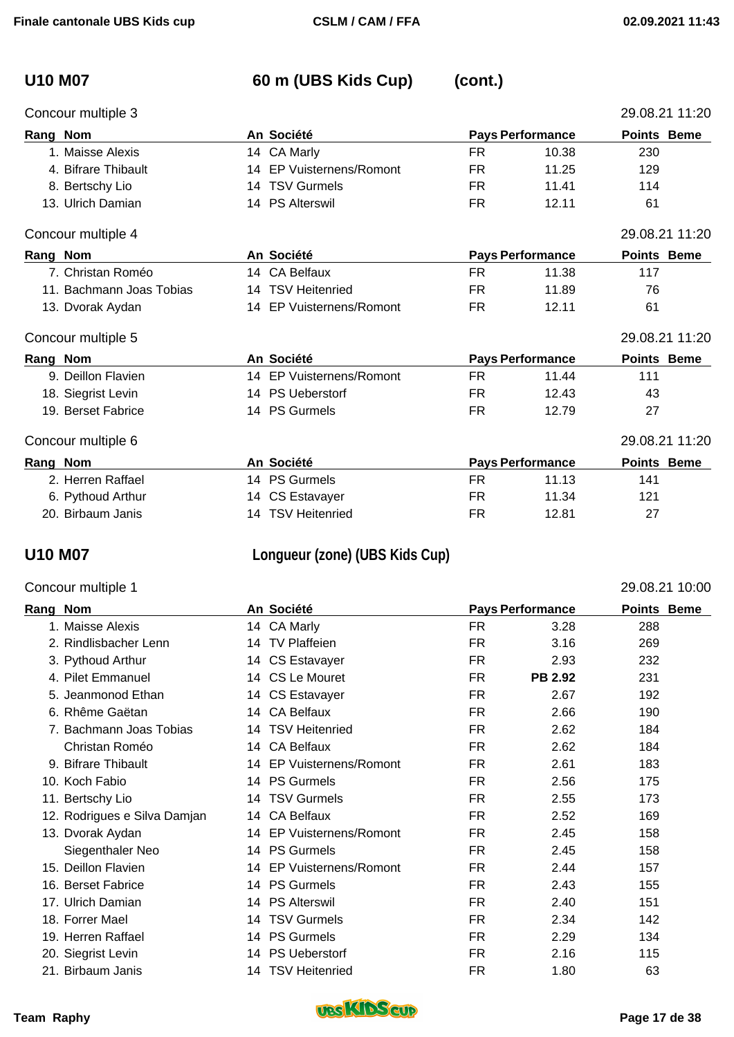## U10 M07 — 60 m (UBS Kids Cup) (cont.)

### Concour multiple 3

29.08.21 11:20

| Rang | Nom | An | Société | Pays | Performance | Points | Beme |
|---|---|---|---|---|---|---|---|
| 1. | Maisse Alexis | 14 | CA Marly | FR | 10.38 | 230 | |
| 4. | Bifrare Thibault | 14 | EP Vuisternens/Romont | FR | 11.25 | 129 | |
| 8. | Bertschy Lio | 14 | TSV Gurmels | FR | 11.41 | 114 | |
| 13. | Ulrich Damian | 14 | PS Alterswil | FR | 12.11 | 61 | |

### Concour multiple 4

29.08.21 11:20

| Rang | Nom | An | Société | Pays | Performance | Points | Beme |
|---|---|---|---|---|---|---|---|
| 7. | Christan Roméo | 14 | CA Belfaux | FR | 11.38 | 117 | |
| 11. | Bachmann Joas Tobias | 14 | TSV Heitenried | FR | 11.89 | 76 | |
| 13. | Dvorak Aydan | 14 | EP Vuisternens/Romont | FR | 12.11 | 61 | |

### Concour multiple 5

29.08.21 11:20

| Rang | Nom | An | Société | Pays | Performance | Points | Beme |
|---|---|---|---|---|---|---|---|
| 9. | Deillon Flavien | 14 | EP Vuisternens/Romont | FR | 11.44 | 111 | |
| 18. | Siegrist Levin | 14 | PS Ueberstorf | FR | 12.43 | 43 | |
| 19. | Berset Fabrice | 14 | PS Gurmels | FR | 12.79 | 27 | |

### Concour multiple 6

29.08.21 11:20

| Rang | Nom | An | Société | Pays | Performance | Points | Beme |
|---|---|---|---|---|---|---|---|
| 2. | Herren Raffael | 14 | PS Gurmels | FR | 11.13 | 141 | |
| 6. | Pythoud Arthur | 14 | CS Estavayer | FR | 11.34 | 121 | |
| 20. | Birbaum Janis | 14 | TSV Heitenried | FR | 12.81 | 27 | |

## U10 M07 — Longueur (zone) (UBS Kids Cup)

### Concour multiple 1

29.08.21 10:00

| Rang | Nom | An | Société | Pays | Performance | Points | Beme |
|---|---|---|---|---|---|---|---|
| 1. | Maisse Alexis | 14 | CA Marly | FR | 3.28 | 288 | |
| 2. | Rindlisbacher Lenn | 14 | TV Plaffeien | FR | 3.16 | 269 | |
| 3. | Pythoud Arthur | 14 | CS Estavayer | FR | 2.93 | 232 | |
| 4. | Pilet Emmanuel | 14 | CS Le Mouret | FR | **PB 2.92** | 231 | |
| 5. | Jeanmonod Ethan | 14 | CS Estavayer | FR | 2.67 | 192 | |
| 6. | Rhême Gaëtan | 14 | CA Belfaux | FR | 2.66 | 190 | |
| 7. | Bachmann Joas Tobias | 14 | TSV Heitenried | FR | 2.62 | 184 | |
| | Christan Roméo | 14 | CA Belfaux | FR | 2.62 | 184 | |
| 9. | Bifrare Thibault | 14 | EP Vuisternens/Romont | FR | 2.61 | 183 | |
| 10. | Koch Fabio | 14 | PS Gurmels | FR | 2.56 | 175 | |
| 11. | Bertschy Lio | 14 | TSV Gurmels | FR | 2.55 | 173 | |
| 12. | Rodrigues e Silva Damjan | 14 | CA Belfaux | FR | 2.52 | 169 | |
| 13. | Dvorak Aydan | 14 | EP Vuisternens/Romont | FR | 2.45 | 158 | |
| | Siegenthaler Neo | 14 | PS Gurmels | FR | 2.45 | 158 | |
| 15. | Deillon Flavien | 14 | EP Vuisternens/Romont | FR | 2.44 | 157 | |
| 16. | Berset Fabrice | 14 | PS Gurmels | FR | 2.43 | 155 | |
| 17. | Ulrich Damian | 14 | PS Alterswil | FR | 2.40 | 151 | |
| 18. | Forrer Mael | 14 | TSV Gurmels | FR | 2.34 | 142 | |
| 19. | Herren Raffael | 14 | PS Gurmels | FR | 2.29 | 134 | |
| 20. | Siegrist Levin | 14 | PS Ueberstorf | FR | 2.16 | 115 | |
| 21. | Birbaum Janis | 14 | TSV Heitenried | FR | 1.80 | 63 | |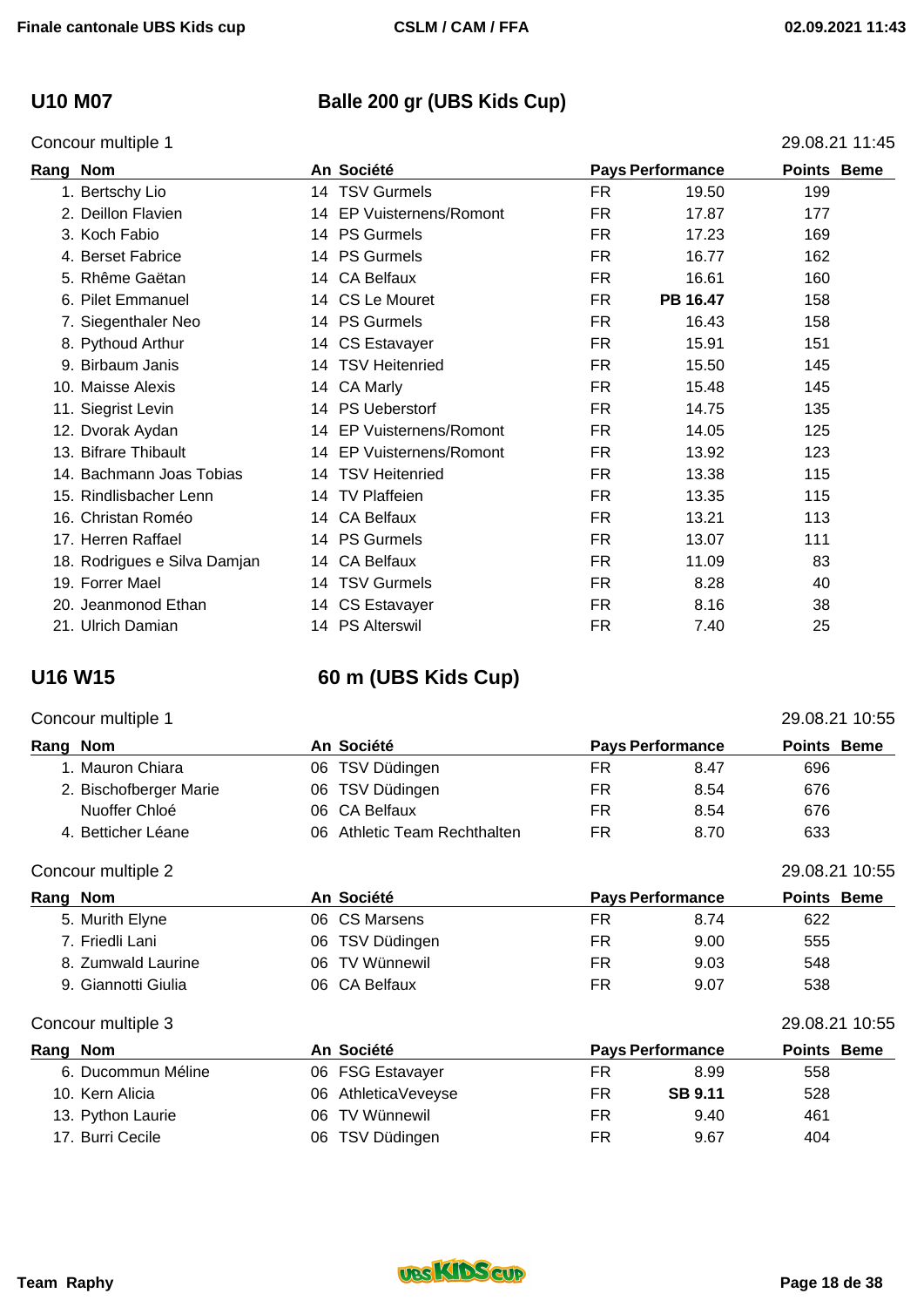## U10 M07 — Balle 200 gr (UBS Kids Cup)

Concour multiple 1 — 29.08.21 11:45

| Rang | Nom | An | Société | Pays | Performance | Points | Beme |
|---|---|---|---|---|---|---|---|
| 1. | Bertschy Lio | 14 | TSV Gurmels | FR | 19.50 | 199 | |
| 2. | Deillon Flavien | 14 | EP Vuisternens/Romont | FR | 17.87 | 177 | |
| 3. | Koch Fabio | 14 | PS Gurmels | FR | 17.23 | 169 | |
| 4. | Berset Fabrice | 14 | PS Gurmels | FR | 16.77 | 162 | |
| 5. | Rhême Gaëtan | 14 | CA Belfaux | FR | 16.61 | 160 | |
| 6. | Pilet Emmanuel | 14 | CS Le Mouret | FR | **PB 16.47** | 158 | |
| 7. | Siegenthaler Neo | 14 | PS Gurmels | FR | 16.43 | 158 | |
| 8. | Pythoud Arthur | 14 | CS Estavayer | FR | 15.91 | 151 | |
| 9. | Birbaum Janis | 14 | TSV Heitenried | FR | 15.50 | 145 | |
| 10. | Maisse Alexis | 14 | CA Marly | FR | 15.48 | 145 | |
| 11. | Siegrist Levin | 14 | PS Ueberstorf | FR | 14.75 | 135 | |
| 12. | Dvorak Aydan | 14 | EP Vuisternens/Romont | FR | 14.05 | 125 | |
| 13. | Bifrare Thibault | 14 | EP Vuisternens/Romont | FR | 13.92 | 123 | |
| 14. | Bachmann Joas Tobias | 14 | TSV Heitenried | FR | 13.38 | 115 | |
| 15. | Rindlisbacher Lenn | 14 | TV Plaffeien | FR | 13.35 | 115 | |
| 16. | Christan Roméo | 14 | CA Belfaux | FR | 13.21 | 113 | |
| 17. | Herren Raffael | 14 | PS Gurmels | FR | 13.07 | 111 | |
| 18. | Rodrigues e Silva Damjan | 14 | CA Belfaux | FR | 11.09 | 83 | |
| 19. | Forrer Mael | 14 | TSV Gurmels | FR | 8.28 | 40 | |
| 20. | Jeanmonod Ethan | 14 | CS Estavayer | FR | 8.16 | 38 | |
| 21. | Ulrich Damian | 14 | PS Alterswil | FR | 7.40 | 25 | |

## U16 W15 — 60 m (UBS Kids Cup)

Concour multiple 1 — 29.08.21 10:55

| Rang | Nom | An | Société | Pays | Performance | Points | Beme |
|---|---|---|---|---|---|---|---|
| 1. | Mauron Chiara | 06 | TSV Düdingen | FR | 8.47 | 696 | |
| 2. | Bischofberger Marie | 06 | TSV Düdingen | FR | 8.54 | 676 | |
| | Nuoffer Chloé | 06 | CA Belfaux | FR | 8.54 | 676 | |
| 4. | Betticher Léane | 06 | Athletic Team Rechthalten | FR | 8.70 | 633 | |

Concour multiple 2 — 29.08.21 10:55

| Rang | Nom | An | Société | Pays | Performance | Points | Beme |
|---|---|---|---|---|---|---|---|
| 5. | Murith Elyne | 06 | CS Marsens | FR | 8.74 | 622 | |
| 7. | Friedli Lani | 06 | TSV Düdingen | FR | 9.00 | 555 | |
| 8. | Zumwald Laurine | 06 | TV Wünnewil | FR | 9.03 | 548 | |
| 9. | Giannotti Giulia | 06 | CA Belfaux | FR | 9.07 | 538 | |

Concour multiple 3 — 29.08.21 10:55

| Rang | Nom | An | Société | Pays | Performance | Points | Beme |
|---|---|---|---|---|---|---|---|
| 6. | Ducommun Méline | 06 | FSG Estavayer | FR | 8.99 | 558 | |
| 10. | Kern Alicia | 06 | AthleticaVeveyse | FR | **SB 9.11** | 528 | |
| 13. | Python Laurie | 06 | TV Wünnewil | FR | 9.40 | 461 | |
| 17. | Burri Cecile | 06 | TSV Düdingen | FR | 9.67 | 404 | |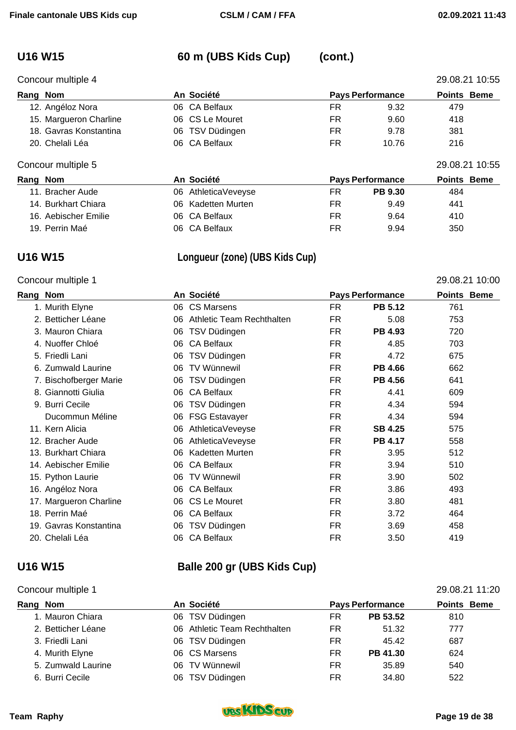## U16 W15 — 60 m (UBS Kids Cup) (cont.)

Concour multiple 4 — 29.08.21 10:55

| Rang | Nom | An | Société | Pays | Performance | Points | Beme |
|---|---|---|---|---|---|---|---|
| 12. | Angéloz Nora | 06 | CA Belfaux | FR | 9.32 | 479 | |
| 15. | Margueron Charline | 06 | CS Le Mouret | FR | 9.60 | 418 | |
| 18. | Gavras Konstantina | 06 | TSV Düdingen | FR | 9.78 | 381 | |
| 20. | Chelali Léa | 06 | CA Belfaux | FR | 10.76 | 216 | |

Concour multiple 5 — 29.08.21 10:55

| Rang | Nom | An | Société | Pays | Performance | Points | Beme |
|---|---|---|---|---|---|---|---|
| 11. | Bracher Aude | 06 | AthleticaVeveyse | FR | **PB 9.30** | 484 | |
| 14. | Burkhart Chiara | 06 | Kadetten Murten | FR | 9.49 | 441 | |
| 16. | Aebischer Emilie | 06 | CA Belfaux | FR | 9.64 | 410 | |
| 19. | Perrin Maé | 06 | CA Belfaux | FR | 9.94 | 350 | |

## U16 W15 — Longueur (zone) (UBS Kids Cup)

Concour multiple 1 — 29.08.21 10:00

| Rang | Nom | An | Société | Pays | Performance | Points | Beme |
|---|---|---|---|---|---|---|---|
| 1. | Murith Elyne | 06 | CS Marsens | FR | **PB 5.12** | 761 | |
| 2. | Betticher Léane | 06 | Athletic Team Rechthalten | FR | 5.08 | 753 | |
| 3. | Mauron Chiara | 06 | TSV Düdingen | FR | **PB 4.93** | 720 | |
| 4. | Nuoffer Chloé | 06 | CA Belfaux | FR | 4.85 | 703 | |
| 5. | Friedli Lani | 06 | TSV Düdingen | FR | 4.72 | 675 | |
| 6. | Zumwald Laurine | 06 | TV Wünnewil | FR | **PB 4.66** | 662 | |
| 7. | Bischofberger Marie | 06 | TSV Düdingen | FR | **PB 4.56** | 641 | |
| 8. | Giannotti Giulia | 06 | CA Belfaux | FR | 4.41 | 609 | |
| 9. | Burri Cecile | 06 | TSV Düdingen | FR | 4.34 | 594 | |
| | Ducommun Méline | 06 | FSG Estavayer | FR | 4.34 | 594 | |
| 11. | Kern Alicia | 06 | AthleticaVeveyse | FR | **SB 4.25** | 575 | |
| 12. | Bracher Aude | 06 | AthleticaVeveyse | FR | **PB 4.17** | 558 | |
| 13. | Burkhart Chiara | 06 | Kadetten Murten | FR | 3.95 | 512 | |
| 14. | Aebischer Emilie | 06 | CA Belfaux | FR | 3.94 | 510 | |
| 15. | Python Laurie | 06 | TV Wünnewil | FR | 3.90 | 502 | |
| 16. | Angéloz Nora | 06 | CA Belfaux | FR | 3.86 | 493 | |
| 17. | Margueron Charline | 06 | CS Le Mouret | FR | 3.80 | 481 | |
| 18. | Perrin Maé | 06 | CA Belfaux | FR | 3.72 | 464 | |
| 19. | Gavras Konstantina | 06 | TSV Düdingen | FR | 3.69 | 458 | |
| 20. | Chelali Léa | 06 | CA Belfaux | FR | 3.50 | 419 | |

## U16 W15 — Balle 200 gr (UBS Kids Cup)

Concour multiple 1 — 29.08.21 11:20

| Rang | Nom | An | Société | Pays | Performance | Points | Beme |
|---|---|---|---|---|---|---|---|
| 1. | Mauron Chiara | 06 | TSV Düdingen | FR | **PB 53.52** | 810 | |
| 2. | Betticher Léane | 06 | Athletic Team Rechthalten | FR | 51.32 | 777 | |
| 3. | Friedli Lani | 06 | TSV Düdingen | FR | 45.42 | 687 | |
| 4. | Murith Elyne | 06 | CS Marsens | FR | **PB 41.30** | 624 | |
| 5. | Zumwald Laurine | 06 | TV Wünnewil | FR | 35.89 | 540 | |
| 6. | Burri Cecile | 06 | TSV Düdingen | FR | 34.80 | 522 | |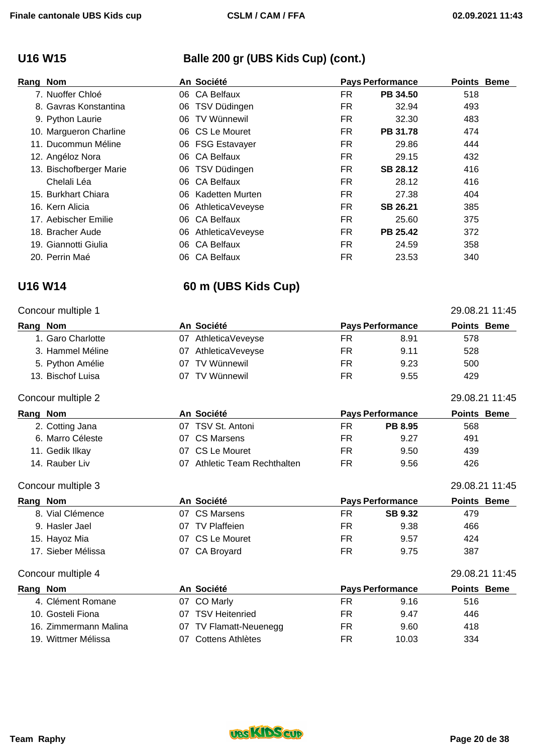## U16 W15

### Balle 200 gr (UBS Kids Cup) (cont.)

| Rang | Nom | An | Société | Pays | Performance | Points | Beme |
|---|---|---|---|---|---|---|---|
| 7. | Nuoffer Chloé | 06 | CA Belfaux | FR | **PB 34.50** | 518 | |
| 8. | Gavras Konstantina | 06 | TSV Düdingen | FR | 32.94 | 493 | |
| 9. | Python Laurie | 06 | TV Wünnewil | FR | 32.30 | 483 | |
| 10. | Margueron Charline | 06 | CS Le Mouret | FR | **PB 31.78** | 474 | |
| 11. | Ducommun Méline | 06 | FSG Estavayer | FR | 29.86 | 444 | |
| 12. | Angéloz Nora | 06 | CA Belfaux | FR | 29.15 | 432 | |
| 13. | Bischofberger Marie | 06 | TSV Düdingen | FR | **SB 28.12** | 416 | |
| | Chelali Léa | 06 | CA Belfaux | FR | 28.12 | 416 | |
| 15. | Burkhart Chiara | 06 | Kadetten Murten | FR | 27.38 | 404 | |
| 16. | Kern Alicia | 06 | AthleticaVeveyse | FR | **SB 26.21** | 385 | |
| 17. | Aebischer Emilie | 06 | CA Belfaux | FR | 25.60 | 375 | |
| 18. | Bracher Aude | 06 | AthleticaVeveyse | FR | **PB 25.42** | 372 | |
| 19. | Giannotti Giulia | 06 | CA Belfaux | FR | 24.59 | 358 | |
| 20. | Perrin Maé | 06 | CA Belfaux | FR | 23.53 | 340 | |

## U16 W14

### 60 m (UBS Kids Cup)

Concour multiple 1 — 29.08.21 11:45

| Rang | Nom | An | Société | Pays | Performance | Points | Beme |
|---|---|---|---|---|---|---|---|
| 1. | Garo Charlotte | 07 | AthleticaVeveyse | FR | 8.91 | 578 | |
| 3. | Hammel Méline | 07 | AthleticaVeveyse | FR | 9.11 | 528 | |
| 5. | Python Amélie | 07 | TV Wünnewil | FR | 9.23 | 500 | |
| 13. | Bischof Luisa | 07 | TV Wünnewil | FR | 9.55 | 429 | |

Concour multiple 2 — 29.08.21 11:45

| Rang | Nom | An | Société | Pays | Performance | Points | Beme |
|---|---|---|---|---|---|---|---|
| 2. | Cotting Jana | 07 | TSV St. Antoni | FR | **PB 8.95** | 568 | |
| 6. | Marro Céleste | 07 | CS Marsens | FR | 9.27 | 491 | |
| 11. | Gedik Ilkay | 07 | CS Le Mouret | FR | 9.50 | 439 | |
| 14. | Rauber Liv | 07 | Athletic Team Rechthalten | FR | 9.56 | 426 | |

Concour multiple 3 — 29.08.21 11:45

| Rang | Nom | An | Société | Pays | Performance | Points | Beme |
|---|---|---|---|---|---|---|---|
| 8. | Vial Clémence | 07 | CS Marsens | FR | **SB 9.32** | 479 | |
| 9. | Hasler Jael | 07 | TV Plaffeien | FR | 9.38 | 466 | |
| 15. | Hayoz Mia | 07 | CS Le Mouret | FR | 9.57 | 424 | |
| 17. | Sieber Mélissa | 07 | CA Broyard | FR | 9.75 | 387 | |

Concour multiple 4 — 29.08.21 11:45

| Rang | Nom | An | Société | Pays | Performance | Points | Beme |
|---|---|---|---|---|---|---|---|
| 4. | Clément Romane | 07 | CO Marly | FR | 9.16 | 516 | |
| 10. | Gosteli Fiona | 07 | TSV Heitenried | FR | 9.47 | 446 | |
| 16. | Zimmermann Malina | 07 | TV Flamatt-Neuenegg | FR | 9.60 | 418 | |
| 19. | Wittmer Mélissa | 07 | Cottens Athlètes | FR | 10.03 | 334 | |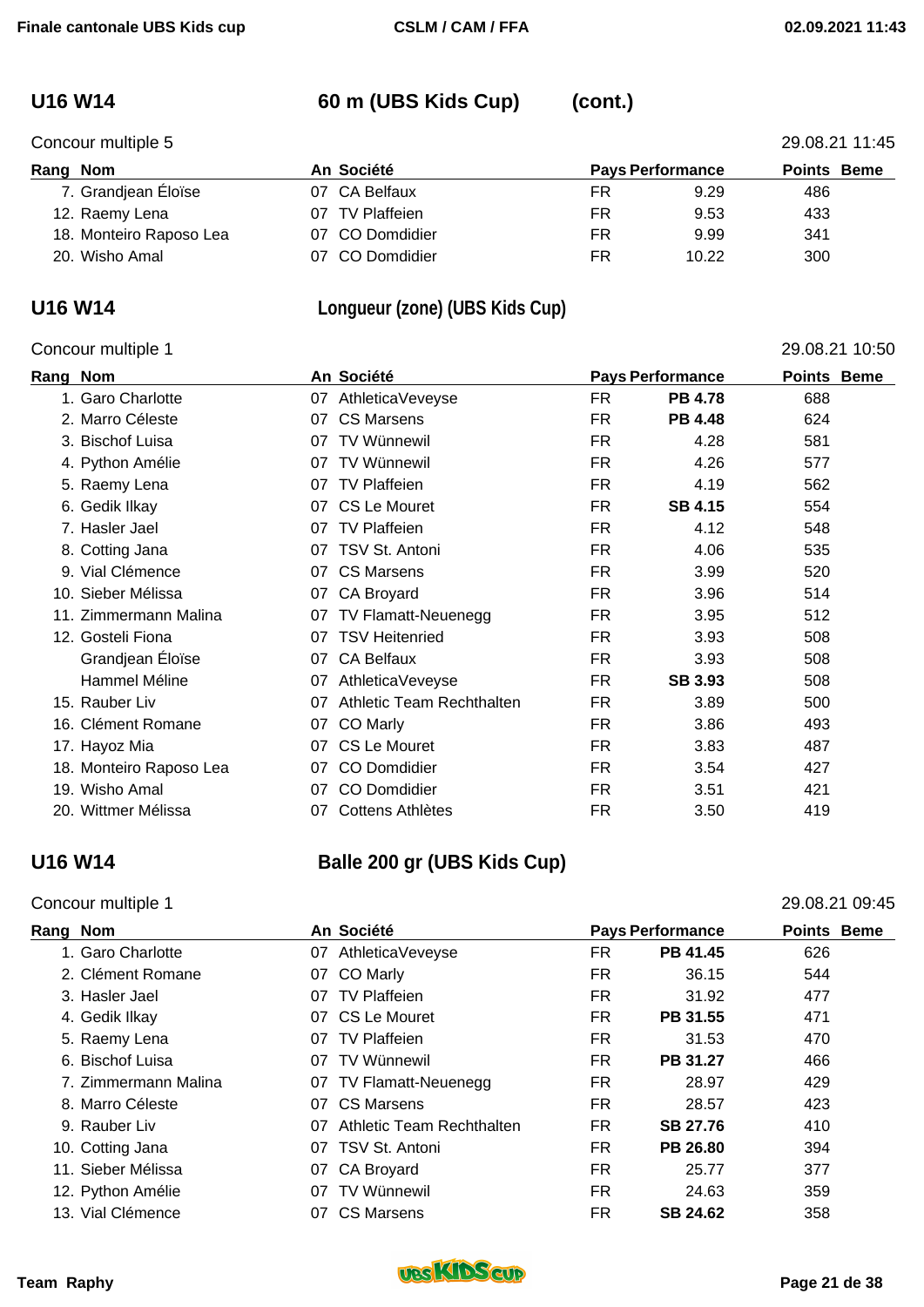## U16 W14 — 60 m (UBS Kids Cup) (cont.)

Concour multiple 5 — 29.08.21 11:45

| Rang | Nom | An | Société | Pays | Performance | Points | Beme |
|---|---|---|---|---|---|---|---|
| 7. | Grandjean Éloïse | 07 | CA Belfaux | FR | 9.29 | 486 | |
| 12. | Raemy Lena | 07 | TV Plaffeien | FR | 9.53 | 433 | |
| 18. | Monteiro Raposo Lea | 07 | CO Domdidier | FR | 9.99 | 341 | |
| 20. | Wisho Amal | 07 | CO Domdidier | FR | 10.22 | 300 | |

## U16 W14 — Longueur (zone) (UBS Kids Cup)

Concour multiple 1 — 29.08.21 10:50

| Rang | Nom | An | Société | Pays | Performance | Points | Beme |
|---|---|---|---|---|---|---|---|
| 1. | Garo Charlotte | 07 | AthleticaVeveyse | FR | **PB 4.78** | 688 | |
| 2. | Marro Céleste | 07 | CS Marsens | FR | **PB 4.48** | 624 | |
| 3. | Bischof Luisa | 07 | TV Wünnewil | FR | 4.28 | 581 | |
| 4. | Python Amélie | 07 | TV Wünnewil | FR | 4.26 | 577 | |
| 5. | Raemy Lena | 07 | TV Plaffeien | FR | 4.19 | 562 | |
| 6. | Gedik Ilkay | 07 | CS Le Mouret | FR | **SB 4.15** | 554 | |
| 7. | Hasler Jael | 07 | TV Plaffeien | FR | 4.12 | 548 | |
| 8. | Cotting Jana | 07 | TSV St. Antoni | FR | 4.06 | 535 | |
| 9. | Vial Clémence | 07 | CS Marsens | FR | 3.99 | 520 | |
| 10. | Sieber Mélissa | 07 | CA Broyard | FR | 3.96 | 514 | |
| 11. | Zimmermann Malina | 07 | TV Flamatt-Neuenegg | FR | 3.95 | 512 | |
| 12. | Gosteli Fiona | 07 | TSV Heitenried | FR | 3.93 | 508 | |
| | Grandjean Éloïse | 07 | CA Belfaux | FR | 3.93 | 508 | |
| | Hammel Méline | 07 | AthleticaVeveyse | FR | **SB 3.93** | 508 | |
| 15. | Rauber Liv | 07 | Athletic Team Rechthalten | FR | 3.89 | 500 | |
| 16. | Clément Romane | 07 | CO Marly | FR | 3.86 | 493 | |
| 17. | Hayoz Mia | 07 | CS Le Mouret | FR | 3.83 | 487 | |
| 18. | Monteiro Raposo Lea | 07 | CO Domdidier | FR | 3.54 | 427 | |
| 19. | Wisho Amal | 07 | CO Domdidier | FR | 3.51 | 421 | |
| 20. | Wittmer Mélissa | 07 | Cottens Athlètes | FR | 3.50 | 419 | |

## U16 W14 — Balle 200 gr (UBS Kids Cup)

Concour multiple 1 — 29.08.21 09:45

| Rang | Nom | An | Société | Pays | Performance | Points | Beme |
|---|---|---|---|---|---|---|---|
| 1. | Garo Charlotte | 07 | AthleticaVeveyse | FR | **PB 41.45** | 626 | |
| 2. | Clément Romane | 07 | CO Marly | FR | 36.15 | 544 | |
| 3. | Hasler Jael | 07 | TV Plaffeien | FR | 31.92 | 477 | |
| 4. | Gedik Ilkay | 07 | CS Le Mouret | FR | **PB 31.55** | 471 | |
| 5. | Raemy Lena | 07 | TV Plaffeien | FR | 31.53 | 470 | |
| 6. | Bischof Luisa | 07 | TV Wünnewil | FR | **PB 31.27** | 466 | |
| 7. | Zimmermann Malina | 07 | TV Flamatt-Neuenegg | FR | 28.97 | 429 | |
| 8. | Marro Céleste | 07 | CS Marsens | FR | 28.57 | 423 | |
| 9. | Rauber Liv | 07 | Athletic Team Rechthalten | FR | **SB 27.76** | 410 | |
| 10. | Cotting Jana | 07 | TSV St. Antoni | FR | **PB 26.80** | 394 | |
| 11. | Sieber Mélissa | 07 | CA Broyard | FR | 25.77 | 377 | |
| 12. | Python Amélie | 07 | TV Wünnewil | FR | 24.63 | 359 | |
| 13. | Vial Clémence | 07 | CS Marsens | FR | **SB 24.62** | 358 | |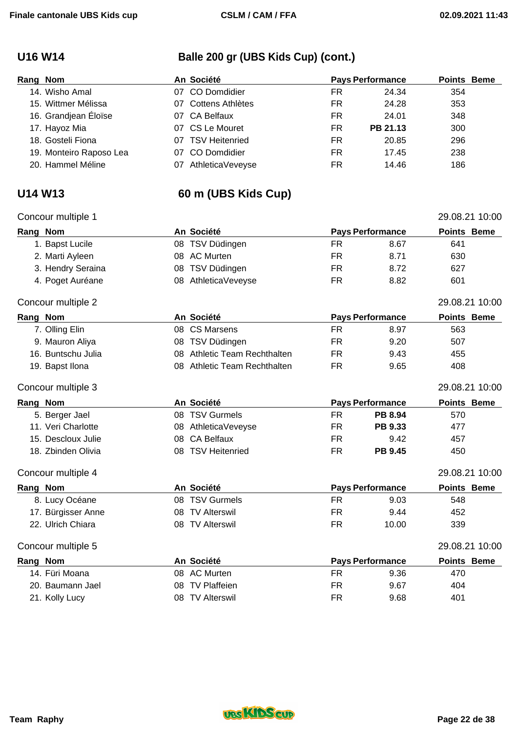## U16 W14 — Balle 200 gr (UBS Kids Cup) (cont.)

| Rang | Nom | An | Société | Pays | Performance | Points | Beme |
|---|---|---|---|---|---|---|---|
| 14. | Wisho Amal | 07 | CO Domdidier | FR | 24.34 | 354 | |
| 15. | Wittmer Mélissa | 07 | Cottens Athlètes | FR | 24.28 | 353 | |
| 16. | Grandjean Éloïse | 07 | CA Belfaux | FR | 24.01 | 348 | |
| 17. | Hayoz Mia | 07 | CS Le Mouret | FR | **PB 21.13** | 300 | |
| 18. | Gosteli Fiona | 07 | TSV Heitenried | FR | 20.85 | 296 | |
| 19. | Monteiro Raposo Lea | 07 | CO Domdidier | FR | 17.45 | 238 | |
| 20. | Hammel Méline | 07 | AthleticaVeveyse | FR | 14.46 | 186 | |

## U14 W13 — 60 m (UBS Kids Cup)

Concour multiple 1 — 29.08.21 10:00

| Rang | Nom | An | Société | Pays | Performance | Points | Beme |
|---|---|---|---|---|---|---|---|
| 1. | Bapst Lucile | 08 | TSV Düdingen | FR | 8.67 | 641 | |
| 2. | Marti Ayleen | 08 | AC Murten | FR | 8.71 | 630 | |
| 3. | Hendry Seraina | 08 | TSV Düdingen | FR | 8.72 | 627 | |
| 4. | Poget Auréane | 08 | AthleticaVeveyse | FR | 8.82 | 601 | |

Concour multiple 2 — 29.08.21 10:00

| Rang | Nom | An | Société | Pays | Performance | Points | Beme |
|---|---|---|---|---|---|---|---|
| 7. | Olling Elin | 08 | CS Marsens | FR | 8.97 | 563 | |
| 9. | Mauron Aliya | 08 | TSV Düdingen | FR | 9.20 | 507 | |
| 16. | Buntschu Julia | 08 | Athletic Team Rechthalten | FR | 9.43 | 455 | |
| 19. | Bapst Ilona | 08 | Athletic Team Rechthalten | FR | 9.65 | 408 | |

Concour multiple 3 — 29.08.21 10:00

| Rang | Nom | An | Société | Pays | Performance | Points | Beme |
|---|---|---|---|---|---|---|---|
| 5. | Berger Jael | 08 | TSV Gurmels | FR | **PB 8.94** | 570 | |
| 11. | Veri Charlotte | 08 | AthleticaVeveyse | FR | **PB 9.33** | 477 | |
| 15. | Descloux Julie | 08 | CA Belfaux | FR | 9.42 | 457 | |
| 18. | Zbinden Olivia | 08 | TSV Heitenried | FR | **PB 9.45** | 450 | |

Concour multiple 4 — 29.08.21 10:00

| Rang | Nom | An | Société | Pays | Performance | Points | Beme |
|---|---|---|---|---|---|---|---|
| 8. | Lucy Océane | 08 | TSV Gurmels | FR | 9.03 | 548 | |
| 17. | Bürgisser Anne | 08 | TV Alterswil | FR | 9.44 | 452 | |
| 22. | Ulrich Chiara | 08 | TV Alterswil | FR | 10.00 | 339 | |

Concour multiple 5 — 29.08.21 10:00

| Rang | Nom | An | Société | Pays | Performance | Points | Beme |
|---|---|---|---|---|---|---|---|
| 14. | Füri Moana | 08 | AC Murten | FR | 9.36 | 470 | |
| 20. | Baumann Jael | 08 | TV Plaffeien | FR | 9.67 | 404 | |
| 21. | Kolly Lucy | 08 | TV Alterswil | FR | 9.68 | 401 | |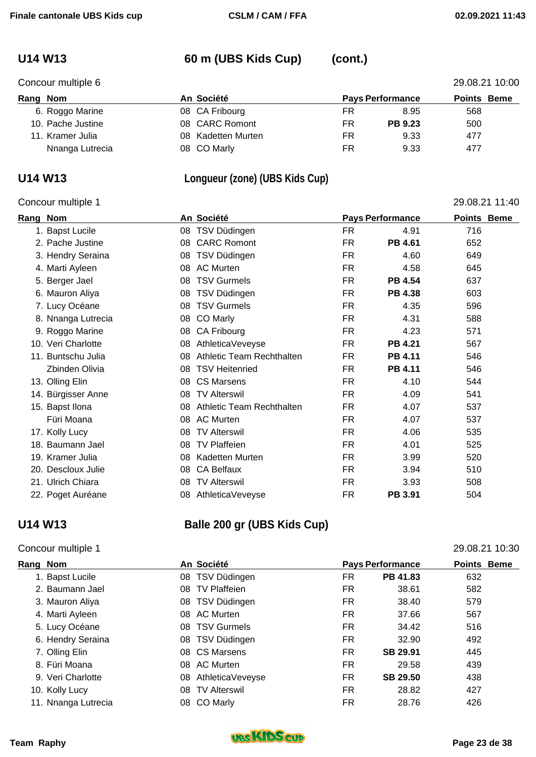## U14 W13 — 60 m (UBS Kids Cup) (cont.)

Concour multiple 6 — 29.08.21 10:00

| Rang | Nom | An | Société | Pays | Performance | Points | Beme |
|---|---|---|---|---|---|---|---|
| 6. | Roggo Marine | 08 | CA Fribourg | FR | 8.95 | 568 | |
| 10. | Pache Justine | 08 | CARC Romont | FR | **PB 9.23** | 500 | |
| 11. | Kramer Julia | 08 | Kadetten Murten | FR | 9.33 | 477 | |
| | Nnanga Lutrecia | 08 | CO Marly | FR | 9.33 | 477 | |

## U14 W13 — Longueur (zone) (UBS Kids Cup)

Concour multiple 1 — 29.08.21 11:40

| Rang | Nom | An | Société | Pays | Performance | Points | Beme |
|---|---|---|---|---|---|---|---|
| 1. | Bapst Lucile | 08 | TSV Düdingen | FR | 4.91 | 716 | |
| 2. | Pache Justine | 08 | CARC Romont | FR | **PB 4.61** | 652 | |
| 3. | Hendry Seraina | 08 | TSV Düdingen | FR | 4.60 | 649 | |
| 4. | Marti Ayleen | 08 | AC Murten | FR | 4.58 | 645 | |
| 5. | Berger Jael | 08 | TSV Gurmels | FR | **PB 4.54** | 637 | |
| 6. | Mauron Aliya | 08 | TSV Düdingen | FR | **PB 4.38** | 603 | |
| 7. | Lucy Océane | 08 | TSV Gurmels | FR | 4.35 | 596 | |
| 8. | Nnanga Lutrecia | 08 | CO Marly | FR | 4.31 | 588 | |
| 9. | Roggo Marine | 08 | CA Fribourg | FR | 4.23 | 571 | |
| 10. | Veri Charlotte | 08 | AthleticaVeveyse | FR | **PB 4.21** | 567 | |
| 11. | Buntschu Julia | 08 | Athletic Team Rechthalten | FR | **PB 4.11** | 546 | |
| | Zbinden Olivia | 08 | TSV Heitenried | FR | **PB 4.11** | 546 | |
| 13. | Olling Elin | 08 | CS Marsens | FR | 4.10 | 544 | |
| 14. | Bürgisser Anne | 08 | TV Alterswil | FR | 4.09 | 541 | |
| 15. | Bapst Ilona | 08 | Athletic Team Rechthalten | FR | 4.07 | 537 | |
| | Füri Moana | 08 | AC Murten | FR | 4.07 | 537 | |
| 17. | Kolly Lucy | 08 | TV Alterswil | FR | 4.06 | 535 | |
| 18. | Baumann Jael | 08 | TV Plaffeien | FR | 4.01 | 525 | |
| 19. | Kramer Julia | 08 | Kadetten Murten | FR | 3.99 | 520 | |
| 20. | Descloux Julie | 08 | CA Belfaux | FR | 3.94 | 510 | |
| 21. | Ulrich Chiara | 08 | TV Alterswil | FR | 3.93 | 508 | |
| 22. | Poget Auréane | 08 | AthleticaVeveyse | FR | **PB 3.91** | 504 | |

## U14 W13 — Balle 200 gr (UBS Kids Cup)

Concour multiple 1 — 29.08.21 10:30

| Rang | Nom | An | Société | Pays | Performance | Points | Beme |
|---|---|---|---|---|---|---|---|
| 1. | Bapst Lucile | 08 | TSV Düdingen | FR | **PB 41.83** | 632 | |
| 2. | Baumann Jael | 08 | TV Plaffeien | FR | 38.61 | 582 | |
| 3. | Mauron Aliya | 08 | TSV Düdingen | FR | 38.40 | 579 | |
| 4. | Marti Ayleen | 08 | AC Murten | FR | 37.66 | 567 | |
| 5. | Lucy Océane | 08 | TSV Gurmels | FR | 34.42 | 516 | |
| 6. | Hendry Seraina | 08 | TSV Düdingen | FR | 32.90 | 492 | |
| 7. | Olling Elin | 08 | CS Marsens | FR | **SB 29.91** | 445 | |
| 8. | Füri Moana | 08 | AC Murten | FR | 29.58 | 439 | |
| 9. | Veri Charlotte | 08 | AthleticaVeveyse | FR | **SB 29.50** | 438 | |
| 10. | Kolly Lucy | 08 | TV Alterswil | FR | 28.82 | 427 | |
| 11. | Nnanga Lutrecia | 08 | CO Marly | FR | 28.76 | 426 | |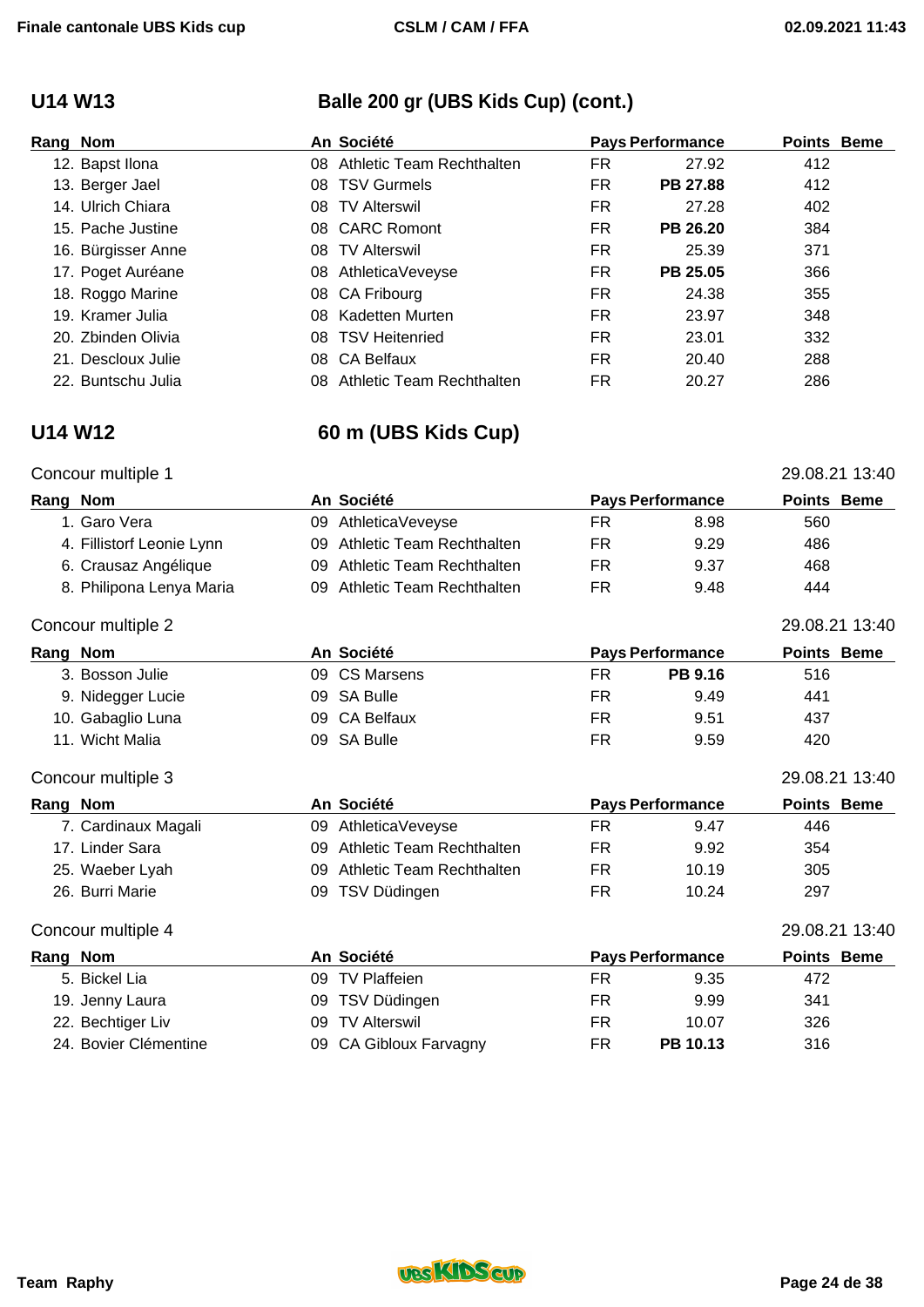## U14 W13 — Balle 200 gr (UBS Kids Cup) (cont.)

| Rang | Nom | An | Société | Pays | Performance | Points | Beme |
|---|---|---|---|---|---|---|---|
| 12. | Bapst Ilona | 08 | Athletic Team Rechthalten | FR | 27.92 | 412 | |
| 13. | Berger Jael | 08 | TSV Gurmels | FR | **PB 27.88** | 412 | |
| 14. | Ulrich Chiara | 08 | TV Alterswil | FR | 27.28 | 402 | |
| 15. | Pache Justine | 08 | CARC Romont | FR | **PB 26.20** | 384 | |
| 16. | Bürgisser Anne | 08 | TV Alterswil | FR | 25.39 | 371 | |
| 17. | Poget Auréane | 08 | AthleticaVeveyse | FR | **PB 25.05** | 366 | |
| 18. | Roggo Marine | 08 | CA Fribourg | FR | 24.38 | 355 | |
| 19. | Kramer Julia | 08 | Kadetten Murten | FR | 23.97 | 348 | |
| 20. | Zbinden Olivia | 08 | TSV Heitenried | FR | 23.01 | 332 | |
| 21. | Descloux Julie | 08 | CA Belfaux | FR | 20.40 | 288 | |
| 22. | Buntschu Julia | 08 | Athletic Team Rechthalten | FR | 20.27 | 286 | |

## U14 W12 — 60 m (UBS Kids Cup)

Concour multiple 1 — 29.08.21 13:40

| Rang | Nom | An | Société | Pays | Performance | Points | Beme |
|---|---|---|---|---|---|---|---|
| 1. | Garo Vera | 09 | AthleticaVeveyse | FR | 8.98 | 560 | |
| 4. | Fillistorf Leonie Lynn | 09 | Athletic Team Rechthalten | FR | 9.29 | 486 | |
| 6. | Crausaz Angélique | 09 | Athletic Team Rechthalten | FR | 9.37 | 468 | |
| 8. | Philipona Lenya Maria | 09 | Athletic Team Rechthalten | FR | 9.48 | 444 | |

Concour multiple 2 — 29.08.21 13:40

| Rang | Nom | An | Société | Pays | Performance | Points | Beme |
|---|---|---|---|---|---|---|---|
| 3. | Bosson Julie | 09 | CS Marsens | FR | **PB 9.16** | 516 | |
| 9. | Nidegger Lucie | 09 | SA Bulle | FR | 9.49 | 441 | |
| 10. | Gabaglio Luna | 09 | CA Belfaux | FR | 9.51 | 437 | |
| 11. | Wicht Malia | 09 | SA Bulle | FR | 9.59 | 420 | |

Concour multiple 3 — 29.08.21 13:40

| Rang | Nom | An | Société | Pays | Performance | Points | Beme |
|---|---|---|---|---|---|---|---|
| 7. | Cardinaux Magali | 09 | AthleticaVeveyse | FR | 9.47 | 446 | |
| 17. | Linder Sara | 09 | Athletic Team Rechthalten | FR | 9.92 | 354 | |
| 25. | Waeber Lyah | 09 | Athletic Team Rechthalten | FR | 10.19 | 305 | |
| 26. | Burri Marie | 09 | TSV Düdingen | FR | 10.24 | 297 | |

Concour multiple 4 — 29.08.21 13:40

| Rang | Nom | An | Société | Pays | Performance | Points | Beme |
|---|---|---|---|---|---|---|---|
| 5. | Bickel Lia | 09 | TV Plaffeien | FR | 9.35 | 472 | |
| 19. | Jenny Laura | 09 | TSV Düdingen | FR | 9.99 | 341 | |
| 22. | Bechtiger Liv | 09 | TV Alterswil | FR | 10.07 | 326 | |
| 24. | Bovier Clémentine | 09 | CA Gibloux Farvagny | FR | **PB 10.13** | 316 | |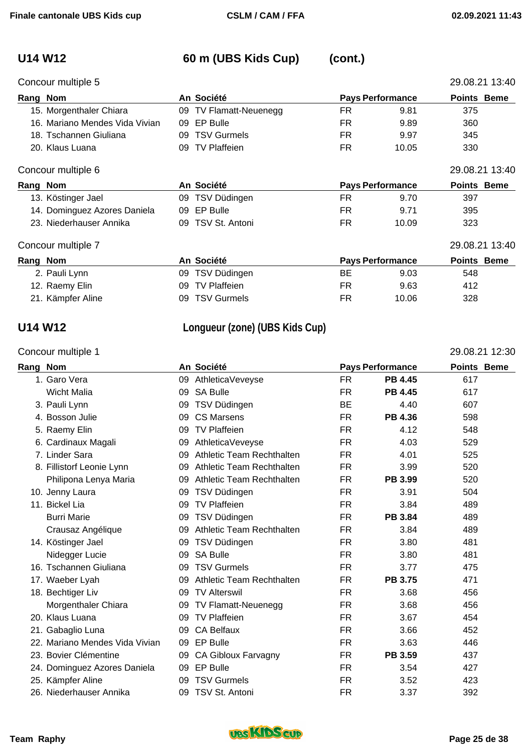## U14 W12 — 60 m (UBS Kids Cup) (cont.)

Concour multiple 5 — 29.08.21 13:40

| Rang | Nom | An | Société | Pays | Performance | Points | Beme |
|---|---|---|---|---|---|---|---|
| 15. | Morgenthaler Chiara | 09 | TV Flamatt-Neuenegg | FR | 9.81 | 375 | |
| 16. | Mariano Mendes Vida Vivian | 09 | EP Bulle | FR | 9.89 | 360 | |
| 18. | Tschannen Giuliana | 09 | TSV Gurmels | FR | 9.97 | 345 | |
| 20. | Klaus Luana | 09 | TV Plaffeien | FR | 10.05 | 330 | |

Concour multiple 6 — 29.08.21 13:40

| Rang | Nom | An | Société | Pays | Performance | Points | Beme |
|---|---|---|---|---|---|---|---|
| 13. | Köstinger Jael | 09 | TSV Düdingen | FR | 9.70 | 397 | |
| 14. | Dominguez Azores Daniela | 09 | EP Bulle | FR | 9.71 | 395 | |
| 23. | Niederhauser Annika | 09 | TSV St. Antoni | FR | 10.09 | 323 | |

Concour multiple 7 — 29.08.21 13:40

| Rang | Nom | An | Société | Pays | Performance | Points | Beme |
|---|---|---|---|---|---|---|---|
| 2. | Pauli Lynn | 09 | TSV Düdingen | BE | 9.03 | 548 | |
| 12. | Raemy Elin | 09 | TV Plaffeien | FR | 9.63 | 412 | |
| 21. | Kämpfer Aline | 09 | TSV Gurmels | FR | 10.06 | 328 | |

## U14 W12 — Longueur (zone) (UBS Kids Cup)

Concour multiple 1 — 29.08.21 12:30

| Rang | Nom | An | Société | Pays | Performance | Points | Beme |
|---|---|---|---|---|---|---|---|
| 1. | Garo Vera | 09 | AthleticaVeveyse | FR | **PB 4.45** | 617 | |
| | Wicht Malia | 09 | SA Bulle | FR | **PB 4.45** | 617 | |
| 3. | Pauli Lynn | 09 | TSV Düdingen | BE | 4.40 | 607 | |
| 4. | Bosson Julie | 09 | CS Marsens | FR | **PB 4.36** | 598 | |
| 5. | Raemy Elin | 09 | TV Plaffeien | FR | 4.12 | 548 | |
| 6. | Cardinaux Magali | 09 | AthleticaVeveyse | FR | 4.03 | 529 | |
| 7. | Linder Sara | 09 | Athletic Team Rechthalten | FR | 4.01 | 525 | |
| 8. | Fillistorf Leonie Lynn | 09 | Athletic Team Rechthalten | FR | 3.99 | 520 | |
| | Philipona Lenya Maria | 09 | Athletic Team Rechthalten | FR | **PB 3.99** | 520 | |
| 10. | Jenny Laura | 09 | TSV Düdingen | FR | 3.91 | 504 | |
| 11. | Bickel Lia | 09 | TV Plaffeien | FR | 3.84 | 489 | |
| | Burri Marie | 09 | TSV Düdingen | FR | **PB 3.84** | 489 | |
| | Crausaz Angélique | 09 | Athletic Team Rechthalten | FR | 3.84 | 489 | |
| 14. | Köstinger Jael | 09 | TSV Düdingen | FR | 3.80 | 481 | |
| | Nidegger Lucie | 09 | SA Bulle | FR | 3.80 | 481 | |
| 16. | Tschannen Giuliana | 09 | TSV Gurmels | FR | 3.77 | 475 | |
| 17. | Waeber Lyah | 09 | Athletic Team Rechthalten | FR | **PB 3.75** | 471 | |
| 18. | Bechtiger Liv | 09 | TV Alterswil | FR | 3.68 | 456 | |
| | Morgenthaler Chiara | 09 | TV Flamatt-Neuenegg | FR | 3.68 | 456 | |
| 20. | Klaus Luana | 09 | TV Plaffeien | FR | 3.67 | 454 | |
| 21. | Gabaglio Luna | 09 | CA Belfaux | FR | 3.66 | 452 | |
| 22. | Mariano Mendes Vida Vivian | 09 | EP Bulle | FR | 3.63 | 446 | |
| 23. | Bovier Clémentine | 09 | CA Gibloux Farvagny | FR | **PB 3.59** | 437 | |
| 24. | Dominguez Azores Daniela | 09 | EP Bulle | FR | 3.54 | 427 | |
| 25. | Kämpfer Aline | 09 | TSV Gurmels | FR | 3.52 | 423 | |
| 26. | Niederhauser Annika | 09 | TSV St. Antoni | FR | 3.37 | 392 | |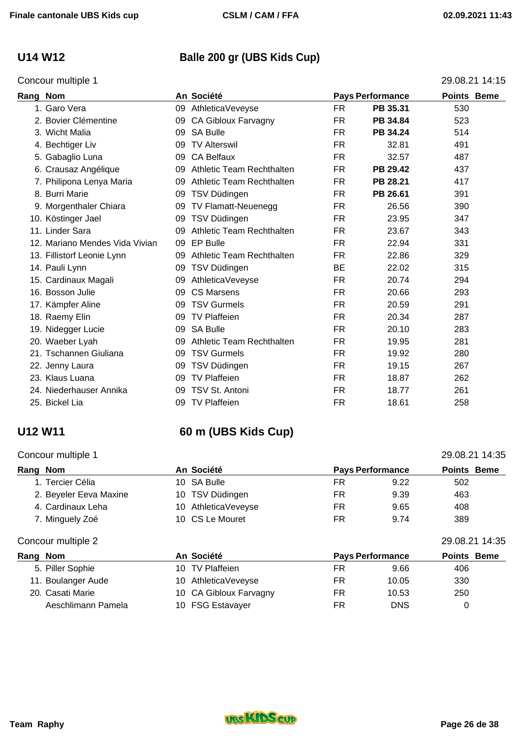## U14 W12 — Balle 200 gr (UBS Kids Cup)

Concour multiple 1 — 29.08.21 14:15

| Rang | Nom | An | Société | Pays | Performance | Points | Beme |
|---|---|---|---|---|---|---|---|
| 1. | Garo Vera | 09 | AthleticaVeveyse | FR | **PB 35.31** | 530 | |
| 2. | Bovier Clémentine | 09 | CA Gibloux Farvagny | FR | **PB 34.84** | 523 | |
| 3. | Wicht Malia | 09 | SA Bulle | FR | **PB 34.24** | 514 | |
| 4. | Bechtiger Liv | 09 | TV Alterswil | FR | 32.81 | 491 | |
| 5. | Gabaglio Luna | 09 | CA Belfaux | FR | 32.57 | 487 | |
| 6. | Crausaz Angélique | 09 | Athletic Team Rechthalten | FR | **PB 29.42** | 437 | |
| 7. | Philipona Lenya Maria | 09 | Athletic Team Rechthalten | FR | **PB 28.21** | 417 | |
| 8. | Burri Marie | 09 | TSV Düdingen | FR | **PB 26.61** | 391 | |
| 9. | Morgenthaler Chiara | 09 | TV Flamatt-Neuenegg | FR | 26.56 | 390 | |
| 10. | Köstinger Jael | 09 | TSV Düdingen | FR | 23.95 | 347 | |
| 11. | Linder Sara | 09 | Athletic Team Rechthalten | FR | 23.67 | 343 | |
| 12. | Mariano Mendes Vida Vivian | 09 | EP Bulle | FR | 22.94 | 331 | |
| 13. | Fillistorf Leonie Lynn | 09 | Athletic Team Rechthalten | FR | 22.86 | 329 | |
| 14. | Pauli Lynn | 09 | TSV Düdingen | BE | 22.02 | 315 | |
| 15. | Cardinaux Magali | 09 | AthleticaVeveyse | FR | 20.74 | 294 | |
| 16. | Bosson Julie | 09 | CS Marsens | FR | 20.66 | 293 | |
| 17. | Kämpfer Aline | 09 | TSV Gurmels | FR | 20.59 | 291 | |
| 18. | Raemy Elin | 09 | TV Plaffeien | FR | 20.34 | 287 | |
| 19. | Nidegger Lucie | 09 | SA Bulle | FR | 20.10 | 283 | |
| 20. | Waeber Lyah | 09 | Athletic Team Rechthalten | FR | 19.95 | 281 | |
| 21. | Tschannen Giuliana | 09 | TSV Gurmels | FR | 19.92 | 280 | |
| 22. | Jenny Laura | 09 | TSV Düdingen | FR | 19.15 | 267 | |
| 23. | Klaus Luana | 09 | TV Plaffeien | FR | 18.87 | 262 | |
| 24. | Niederhauser Annika | 09 | TSV St. Antoni | FR | 18.77 | 261 | |
| 25. | Bickel Lia | 09 | TV Plaffeien | FR | 18.61 | 258 | |

## U12 W11 — 60 m (UBS Kids Cup)

Concour multiple 1 — 29.08.21 14:35

| Rang | Nom | An | Société | Pays | Performance | Points | Beme |
|---|---|---|---|---|---|---|---|
| 1. | Tercier Célia | 10 | SA Bulle | FR | 9.22 | 502 | |
| 2. | Beyeler Eeva Maxine | 10 | TSV Düdingen | FR | 9.39 | 463 | |
| 4. | Cardinaux Leha | 10 | AthleticaVeveyse | FR | 9.65 | 408 | |
| 7. | Minguely Zoé | 10 | CS Le Mouret | FR | 9.74 | 389 | |

Concour multiple 2 — 29.08.21 14:35

| Rang | Nom | An | Société | Pays | Performance | Points | Beme |
|---|---|---|---|---|---|---|---|
| 5. | Piller Sophie | 10 | TV Plaffeien | FR | 9.66 | 406 | |
| 11. | Boulanger Aude | 10 | AthleticaVeveyse | FR | 10.05 | 330 | |
| 20. | Casati Marie | 10 | CA Gibloux Farvagny | FR | 10.53 | 250 | |
| | Aeschlimann Pamela | 10 | FSG Estavayer | FR | DNS | 0 | |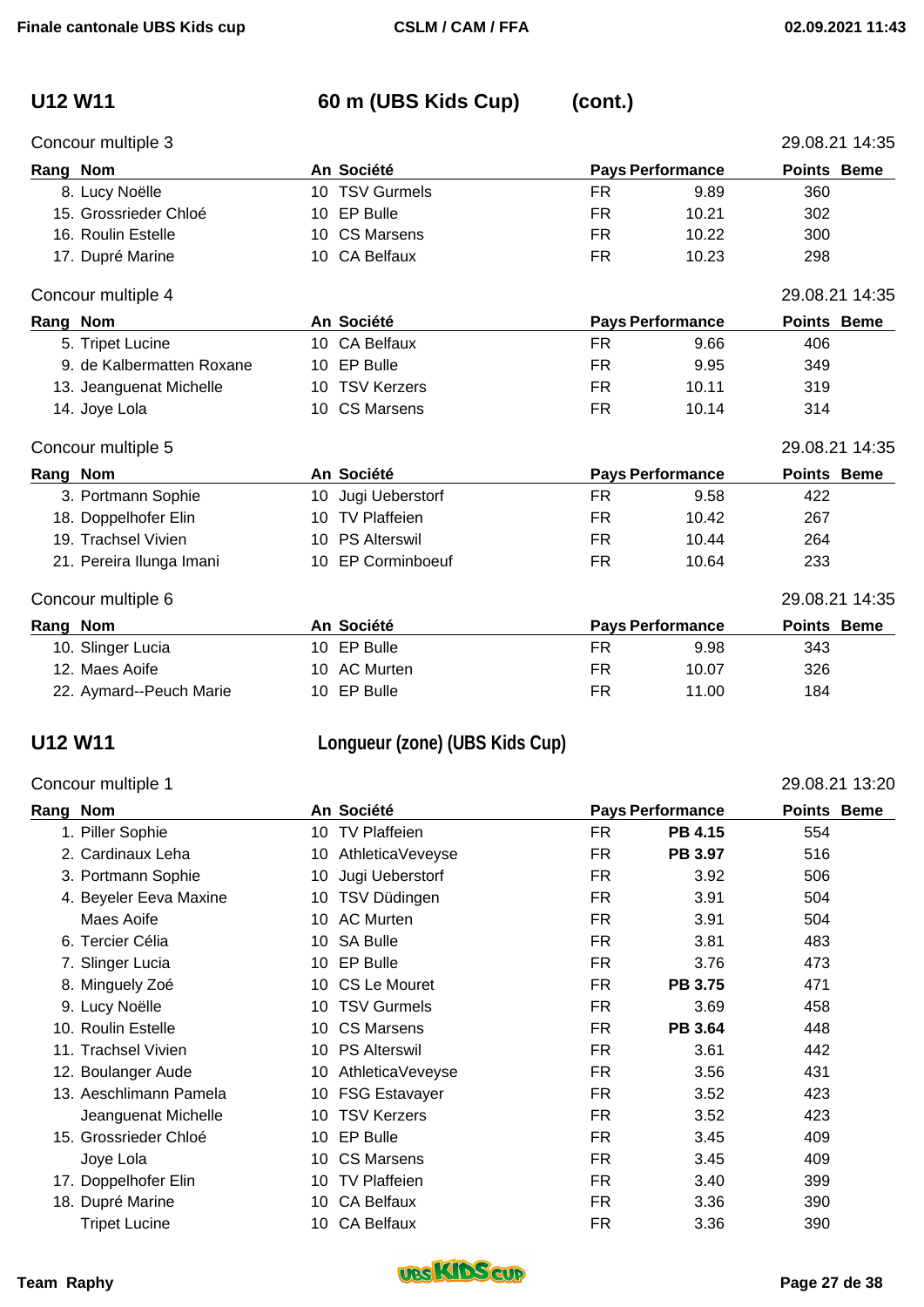## U12 W11 — 60 m (UBS Kids Cup) (cont.)

### Concour multiple 3

29.08.21 14:35

| Rang | Nom | An | Société | Pays | Performance | Points | Beme |
|---|---|---|---|---|---|---|---|
| 8. | Lucy Noëlle | 10 | TSV Gurmels | FR | 9.89 | 360 | |
| 15. | Grossrieder Chloé | 10 | EP Bulle | FR | 10.21 | 302 | |
| 16. | Roulin Estelle | 10 | CS Marsens | FR | 10.22 | 300 | |
| 17. | Dupré Marine | 10 | CA Belfaux | FR | 10.23 | 298 | |

### Concour multiple 4

29.08.21 14:35

| Rang | Nom | An | Société | Pays | Performance | Points | Beme |
|---|---|---|---|---|---|---|---|
| 5. | Tripet Lucine | 10 | CA Belfaux | FR | 9.66 | 406 | |
| 9. | de Kalbermatten Roxane | 10 | EP Bulle | FR | 9.95 | 349 | |
| 13. | Jeanguenat Michelle | 10 | TSV Kerzers | FR | 10.11 | 319 | |
| 14. | Joye Lola | 10 | CS Marsens | FR | 10.14 | 314 | |

### Concour multiple 5

29.08.21 14:35

| Rang | Nom | An | Société | Pays | Performance | Points | Beme |
|---|---|---|---|---|---|---|---|
| 3. | Portmann Sophie | 10 | Jugi Ueberstorf | FR | 9.58 | 422 | |
| 18. | Doppelhofer Elin | 10 | TV Plaffeien | FR | 10.42 | 267 | |
| 19. | Trachsel Vivien | 10 | PS Alterswil | FR | 10.44 | 264 | |
| 21. | Pereira Ilunga Imani | 10 | EP Corminboeuf | FR | 10.64 | 233 | |

### Concour multiple 6

29.08.21 14:35

| Rang | Nom | An | Société | Pays | Performance | Points | Beme |
|---|---|---|---|---|---|---|---|
| 10. | Slinger Lucia | 10 | EP Bulle | FR | 9.98 | 343 | |
| 12. | Maes Aoife | 10 | AC Murten | FR | 10.07 | 326 | |
| 22. | Aymard--Peuch Marie | 10 | EP Bulle | FR | 11.00 | 184 | |

## U12 W11 — Longueur (zone) (UBS Kids Cup)

### Concour multiple 1

29.08.21 13:20

| Rang | Nom | An | Société | Pays | Performance | Points | Beme |
|---|---|---|---|---|---|---|---|
| 1. | Piller Sophie | 10 | TV Plaffeien | FR | **PB 4.15** | 554 | |
| 2. | Cardinaux Leha | 10 | AthleticaVeveyse | FR | **PB 3.97** | 516 | |
| 3. | Portmann Sophie | 10 | Jugi Ueberstorf | FR | 3.92 | 506 | |
| 4. | Beyeler Eeva Maxine | 10 | TSV Düdingen | FR | 3.91 | 504 | |
| | Maes Aoife | 10 | AC Murten | FR | 3.91 | 504 | |
| 6. | Tercier Célia | 10 | SA Bulle | FR | 3.81 | 483 | |
| 7. | Slinger Lucia | 10 | EP Bulle | FR | 3.76 | 473 | |
| 8. | Minguely Zoé | 10 | CS Le Mouret | FR | **PB 3.75** | 471 | |
| 9. | Lucy Noëlle | 10 | TSV Gurmels | FR | 3.69 | 458 | |
| 10. | Roulin Estelle | 10 | CS Marsens | FR | **PB 3.64** | 448 | |
| 11. | Trachsel Vivien | 10 | PS Alterswil | FR | 3.61 | 442 | |
| 12. | Boulanger Aude | 10 | AthleticaVeveyse | FR | 3.56 | 431 | |
| 13. | Aeschlimann Pamela | 10 | FSG Estavayer | FR | 3.52 | 423 | |
| | Jeanguenat Michelle | 10 | TSV Kerzers | FR | 3.52 | 423 | |
| 15. | Grossrieder Chloé | 10 | EP Bulle | FR | 3.45 | 409 | |
| | Joye Lola | 10 | CS Marsens | FR | 3.45 | 409 | |
| 17. | Doppelhofer Elin | 10 | TV Plaffeien | FR | 3.40 | 399 | |
| 18. | Dupré Marine | 10 | CA Belfaux | FR | 3.36 | 390 | |
| | Tripet Lucine | 10 | CA Belfaux | FR | 3.36 | 390 | |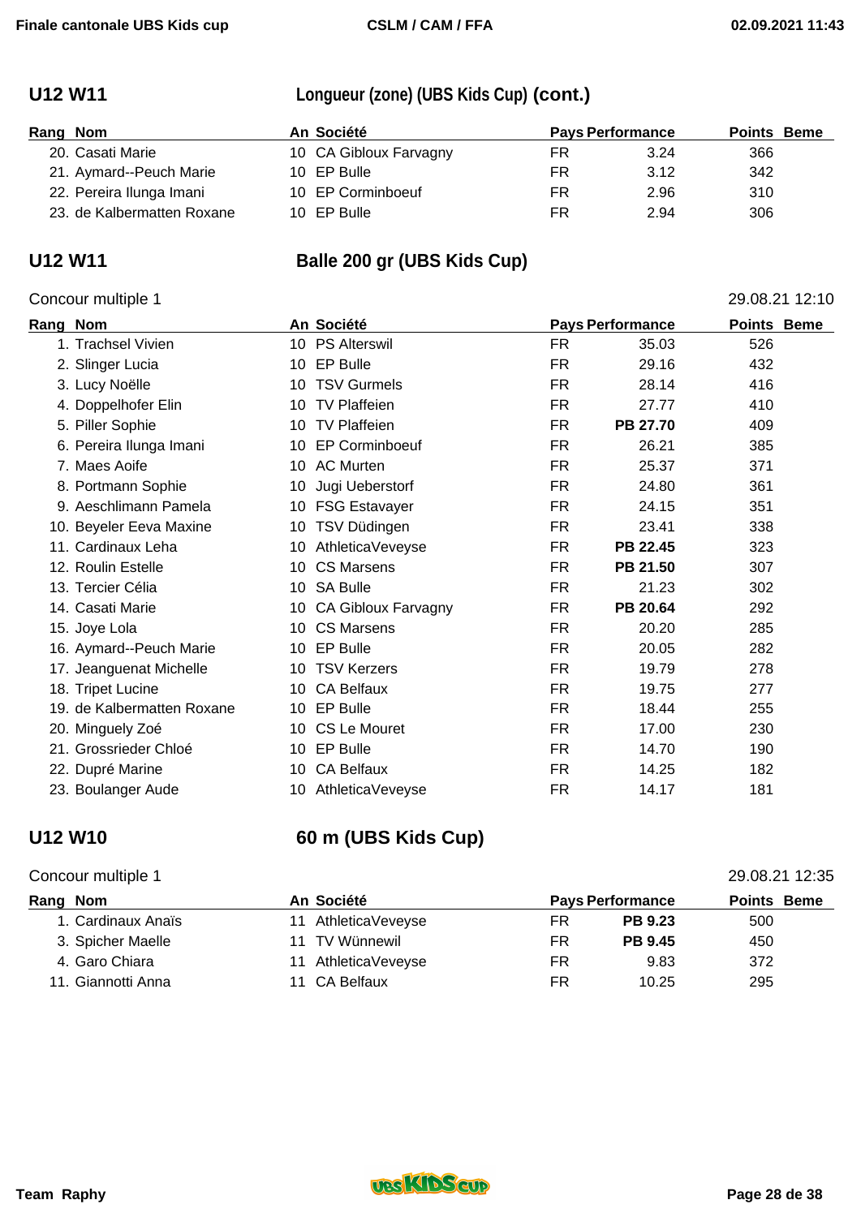## U12 W11 — Longueur (zone) (UBS Kids Cup) (cont.)

| Rang | Nom | An | Société | Pays | Performance | Points | Beme |
|---|---|---|---|---|---|---|---|
| 20. | Casati Marie | 10 | CA Gibloux Farvagny | FR | 3.24 | 366 | |
| 21. | Aymard--Peuch Marie | 10 | EP Bulle | FR | 3.12 | 342 | |
| 22. | Pereira Ilunga Imani | 10 | EP Corminboeuf | FR | 2.96 | 310 | |
| 23. | de Kalbermatten Roxane | 10 | EP Bulle | FR | 2.94 | 306 | |

## U12 W11 — Balle 200 gr (UBS Kids Cup)

Concour multiple 1 — 29.08.21 12:10

| Rang | Nom | An | Société | Pays | Performance | Points | Beme |
|---|---|---|---|---|---|---|---|
| 1. | Trachsel Vivien | 10 | PS Alterswil | FR | 35.03 | 526 | |
| 2. | Slinger Lucia | 10 | EP Bulle | FR | 29.16 | 432 | |
| 3. | Lucy Noëlle | 10 | TSV Gurmels | FR | 28.14 | 416 | |
| 4. | Doppelhofer Elin | 10 | TV Plaffeien | FR | 27.77 | 410 | |
| 5. | Piller Sophie | 10 | TV Plaffeien | FR | **PB 27.70** | 409 | |
| 6. | Pereira Ilunga Imani | 10 | EP Corminboeuf | FR | 26.21 | 385 | |
| 7. | Maes Aoife | 10 | AC Murten | FR | 25.37 | 371 | |
| 8. | Portmann Sophie | 10 | Jugi Ueberstorf | FR | 24.80 | 361 | |
| 9. | Aeschlimann Pamela | 10 | FSG Estavayer | FR | 24.15 | 351 | |
| 10. | Beyeler Eeva Maxine | 10 | TSV Düdingen | FR | 23.41 | 338 | |
| 11. | Cardinaux Leha | 10 | AthleticaVeveyse | FR | **PB 22.45** | 323 | |
| 12. | Roulin Estelle | 10 | CS Marsens | FR | **PB 21.50** | 307 | |
| 13. | Tercier Célia | 10 | SA Bulle | FR | 21.23 | 302 | |
| 14. | Casati Marie | 10 | CA Gibloux Farvagny | FR | **PB 20.64** | 292 | |
| 15. | Joye Lola | 10 | CS Marsens | FR | 20.20 | 285 | |
| 16. | Aymard--Peuch Marie | 10 | EP Bulle | FR | 20.05 | 282 | |
| 17. | Jeanguenat Michelle | 10 | TSV Kerzers | FR | 19.79 | 278 | |
| 18. | Tripet Lucine | 10 | CA Belfaux | FR | 19.75 | 277 | |
| 19. | de Kalbermatten Roxane | 10 | EP Bulle | FR | 18.44 | 255 | |
| 20. | Minguely Zoé | 10 | CS Le Mouret | FR | 17.00 | 230 | |
| 21. | Grossrieder Chloé | 10 | EP Bulle | FR | 14.70 | 190 | |
| 22. | Dupré Marine | 10 | CA Belfaux | FR | 14.25 | 182 | |
| 23. | Boulanger Aude | 10 | AthleticaVeveyse | FR | 14.17 | 181 | |

## U12 W10 — 60 m (UBS Kids Cup)

Concour multiple 1 — 29.08.21 12:35

| Rang | Nom | An | Société | Pays | Performance | Points | Beme |
|---|---|---|---|---|---|---|---|
| 1. | Cardinaux Anaïs | 11 | AthleticaVeveyse | FR | **PB 9.23** | 500 | |
| 3. | Spicher Maelle | 11 | TV Wünnewil | FR | **PB 9.45** | 450 | |
| 4. | Garo Chiara | 11 | AthleticaVeveyse | FR | 9.83 | 372 | |
| 11. | Giannotti Anna | 11 | CA Belfaux | FR | 10.25 | 295 | |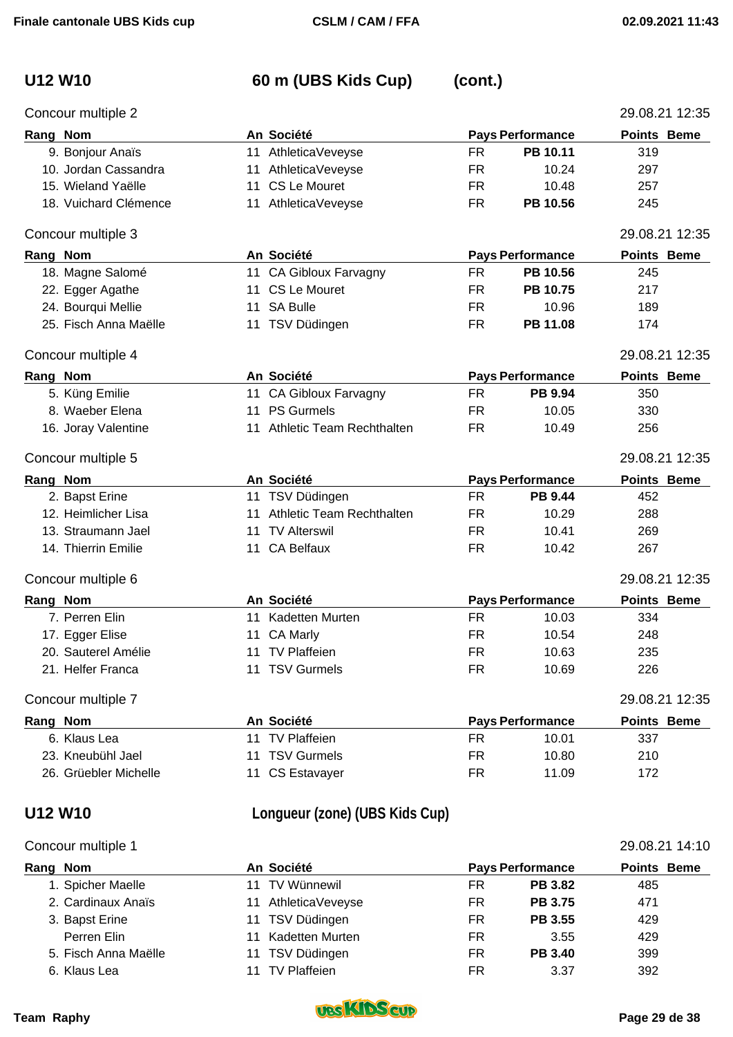## U12 W10 — 60 m (UBS Kids Cup) (cont.)

Concour multiple 2 — 29.08.21 12:35

| Rang | Nom | An | Société | Pays | Performance | Points | Beme |
|---|---|---|---|---|---|---|---|
| 9. | Bonjour Anaïs | 11 | AthleticaVeveyse | FR | **PB 10.11** | 319 | |
| 10. | Jordan Cassandra | 11 | AthleticaVeveyse | FR | 10.24 | 297 | |
| 15. | Wieland Yaëlle | 11 | CS Le Mouret | FR | 10.48 | 257 | |
| 18. | Vuichard Clémence | 11 | AthleticaVeveyse | FR | **PB 10.56** | 245 | |

Concour multiple 3 — 29.08.21 12:35

| Rang | Nom | An | Société | Pays | Performance | Points | Beme |
|---|---|---|---|---|---|---|---|
| 18. | Magne Salomé | 11 | CA Gibloux Farvagny | FR | **PB 10.56** | 245 | |
| 22. | Egger Agathe | 11 | CS Le Mouret | FR | **PB 10.75** | 217 | |
| 24. | Bourqui Mellie | 11 | SA Bulle | FR | 10.96 | 189 | |
| 25. | Fisch Anna Maëlle | 11 | TSV Düdingen | FR | **PB 11.08** | 174 | |

Concour multiple 4 — 29.08.21 12:35

| Rang | Nom | An | Société | Pays | Performance | Points | Beme |
|---|---|---|---|---|---|---|---|
| 5. | Küng Emilie | 11 | CA Gibloux Farvagny | FR | **PB 9.94** | 350 | |
| 8. | Waeber Elena | 11 | PS Gurmels | FR | 10.05 | 330 | |
| 16. | Joray Valentine | 11 | Athletic Team Rechthalten | FR | 10.49 | 256 | |

Concour multiple 5 — 29.08.21 12:35

| Rang | Nom | An | Société | Pays | Performance | Points | Beme |
|---|---|---|---|---|---|---|---|
| 2. | Bapst Erine | 11 | TSV Düdingen | FR | **PB 9.44** | 452 | |
| 12. | Heimlicher Lisa | 11 | Athletic Team Rechthalten | FR | 10.29 | 288 | |
| 13. | Straumann Jael | 11 | TV Alterswil | FR | 10.41 | 269 | |
| 14. | Thierrin Emilie | 11 | CA Belfaux | FR | 10.42 | 267 | |

Concour multiple 6 — 29.08.21 12:35

| Rang | Nom | An | Société | Pays | Performance | Points | Beme |
|---|---|---|---|---|---|---|---|
| 7. | Perren Elin | 11 | Kadetten Murten | FR | 10.03 | 334 | |
| 17. | Egger Elise | 11 | CA Marly | FR | 10.54 | 248 | |
| 20. | Sauterel Amélie | 11 | TV Plaffeien | FR | 10.63 | 235 | |
| 21. | Helfer Franca | 11 | TSV Gurmels | FR | 10.69 | 226 | |

Concour multiple 7 — 29.08.21 12:35

| Rang | Nom | An | Société | Pays | Performance | Points | Beme |
|---|---|---|---|---|---|---|---|
| 6. | Klaus Lea | 11 | TV Plaffeien | FR | 10.01 | 337 | |
| 23. | Kneubühl Jael | 11 | TSV Gurmels | FR | 10.80 | 210 | |
| 26. | Grüebler Michelle | 11 | CS Estavayer | FR | 11.09 | 172 | |

## U12 W10 — Longueur (zone) (UBS Kids Cup)

Concour multiple 1 — 29.08.21 14:10

| Rang | Nom | An | Société | Pays | Performance | Points | Beme |
|---|---|---|---|---|---|---|---|
| 1. | Spicher Maelle | 11 | TV Wünnewil | FR | **PB 3.82** | 485 | |
| 2. | Cardinaux Anaïs | 11 | AthleticaVeveyse | FR | **PB 3.75** | 471 | |
| 3. | Bapst Erine | 11 | TSV Düdingen | FR | **PB 3.55** | 429 | |
| | Perren Elin | 11 | Kadetten Murten | FR | 3.55 | 429 | |
| 5. | Fisch Anna Maëlle | 11 | TSV Düdingen | FR | **PB 3.40** | 399 | |
| 6. | Klaus Lea | 11 | TV Plaffeien | FR | 3.37 | 392 | |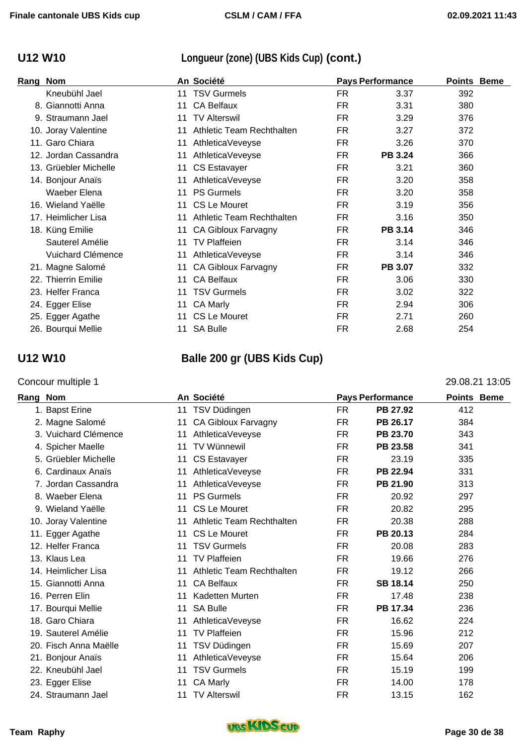## U12 W10 — Longueur (zone) (UBS Kids Cup) (cont.)

| Rang | Nom | An | Société | Pays | Performance | Points | Beme |
|---|---|---|---|---|---|---|---|
| | Kneubühl Jael | 11 | TSV Gurmels | FR | 3.37 | 392 | |
| 8. | Giannotti Anna | 11 | CA Belfaux | FR | 3.31 | 380 | |
| 9. | Straumann Jael | 11 | TV Alterswil | FR | 3.29 | 376 | |
| 10. | Joray Valentine | 11 | Athletic Team Rechthalten | FR | 3.27 | 372 | |
| 11. | Garo Chiara | 11 | AthleticaVeveyse | FR | 3.26 | 370 | |
| 12. | Jordan Cassandra | 11 | AthleticaVeveyse | FR | **PB 3.24** | 366 | |
| 13. | Grüebler Michelle | 11 | CS Estavayer | FR | 3.21 | 360 | |
| 14. | Bonjour Anaïs | 11 | AthleticaVeveyse | FR | 3.20 | 358 | |
| | Waeber Elena | 11 | PS Gurmels | FR | 3.20 | 358 | |
| 16. | Wieland Yaëlle | 11 | CS Le Mouret | FR | 3.19 | 356 | |
| 17. | Heimlicher Lisa | 11 | Athletic Team Rechthalten | FR | 3.16 | 350 | |
| 18. | Küng Emilie | 11 | CA Gibloux Farvagny | FR | **PB 3.14** | 346 | |
| | Sauterel Amélie | 11 | TV Plaffeien | FR | 3.14 | 346 | |
| | Vuichard Clémence | 11 | AthleticaVeveyse | FR | 3.14 | 346 | |
| 21. | Magne Salomé | 11 | CA Gibloux Farvagny | FR | **PB 3.07** | 332 | |
| 22. | Thierrin Emilie | 11 | CA Belfaux | FR | 3.06 | 330 | |
| 23. | Helfer Franca | 11 | TSV Gurmels | FR | 3.02 | 322 | |
| 24. | Egger Elise | 11 | CA Marly | FR | 2.94 | 306 | |
| 25. | Egger Agathe | 11 | CS Le Mouret | FR | 2.71 | 260 | |
| 26. | Bourqui Mellie | 11 | SA Bulle | FR | 2.68 | 254 | |

## U12 W10 — Balle 200 gr (UBS Kids Cup)

Concour multiple 1 — 29.08.21 13:05

| Rang | Nom | An | Société | Pays | Performance | Points | Beme |
|---|---|---|---|---|---|---|---|
| 1. | Bapst Erine | 11 | TSV Düdingen | FR | **PB 27.92** | 412 | |
| 2. | Magne Salomé | 11 | CA Gibloux Farvagny | FR | **PB 26.17** | 384 | |
| 3. | Vuichard Clémence | 11 | AthleticaVeveyse | FR | **PB 23.70** | 343 | |
| 4. | Spicher Maelle | 11 | TV Wünnewil | FR | **PB 23.58** | 341 | |
| 5. | Grüebler Michelle | 11 | CS Estavayer | FR | 23.19 | 335 | |
| 6. | Cardinaux Anaïs | 11 | AthleticaVeveyse | FR | **PB 22.94** | 331 | |
| 7. | Jordan Cassandra | 11 | AthleticaVeveyse | FR | **PB 21.90** | 313 | |
| 8. | Waeber Elena | 11 | PS Gurmels | FR | 20.92 | 297 | |
| 9. | Wieland Yaëlle | 11 | CS Le Mouret | FR | 20.82 | 295 | |
| 10. | Joray Valentine | 11 | Athletic Team Rechthalten | FR | 20.38 | 288 | |
| 11. | Egger Agathe | 11 | CS Le Mouret | FR | **PB 20.13** | 284 | |
| 12. | Helfer Franca | 11 | TSV Gurmels | FR | 20.08 | 283 | |
| 13. | Klaus Lea | 11 | TV Plaffeien | FR | 19.66 | 276 | |
| 14. | Heimlicher Lisa | 11 | Athletic Team Rechthalten | FR | 19.12 | 266 | |
| 15. | Giannotti Anna | 11 | CA Belfaux | FR | **SB 18.14** | 250 | |
| 16. | Perren Elin | 11 | Kadetten Murten | FR | 17.48 | 238 | |
| 17. | Bourqui Mellie | 11 | SA Bulle | FR | **PB 17.34** | 236 | |
| 18. | Garo Chiara | 11 | AthleticaVeveyse | FR | 16.62 | 224 | |
| 19. | Sauterel Amélie | 11 | TV Plaffeien | FR | 15.96 | 212 | |
| 20. | Fisch Anna Maëlle | 11 | TSV Düdingen | FR | 15.69 | 207 | |
| 21. | Bonjour Anaïs | 11 | AthleticaVeveyse | FR | 15.64 | 206 | |
| 22. | Kneubühl Jael | 11 | TSV Gurmels | FR | 15.19 | 199 | |
| 23. | Egger Elise | 11 | CA Marly | FR | 14.00 | 178 | |
| 24. | Straumann Jael | 11 | TV Alterswil | FR | 13.15 | 162 | |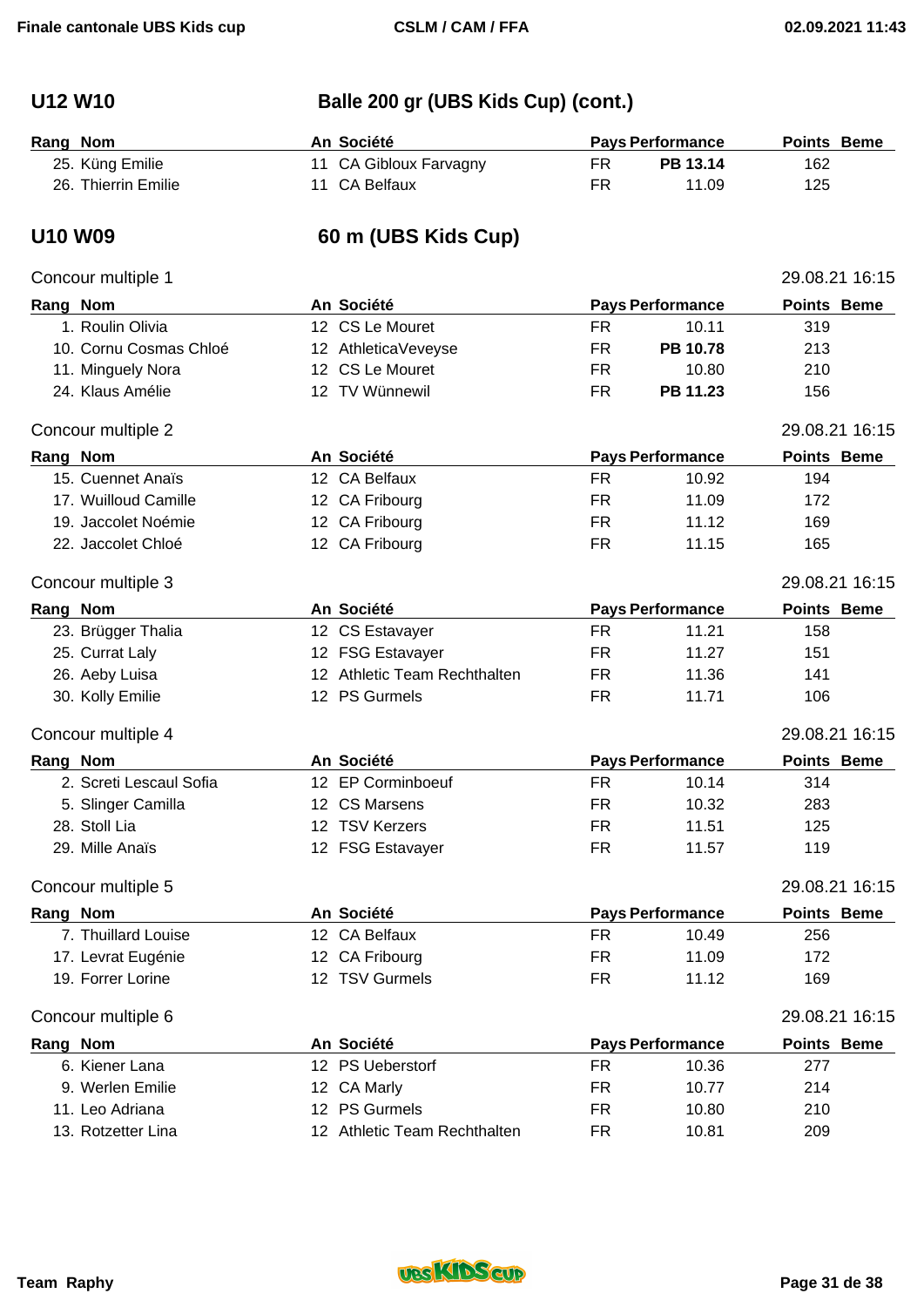## U12 W10 — Balle 200 gr (UBS Kids Cup) (cont.)

| Rang | Nom | An | Société | Pays | Performance | Points | Beme |
|---|---|---|---|---|---|---|---|
| 25. | Küng Emilie | 11 | CA Gibloux Farvagny | FR | **PB 13.14** | 162 | |
| 26. | Thierrin Emilie | 11 | CA Belfaux | FR | 11.09 | 125 | |

## U10 W09 — 60 m (UBS Kids Cup)

### Concour multiple 1 — 29.08.21 16:15

| Rang | Nom | An | Société | Pays | Performance | Points | Beme |
|---|---|---|---|---|---|---|---|
| 1. | Roulin Olivia | 12 | CS Le Mouret | FR | 10.11 | 319 | |
| 10. | Cornu Cosmas Chloé | 12 | AthleticaVeveyse | FR | **PB 10.78** | 213 | |
| 11. | Minguely Nora | 12 | CS Le Mouret | FR | 10.80 | 210 | |
| 24. | Klaus Amélie | 12 | TV Wünnewil | FR | **PB 11.23** | 156 | |

### Concour multiple 2 — 29.08.21 16:15

| Rang | Nom | An | Société | Pays | Performance | Points | Beme |
|---|---|---|---|---|---|---|---|
| 15. | Cuennet Anaïs | 12 | CA Belfaux | FR | 10.92 | 194 | |
| 17. | Wuilloud Camille | 12 | CA Fribourg | FR | 11.09 | 172 | |
| 19. | Jaccolet Noémie | 12 | CA Fribourg | FR | 11.12 | 169 | |
| 22. | Jaccolet Chloé | 12 | CA Fribourg | FR | 11.15 | 165 | |

### Concour multiple 3 — 29.08.21 16:15

| Rang | Nom | An | Société | Pays | Performance | Points | Beme |
|---|---|---|---|---|---|---|---|
| 23. | Brügger Thalia | 12 | CS Estavayer | FR | 11.21 | 158 | |
| 25. | Currat Laly | 12 | FSG Estavayer | FR | 11.27 | 151 | |
| 26. | Aeby Luisa | 12 | Athletic Team Rechthalten | FR | 11.36 | 141 | |
| 30. | Kolly Emilie | 12 | PS Gurmels | FR | 11.71 | 106 | |

### Concour multiple 4 — 29.08.21 16:15

| Rang | Nom | An | Société | Pays | Performance | Points | Beme |
|---|---|---|---|---|---|---|---|
| 2. | Screti Lescaul Sofia | 12 | EP Corminboeuf | FR | 10.14 | 314 | |
| 5. | Slinger Camilla | 12 | CS Marsens | FR | 10.32 | 283 | |
| 28. | Stoll Lia | 12 | TSV Kerzers | FR | 11.51 | 125 | |
| 29. | Mille Anaïs | 12 | FSG Estavayer | FR | 11.57 | 119 | |

### Concour multiple 5 — 29.08.21 16:15

| Rang | Nom | An | Société | Pays | Performance | Points | Beme |
|---|---|---|---|---|---|---|---|
| 7. | Thuillard Louise | 12 | CA Belfaux | FR | 10.49 | 256 | |
| 17. | Levrat Eugénie | 12 | CA Fribourg | FR | 11.09 | 172 | |
| 19. | Forrer Lorine | 12 | TSV Gurmels | FR | 11.12 | 169 | |

### Concour multiple 6 — 29.08.21 16:15

| Rang | Nom | An | Société | Pays | Performance | Points | Beme |
|---|---|---|---|---|---|---|---|
| 6. | Kiener Lana | 12 | PS Ueberstorf | FR | 10.36 | 277 | |
| 9. | Werlen Emilie | 12 | CA Marly | FR | 10.77 | 214 | |
| 11. | Leo Adriana | 12 | PS Gurmels | FR | 10.80 | 210 | |
| 13. | Rotzetter Lina | 12 | Athletic Team Rechthalten | FR | 10.81 | 209 | |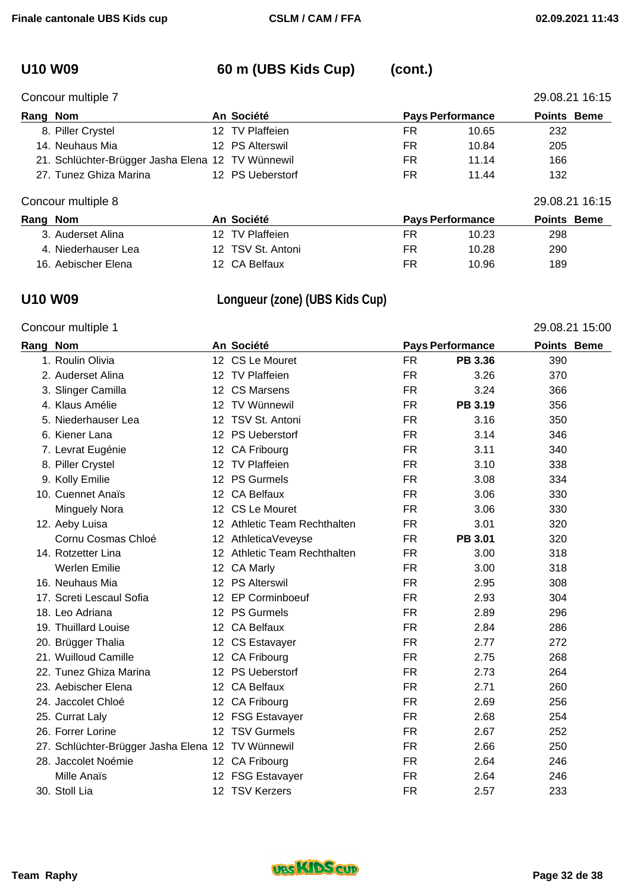## U10 W09 — 60 m (UBS Kids Cup) (cont.)

Concour multiple 7 — 29.08.21 16:15

| Rang | Nom | An | Société | Pays | Performance | Points | Beme |
|---|---|---|---|---|---|---|---|
| 8. | Piller Crystel | 12 | TV Plaffeien | FR | 10.65 | 232 | |
| 14. | Neuhaus Mia | 12 | PS Alterswil | FR | 10.84 | 205 | |
| 21. | Schlüchter-Brügger Jasha Elena | 12 | TV Wünnewil | FR | 11.14 | 166 | |
| 27. | Tunez Ghiza Marina | 12 | PS Ueberstorf | FR | 11.44 | 132 | |

Concour multiple 8 — 29.08.21 16:15

| Rang | Nom | An | Société | Pays | Performance | Points | Beme |
|---|---|---|---|---|---|---|---|
| 3. | Auderset Alina | 12 | TV Plaffeien | FR | 10.23 | 298 | |
| 4. | Niederhauser Lea | 12 | TSV St. Antoni | FR | 10.28 | 290 | |
| 16. | Aebischer Elena | 12 | CA Belfaux | FR | 10.96 | 189 | |

## U10 W09 — Longueur (zone) (UBS Kids Cup)

Concour multiple 1 — 29.08.21 15:00

| Rang | Nom | An | Société | Pays | Performance | Points | Beme |
|---|---|---|---|---|---|---|---|
| 1. | Roulin Olivia | 12 | CS Le Mouret | FR | **PB 3.36** | 390 | |
| 2. | Auderset Alina | 12 | TV Plaffeien | FR | 3.26 | 370 | |
| 3. | Slinger Camilla | 12 | CS Marsens | FR | 3.24 | 366 | |
| 4. | Klaus Amélie | 12 | TV Wünnewil | FR | **PB 3.19** | 356 | |
| 5. | Niederhauser Lea | 12 | TSV St. Antoni | FR | 3.16 | 350 | |
| 6. | Kiener Lana | 12 | PS Ueberstorf | FR | 3.14 | 346 | |
| 7. | Levrat Eugénie | 12 | CA Fribourg | FR | 3.11 | 340 | |
| 8. | Piller Crystel | 12 | TV Plaffeien | FR | 3.10 | 338 | |
| 9. | Kolly Emilie | 12 | PS Gurmels | FR | 3.08 | 334 | |
| 10. | Cuennet Anaïs | 12 | CA Belfaux | FR | 3.06 | 330 | |
| | Minguely Nora | 12 | CS Le Mouret | FR | 3.06 | 330 | |
| 12. | Aeby Luisa | 12 | Athletic Team Rechthalten | FR | 3.01 | 320 | |
| | Cornu Cosmas Chloé | 12 | AthleticaVeveyse | FR | **PB 3.01** | 320 | |
| 14. | Rotzetter Lina | 12 | Athletic Team Rechthalten | FR | 3.00 | 318 | |
| | Werlen Emilie | 12 | CA Marly | FR | 3.00 | 318 | |
| 16. | Neuhaus Mia | 12 | PS Alterswil | FR | 2.95 | 308 | |
| 17. | Screti Lescaul Sofia | 12 | EP Corminboeuf | FR | 2.93 | 304 | |
| 18. | Leo Adriana | 12 | PS Gurmels | FR | 2.89 | 296 | |
| 19. | Thuillard Louise | 12 | CA Belfaux | FR | 2.84 | 286 | |
| 20. | Brügger Thalia | 12 | CS Estavayer | FR | 2.77 | 272 | |
| 21. | Wuilloud Camille | 12 | CA Fribourg | FR | 2.75 | 268 | |
| 22. | Tunez Ghiza Marina | 12 | PS Ueberstorf | FR | 2.73 | 264 | |
| 23. | Aebischer Elena | 12 | CA Belfaux | FR | 2.71 | 260 | |
| 24. | Jaccolet Chloé | 12 | CA Fribourg | FR | 2.69 | 256 | |
| 25. | Currat Laly | 12 | FSG Estavayer | FR | 2.68 | 254 | |
| 26. | Forrer Lorine | 12 | TSV Gurmels | FR | 2.67 | 252 | |
| 27. | Schlüchter-Brügger Jasha Elena | 12 | TV Wünnewil | FR | 2.66 | 250 | |
| 28. | Jaccolet Noémie | 12 | CA Fribourg | FR | 2.64 | 246 | |
| | Mille Anaïs | 12 | FSG Estavayer | FR | 2.64 | 246 | |
| 30. | Stoll Lia | 12 | TSV Kerzers | FR | 2.57 | 233 | |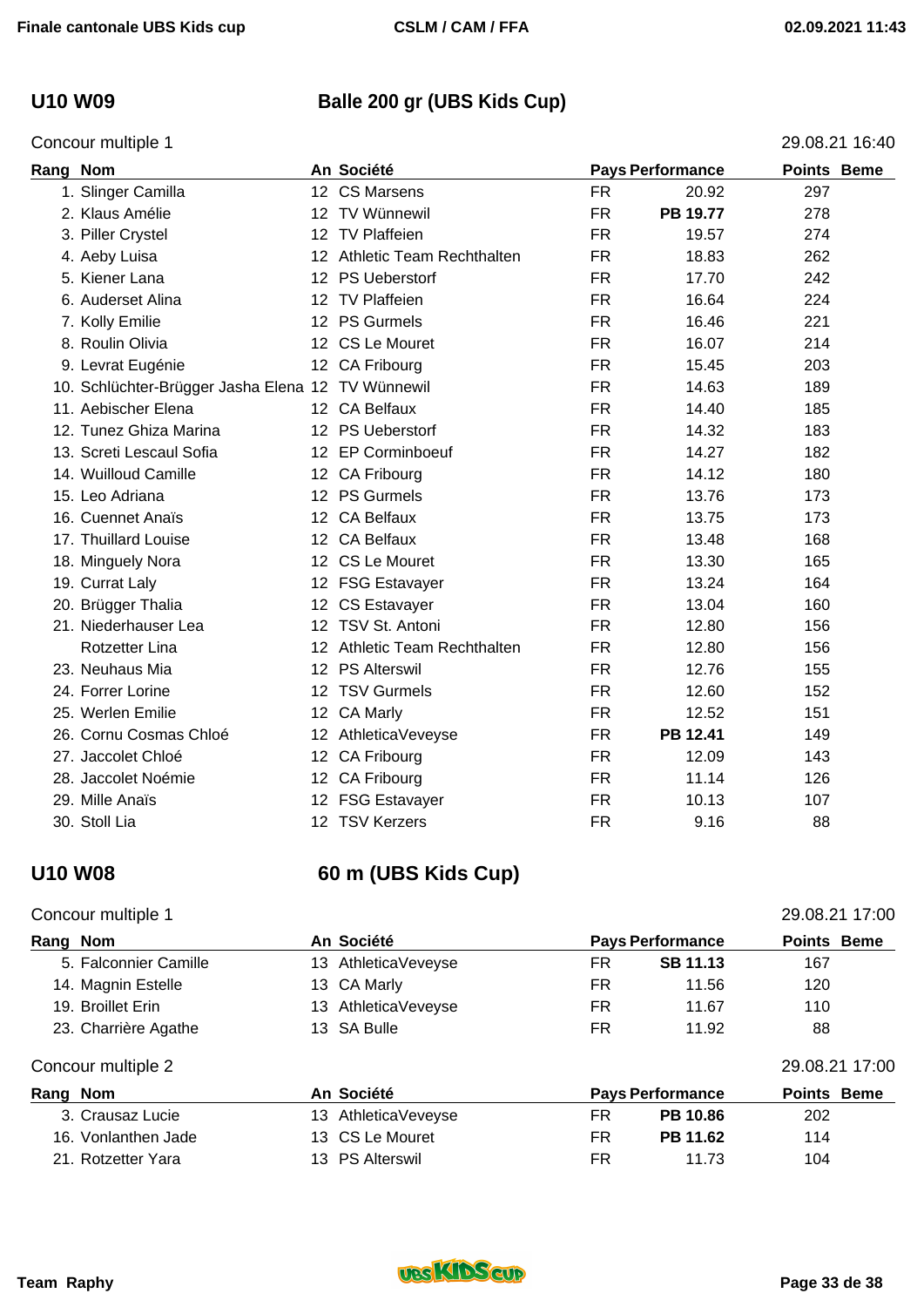## U10 W09 — Balle 200 gr (UBS Kids Cup)

Concour multiple 1 — 29.08.21 16:40

| Rang | Nom | An | Société | Pays | Performance | Points | Beme |
|---|---|---|---|---|---|---|---|
| 1. | Slinger Camilla | 12 | CS Marsens | FR | 20.92 | 297 | |
| 2. | Klaus Amélie | 12 | TV Wünnewil | FR | **PB 19.77** | 278 | |
| 3. | Piller Crystel | 12 | TV Plaffeien | FR | 19.57 | 274 | |
| 4. | Aeby Luisa | 12 | Athletic Team Rechthalten | FR | 18.83 | 262 | |
| 5. | Kiener Lana | 12 | PS Ueberstorf | FR | 17.70 | 242 | |
| 6. | Auderset Alina | 12 | TV Plaffeien | FR | 16.64 | 224 | |
| 7. | Kolly Emilie | 12 | PS Gurmels | FR | 16.46 | 221 | |
| 8. | Roulin Olivia | 12 | CS Le Mouret | FR | 16.07 | 214 | |
| 9. | Levrat Eugénie | 12 | CA Fribourg | FR | 15.45 | 203 | |
| 10. | Schlüchter-Brügger Jasha Elena | 12 | TV Wünnewil | FR | 14.63 | 189 | |
| 11. | Aebischer Elena | 12 | CA Belfaux | FR | 14.40 | 185 | |
| 12. | Tunez Ghiza Marina | 12 | PS Ueberstorf | FR | 14.32 | 183 | |
| 13. | Screti Lescaul Sofia | 12 | EP Corminboeuf | FR | 14.27 | 182 | |
| 14. | Wuilloud Camille | 12 | CA Fribourg | FR | 14.12 | 180 | |
| 15. | Leo Adriana | 12 | PS Gurmels | FR | 13.76 | 173 | |
| 16. | Cuennet Anaïs | 12 | CA Belfaux | FR | 13.75 | 173 | |
| 17. | Thuillard Louise | 12 | CA Belfaux | FR | 13.48 | 168 | |
| 18. | Minguely Nora | 12 | CS Le Mouret | FR | 13.30 | 165 | |
| 19. | Currat Laly | 12 | FSG Estavayer | FR | 13.24 | 164 | |
| 20. | Brügger Thalia | 12 | CS Estavayer | FR | 13.04 | 160 | |
| 21. | Niederhauser Lea | 12 | TSV St. Antoni | FR | 12.80 | 156 | |
| | Rotzetter Lina | 12 | Athletic Team Rechthalten | FR | 12.80 | 156 | |
| 23. | Neuhaus Mia | 12 | PS Alterswil | FR | 12.76 | 155 | |
| 24. | Forrer Lorine | 12 | TSV Gurmels | FR | 12.60 | 152 | |
| 25. | Werlen Emilie | 12 | CA Marly | FR | 12.52 | 151 | |
| 26. | Cornu Cosmas Chloé | 12 | AthleticaVeveyse | FR | **PB 12.41** | 149 | |
| 27. | Jaccolet Chloé | 12 | CA Fribourg | FR | 12.09 | 143 | |
| 28. | Jaccolet Noémie | 12 | CA Fribourg | FR | 11.14 | 126 | |
| 29. | Mille Anaïs | 12 | FSG Estavayer | FR | 10.13 | 107 | |
| 30. | Stoll Lia | 12 | TSV Kerzers | FR | 9.16 | 88 | |

## U10 W08 — 60 m (UBS Kids Cup)

Concour multiple 1 — 29.08.21 17:00

| Rang | Nom | An | Société | Pays | Performance | Points | Beme |
|---|---|---|---|---|---|---|---|
| 5. | Falconnier Camille | 13 | AthleticaVeveyse | FR | **SB 11.13** | 167 | |
| 14. | Magnin Estelle | 13 | CA Marly | FR | 11.56 | 120 | |
| 19. | Broillet Erin | 13 | AthleticaVeveyse | FR | 11.67 | 110 | |
| 23. | Charrière Agathe | 13 | SA Bulle | FR | 11.92 | 88 | |

Concour multiple 2 — 29.08.21 17:00

| Rang | Nom | An | Société | Pays | Performance | Points | Beme |
|---|---|---|---|---|---|---|---|
| 3. | Crausaz Lucie | 13 | AthleticaVeveyse | FR | **PB 10.86** | 202 | |
| 16. | Vonlanthen Jade | 13 | CS Le Mouret | FR | **PB 11.62** | 114 | |
| 21. | Rotzetter Yara | 13 | PS Alterswil | FR | 11.73 | 104 | |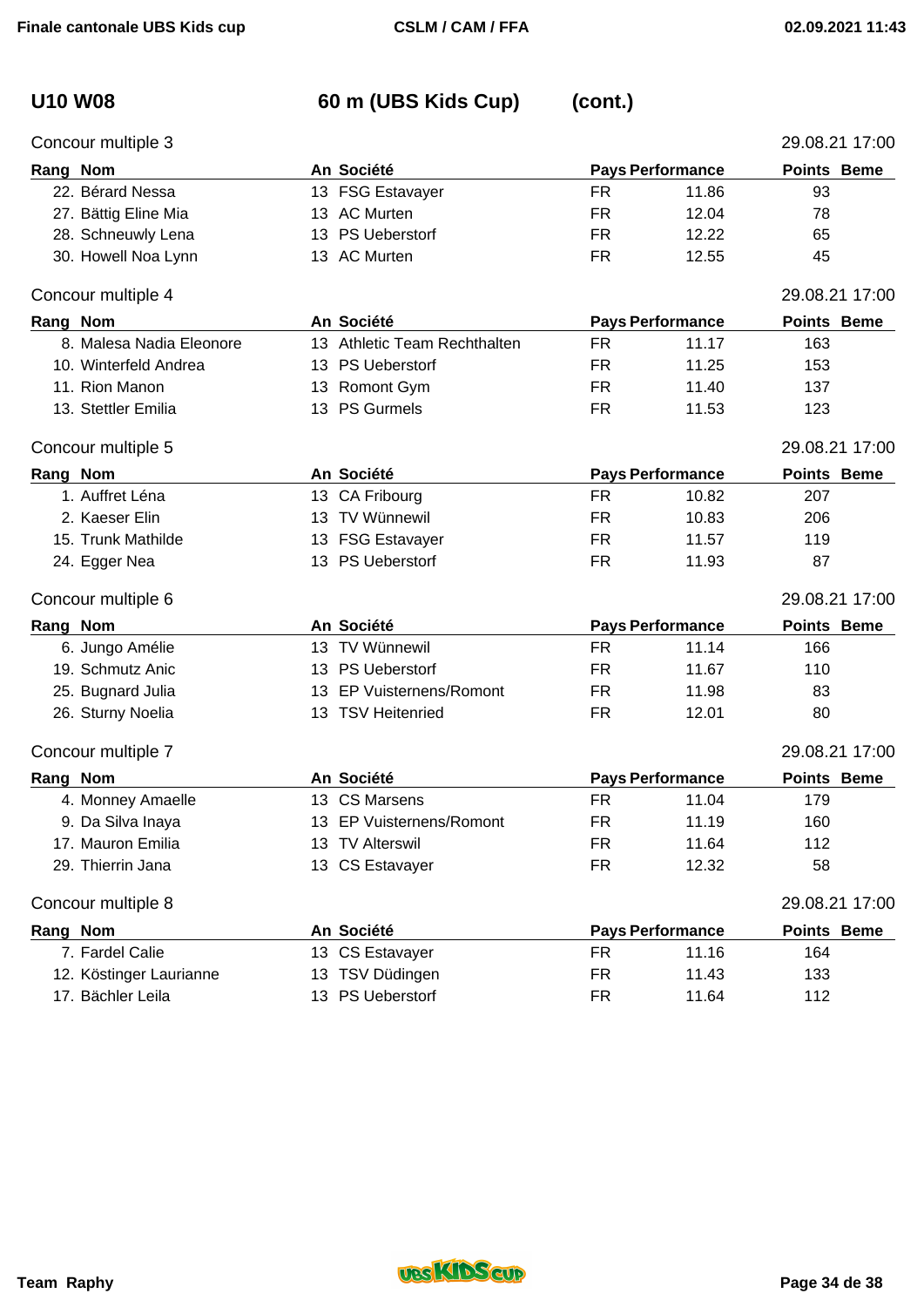## U10 W08 — 60 m (UBS Kids Cup) (cont.)

Concour multiple 3 — 29.08.21 17:00

| Rang | Nom | An | Société | Pays | Performance | Points | Beme |
|---|---|---|---|---|---|---|---|
| 22. | Bérard Nessa | 13 | FSG Estavayer | FR | 11.86 | 93 | |
| 27. | Bättig Eline Mia | 13 | AC Murten | FR | 12.04 | 78 | |
| 28. | Schneuwly Lena | 13 | PS Ueberstorf | FR | 12.22 | 65 | |
| 30. | Howell Noa Lynn | 13 | AC Murten | FR | 12.55 | 45 | |

Concour multiple 4 — 29.08.21 17:00

| Rang | Nom | An | Société | Pays | Performance | Points | Beme |
|---|---|---|---|---|---|---|---|
| 8. | Malesa Nadia Eleonore | 13 | Athletic Team Rechthalten | FR | 11.17 | 163 | |
| 10. | Winterfeld Andrea | 13 | PS Ueberstorf | FR | 11.25 | 153 | |
| 11. | Rion Manon | 13 | Romont Gym | FR | 11.40 | 137 | |
| 13. | Stettler Emilia | 13 | PS Gurmels | FR | 11.53 | 123 | |

Concour multiple 5 — 29.08.21 17:00

| Rang | Nom | An | Société | Pays | Performance | Points | Beme |
|---|---|---|---|---|---|---|---|
| 1. | Auffret Léna | 13 | CA Fribourg | FR | 10.82 | 207 | |
| 2. | Kaeser Elin | 13 | TV Wünnewil | FR | 10.83 | 206 | |
| 15. | Trunk Mathilde | 13 | FSG Estavayer | FR | 11.57 | 119 | |
| 24. | Egger Nea | 13 | PS Ueberstorf | FR | 11.93 | 87 | |

Concour multiple 6 — 29.08.21 17:00

| Rang | Nom | An | Société | Pays | Performance | Points | Beme |
|---|---|---|---|---|---|---|---|
| 6. | Jungo Amélie | 13 | TV Wünnewil | FR | 11.14 | 166 | |
| 19. | Schmutz Anic | 13 | PS Ueberstorf | FR | 11.67 | 110 | |
| 25. | Bugnard Julia | 13 | EP Vuisternens/Romont | FR | 11.98 | 83 | |
| 26. | Sturny Noelia | 13 | TSV Heitenried | FR | 12.01 | 80 | |

Concour multiple 7 — 29.08.21 17:00

| Rang | Nom | An | Société | Pays | Performance | Points | Beme |
|---|---|---|---|---|---|---|---|
| 4. | Monney Amaelle | 13 | CS Marsens | FR | 11.04 | 179 | |
| 9. | Da Silva Inaya | 13 | EP Vuisternens/Romont | FR | 11.19 | 160 | |
| 17. | Mauron Emilia | 13 | TV Alterswil | FR | 11.64 | 112 | |
| 29. | Thierrin Jana | 13 | CS Estavayer | FR | 12.32 | 58 | |

Concour multiple 8 — 29.08.21 17:00

| Rang | Nom | An | Société | Pays | Performance | Points | Beme |
|---|---|---|---|---|---|---|---|
| 7. | Fardel Calie | 13 | CS Estavayer | FR | 11.16 | 164 | |
| 12. | Köstinger Laurianne | 13 | TSV Düdingen | FR | 11.43 | 133 | |
| 17. | Bächler Leila | 13 | PS Ueberstorf | FR | 11.64 | 112 | |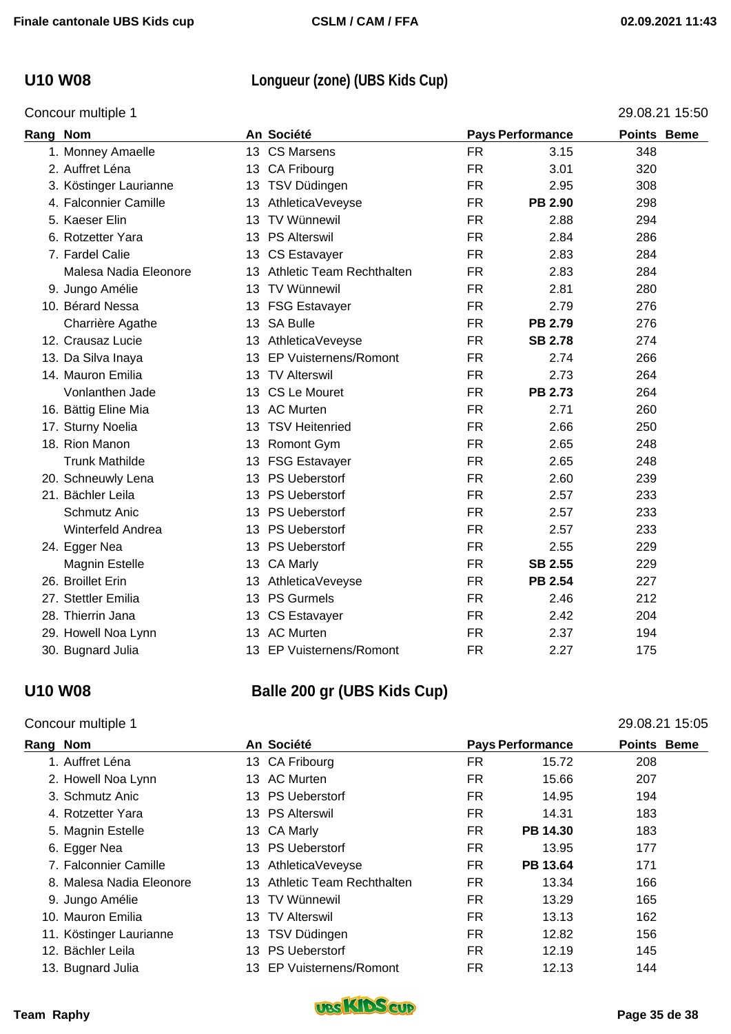## U10 W08 — Longueur (zone) (UBS Kids Cup)

Concour multiple 1 — 29.08.21 15:50

| Rang | Nom | An | Société | Pays | Performance | Points | Beme |
|---|---|---|---|---|---|---|---|
| 1. | Monney Amaelle | 13 | CS Marsens | FR | 3.15 | 348 | |
| 2. | Auffret Léna | 13 | CA Fribourg | FR | 3.01 | 320 | |
| 3. | Köstinger Laurianne | 13 | TSV Düdingen | FR | 2.95 | 308 | |
| 4. | Falconnier Camille | 13 | AthleticaVeveyse | FR | **PB 2.90** | 298 | |
| 5. | Kaeser Elin | 13 | TV Wünnewil | FR | 2.88 | 294 | |
| 6. | Rotzetter Yara | 13 | PS Alterswil | FR | 2.84 | 286 | |
| 7. | Fardel Calie | 13 | CS Estavayer | FR | 2.83 | 284 | |
| | Malesa Nadia Eleonore | 13 | Athletic Team Rechthalten | FR | 2.83 | 284 | |
| 9. | Jungo Amélie | 13 | TV Wünnewil | FR | 2.81 | 280 | |
| 10. | Bérard Nessa | 13 | FSG Estavayer | FR | 2.79 | 276 | |
| | Charrière Agathe | 13 | SA Bulle | FR | **PB 2.79** | 276 | |
| 12. | Crausaz Lucie | 13 | AthleticaVeveyse | FR | **SB 2.78** | 274 | |
| 13. | Da Silva Inaya | 13 | EP Vuisternens/Romont | FR | 2.74 | 266 | |
| 14. | Mauron Emilia | 13 | TV Alterswil | FR | 2.73 | 264 | |
| | Vonlanthen Jade | 13 | CS Le Mouret | FR | **PB 2.73** | 264 | |
| 16. | Bättig Eline Mia | 13 | AC Murten | FR | 2.71 | 260 | |
| 17. | Sturny Noelia | 13 | TSV Heitenried | FR | 2.66 | 250 | |
| 18. | Rion Manon | 13 | Romont Gym | FR | 2.65 | 248 | |
| | Trunk Mathilde | 13 | FSG Estavayer | FR | 2.65 | 248 | |
| 20. | Schneuwly Lena | 13 | PS Ueberstorf | FR | 2.60 | 239 | |
| 21. | Bächler Leila | 13 | PS Ueberstorf | FR | 2.57 | 233 | |
| | Schmutz Anic | 13 | PS Ueberstorf | FR | 2.57 | 233 | |
| | Winterfeld Andrea | 13 | PS Ueberstorf | FR | 2.57 | 233 | |
| 24. | Egger Nea | 13 | PS Ueberstorf | FR | 2.55 | 229 | |
| | Magnin Estelle | 13 | CA Marly | FR | **SB 2.55** | 229 | |
| 26. | Broillet Erin | 13 | AthleticaVeveyse | FR | **PB 2.54** | 227 | |
| 27. | Stettler Emilia | 13 | PS Gurmels | FR | 2.46 | 212 | |
| 28. | Thierrin Jana | 13 | CS Estavayer | FR | 2.42 | 204 | |
| 29. | Howell Noa Lynn | 13 | AC Murten | FR | 2.37 | 194 | |
| 30. | Bugnard Julia | 13 | EP Vuisternens/Romont | FR | 2.27 | 175 | |

## U10 W08 — Balle 200 gr (UBS Kids Cup)

Concour multiple 1 — 29.08.21 15:05

| Rang | Nom | An | Société | Pays | Performance | Points | Beme |
|---|---|---|---|---|---|---|---|
| 1. | Auffret Léna | 13 | CA Fribourg | FR | 15.72 | 208 | |
| 2. | Howell Noa Lynn | 13 | AC Murten | FR | 15.66 | 207 | |
| 3. | Schmutz Anic | 13 | PS Ueberstorf | FR | 14.95 | 194 | |
| 4. | Rotzetter Yara | 13 | PS Alterswil | FR | 14.31 | 183 | |
| 5. | Magnin Estelle | 13 | CA Marly | FR | **PB 14.30** | 183 | |
| 6. | Egger Nea | 13 | PS Ueberstorf | FR | 13.95 | 177 | |
| 7. | Falconnier Camille | 13 | AthleticaVeveyse | FR | **PB 13.64** | 171 | |
| 8. | Malesa Nadia Eleonore | 13 | Athletic Team Rechthalten | FR | 13.34 | 166 | |
| 9. | Jungo Amélie | 13 | TV Wünnewil | FR | 13.29 | 165 | |
| 10. | Mauron Emilia | 13 | TV Alterswil | FR | 13.13 | 162 | |
| 11. | Köstinger Laurianne | 13 | TSV Düdingen | FR | 12.82 | 156 | |
| 12. | Bächler Leila | 13 | PS Ueberstorf | FR | 12.19 | 145 | |
| 13. | Bugnard Julia | 13 | EP Vuisternens/Romont | FR | 12.13 | 144 | |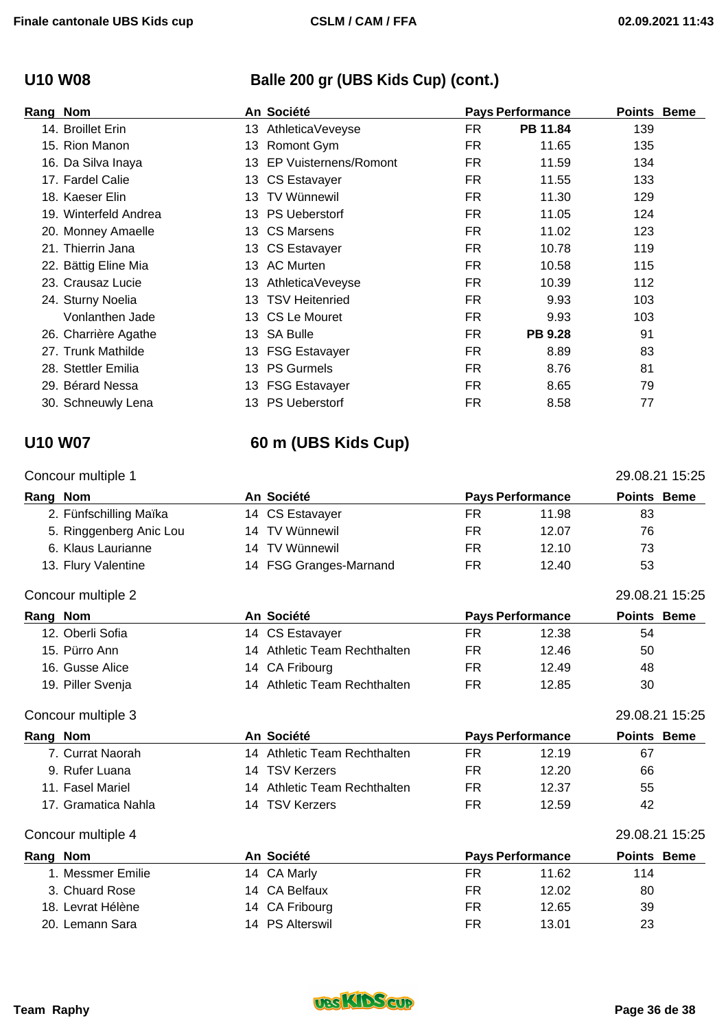## U10 W08 — Balle 200 gr (UBS Kids Cup) (cont.)

| Rang | Nom | An | Société | Pays | Performance | Points | Beme |
|---|---|---|---|---|---|---|---|
| 14. | Broillet Erin | 13 | AthleticaVeveyse | FR | **PB 11.84** | 139 | |
| 15. | Rion Manon | 13 | Romont Gym | FR | 11.65 | 135 | |
| 16. | Da Silva Inaya | 13 | EP Vuisternens/Romont | FR | 11.59 | 134 | |
| 17. | Fardel Calie | 13 | CS Estavayer | FR | 11.55 | 133 | |
| 18. | Kaeser Elin | 13 | TV Wünnewil | FR | 11.30 | 129 | |
| 19. | Winterfeld Andrea | 13 | PS Ueberstorf | FR | 11.05 | 124 | |
| 20. | Monney Amaelle | 13 | CS Marsens | FR | 11.02 | 123 | |
| 21. | Thierrin Jana | 13 | CS Estavayer | FR | 10.78 | 119 | |
| 22. | Bättig Eline Mia | 13 | AC Murten | FR | 10.58 | 115 | |
| 23. | Crausaz Lucie | 13 | AthleticaVeveyse | FR | 10.39 | 112 | |
| 24. | Sturny Noelia | 13 | TSV Heitenried | FR | 9.93 | 103 | |
| | Vonlanthen Jade | 13 | CS Le Mouret | FR | 9.93 | 103 | |
| 26. | Charrière Agathe | 13 | SA Bulle | FR | **PB 9.28** | 91 | |
| 27. | Trunk Mathilde | 13 | FSG Estavayer | FR | 8.89 | 83 | |
| 28. | Stettler Emilia | 13 | PS Gurmels | FR | 8.76 | 81 | |
| 29. | Bérard Nessa | 13 | FSG Estavayer | FR | 8.65 | 79 | |
| 30. | Schneuwly Lena | 13 | PS Ueberstorf | FR | 8.58 | 77 | |

## U10 W07 — 60 m (UBS Kids Cup)

### Concour multiple 1 — 29.08.21 15:25

| Rang | Nom | An | Société | Pays | Performance | Points | Beme |
|---|---|---|---|---|---|---|---|
| 2. | Fünfschilling Maïka | 14 | CS Estavayer | FR | 11.98 | 83 | |
| 5. | Ringgenberg Anic Lou | 14 | TV Wünnewil | FR | 12.07 | 76 | |
| 6. | Klaus Laurianne | 14 | TV Wünnewil | FR | 12.10 | 73 | |
| 13. | Flury Valentine | 14 | FSG Granges-Marnand | FR | 12.40 | 53 | |

### Concour multiple 2 — 29.08.21 15:25

| Rang | Nom | An | Société | Pays | Performance | Points | Beme |
|---|---|---|---|---|---|---|---|
| 12. | Oberli Sofia | 14 | CS Estavayer | FR | 12.38 | 54 | |
| 15. | Pürro Ann | 14 | Athletic Team Rechthalten | FR | 12.46 | 50 | |
| 16. | Gusse Alice | 14 | CA Fribourg | FR | 12.49 | 48 | |
| 19. | Piller Svenja | 14 | Athletic Team Rechthalten | FR | 12.85 | 30 | |

### Concour multiple 3 — 29.08.21 15:25

| Rang | Nom | An | Société | Pays | Performance | Points | Beme |
|---|---|---|---|---|---|---|---|
| 7. | Currat Naorah | 14 | Athletic Team Rechthalten | FR | 12.19 | 67 | |
| 9. | Rufer Luana | 14 | TSV Kerzers | FR | 12.20 | 66 | |
| 11. | Fasel Mariel | 14 | Athletic Team Rechthalten | FR | 12.37 | 55 | |
| 17. | Gramatica Nahla | 14 | TSV Kerzers | FR | 12.59 | 42 | |

### Concour multiple 4 — 29.08.21 15:25

| Rang | Nom | An | Société | Pays | Performance | Points | Beme |
|---|---|---|---|---|---|---|---|
| 1. | Messmer Emilie | 14 | CA Marly | FR | 11.62 | 114 | |
| 3. | Chuard Rose | 14 | CA Belfaux | FR | 12.02 | 80 | |
| 18. | Levrat Hélène | 14 | CA Fribourg | FR | 12.65 | 39 | |
| 20. | Lemann Sara | 14 | PS Alterswil | FR | 13.01 | 23 | |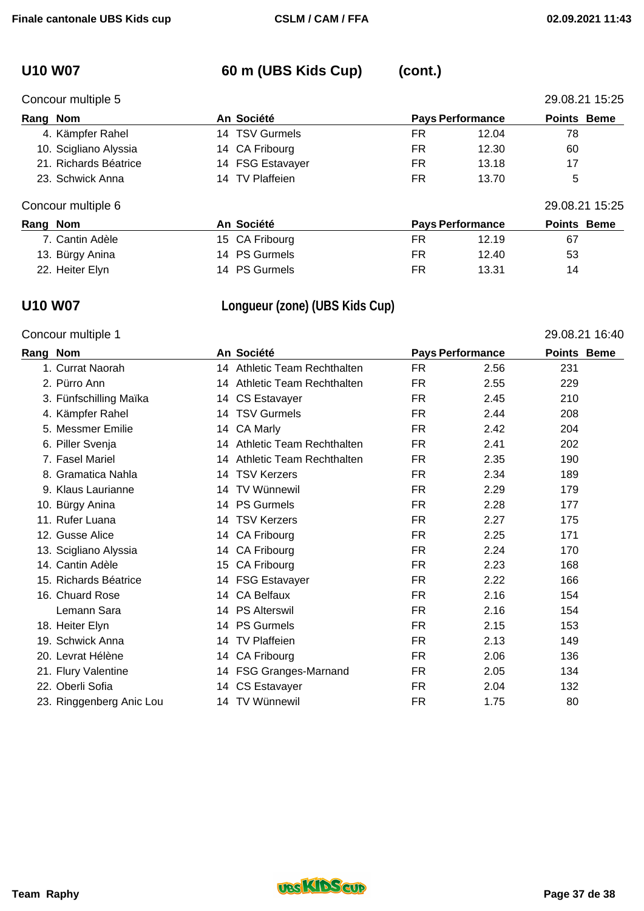## U10 W07 — 60 m (UBS Kids Cup) (cont.)

Concour multiple 5 — 29.08.21 15:25

| Rang | Nom | An | Société | Pays | Performance | Points | Beme |
|---|---|---|---|---|---|---|---|
| 4. | Kämpfer Rahel | 14 | TSV Gurmels | FR | 12.04 | 78 | |
| 10. | Scigliano Alyssia | 14 | CA Fribourg | FR | 12.30 | 60 | |
| 21. | Richards Béatrice | 14 | FSG Estavayer | FR | 13.18 | 17 | |
| 23. | Schwick Anna | 14 | TV Plaffeien | FR | 13.70 | 5 | |

Concour multiple 6 — 29.08.21 15:25

| Rang | Nom | An | Société | Pays | Performance | Points | Beme |
|---|---|---|---|---|---|---|---|
| 7. | Cantin Adèle | 15 | CA Fribourg | FR | 12.19 | 67 | |
| 13. | Bürgy Anina | 14 | PS Gurmels | FR | 12.40 | 53 | |
| 22. | Heiter Elyn | 14 | PS Gurmels | FR | 13.31 | 14 | |

## U10 W07 — Longueur (zone) (UBS Kids Cup)

Concour multiple 1 — 29.08.21 16:40

| Rang | Nom | An | Société | Pays | Performance | Points | Beme |
|---|---|---|---|---|---|---|---|
| 1. | Currat Naorah | 14 | Athletic Team Rechthalten | FR | 2.56 | 231 | |
| 2. | Pürro Ann | 14 | Athletic Team Rechthalten | FR | 2.55 | 229 | |
| 3. | Fünfschilling Maïka | 14 | CS Estavayer | FR | 2.45 | 210 | |
| 4. | Kämpfer Rahel | 14 | TSV Gurmels | FR | 2.44 | 208 | |
| 5. | Messmer Emilie | 14 | CA Marly | FR | 2.42 | 204 | |
| 6. | Piller Svenja | 14 | Athletic Team Rechthalten | FR | 2.41 | 202 | |
| 7. | Fasel Mariel | 14 | Athletic Team Rechthalten | FR | 2.35 | 190 | |
| 8. | Gramatica Nahla | 14 | TSV Kerzers | FR | 2.34 | 189 | |
| 9. | Klaus Laurianne | 14 | TV Wünnewil | FR | 2.29 | 179 | |
| 10. | Bürgy Anina | 14 | PS Gurmels | FR | 2.28 | 177 | |
| 11. | Rufer Luana | 14 | TSV Kerzers | FR | 2.27 | 175 | |
| 12. | Gusse Alice | 14 | CA Fribourg | FR | 2.25 | 171 | |
| 13. | Scigliano Alyssia | 14 | CA Fribourg | FR | 2.24 | 170 | |
| 14. | Cantin Adèle | 15 | CA Fribourg | FR | 2.23 | 168 | |
| 15. | Richards Béatrice | 14 | FSG Estavayer | FR | 2.22 | 166 | |
| 16. | Chuard Rose | 14 | CA Belfaux | FR | 2.16 | 154 | |
| | Lemann Sara | 14 | PS Alterswil | FR | 2.16 | 154 | |
| 18. | Heiter Elyn | 14 | PS Gurmels | FR | 2.15 | 153 | |
| 19. | Schwick Anna | 14 | TV Plaffeien | FR | 2.13 | 149 | |
| 20. | Levrat Hélène | 14 | CA Fribourg | FR | 2.06 | 136 | |
| 21. | Flury Valentine | 14 | FSG Granges-Marnand | FR | 2.05 | 134 | |
| 22. | Oberli Sofia | 14 | CS Estavayer | FR | 2.04 | 132 | |
| 23. | Ringgenberg Anic Lou | 14 | TV Wünnewil | FR | 1.75 | 80 | |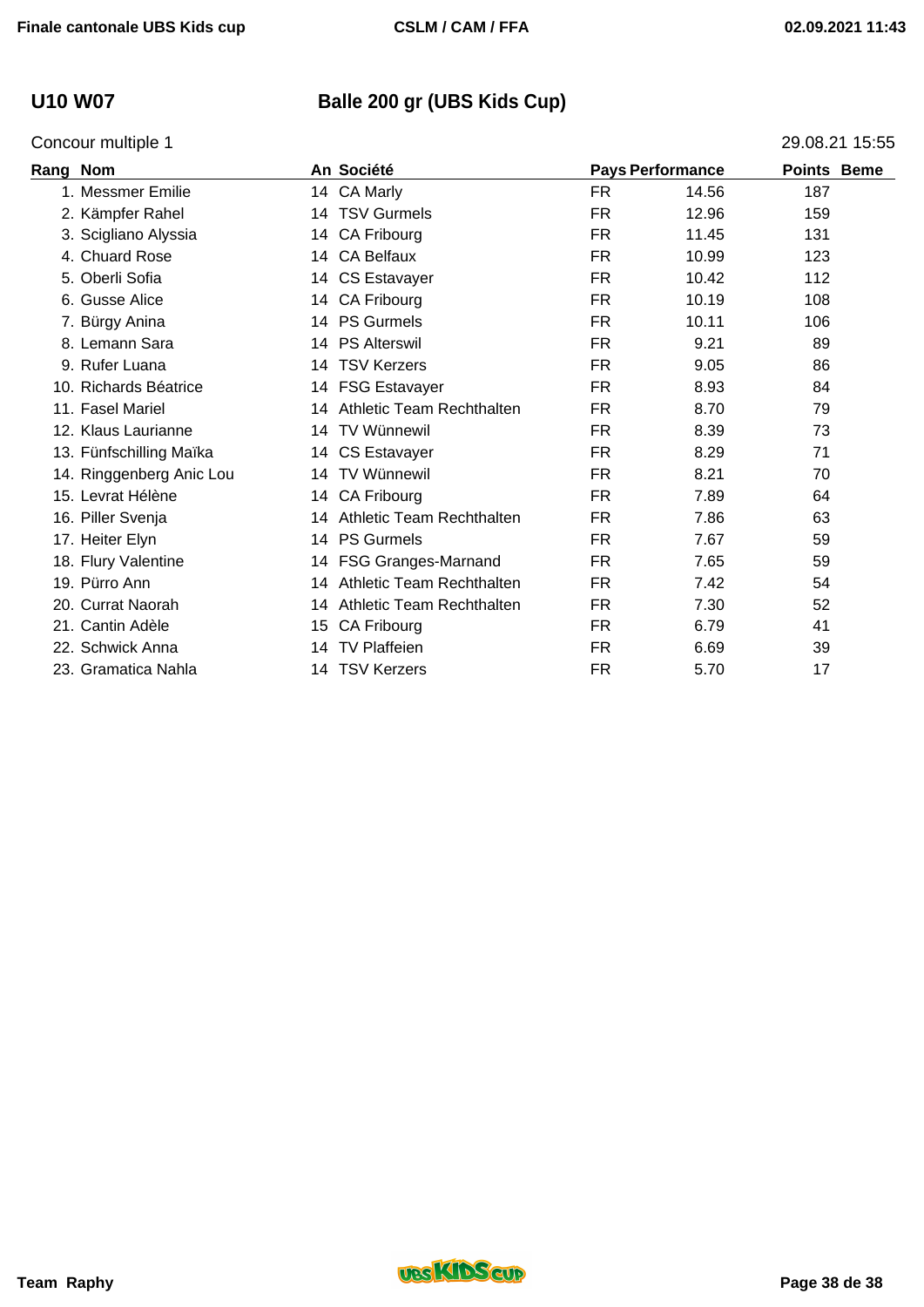## U10 W07

## Balle 200 gr (UBS Kids Cup)

Concour multiple 1 — 29.08.21 15:55

| Rang | Nom | An | Société | Pays | Performance | Points | Beme |
|---|---|---|---|---|---|---|---|
| 1. | Messmer Emilie | 14 | CA Marly | FR | 14.56 | 187 | |
| 2. | Kämpfer Rahel | 14 | TSV Gurmels | FR | 12.96 | 159 | |
| 3. | Scigliano Alyssia | 14 | CA Fribourg | FR | 11.45 | 131 | |
| 4. | Chuard Rose | 14 | CA Belfaux | FR | 10.99 | 123 | |
| 5. | Oberli Sofia | 14 | CS Estavayer | FR | 10.42 | 112 | |
| 6. | Gusse Alice | 14 | CA Fribourg | FR | 10.19 | 108 | |
| 7. | Bürgy Anina | 14 | PS Gurmels | FR | 10.11 | 106 | |
| 8. | Lemann Sara | 14 | PS Alterswil | FR | 9.21 | 89 | |
| 9. | Rufer Luana | 14 | TSV Kerzers | FR | 9.05 | 86 | |
| 10. | Richards Béatrice | 14 | FSG Estavayer | FR | 8.93 | 84 | |
| 11. | Fasel Mariel | 14 | Athletic Team Rechthalten | FR | 8.70 | 79 | |
| 12. | Klaus Laurianne | 14 | TV Wünnewil | FR | 8.39 | 73 | |
| 13. | Fünfschilling Maïka | 14 | CS Estavayer | FR | 8.29 | 71 | |
| 14. | Ringgenberg Anic Lou | 14 | TV Wünnewil | FR | 8.21 | 70 | |
| 15. | Levrat Hélène | 14 | CA Fribourg | FR | 7.89 | 64 | |
| 16. | Piller Svenja | 14 | Athletic Team Rechthalten | FR | 7.86 | 63 | |
| 17. | Heiter Elyn | 14 | PS Gurmels | FR | 7.67 | 59 | |
| 18. | Flury Valentine | 14 | FSG Granges-Marnand | FR | 7.65 | 59 | |
| 19. | Pürro Ann | 14 | Athletic Team Rechthalten | FR | 7.42 | 54 | |
| 20. | Currat Naorah | 14 | Athletic Team Rechthalten | FR | 7.30 | 52 | |
| 21. | Cantin Adèle | 15 | CA Fribourg | FR | 6.79 | 41 | |
| 22. | Schwick Anna | 14 | TV Plaffeien | FR | 6.69 | 39 | |
| 23. | Gramatica Nahla | 14 | TSV Kerzers | FR | 5.70 | 17 | |